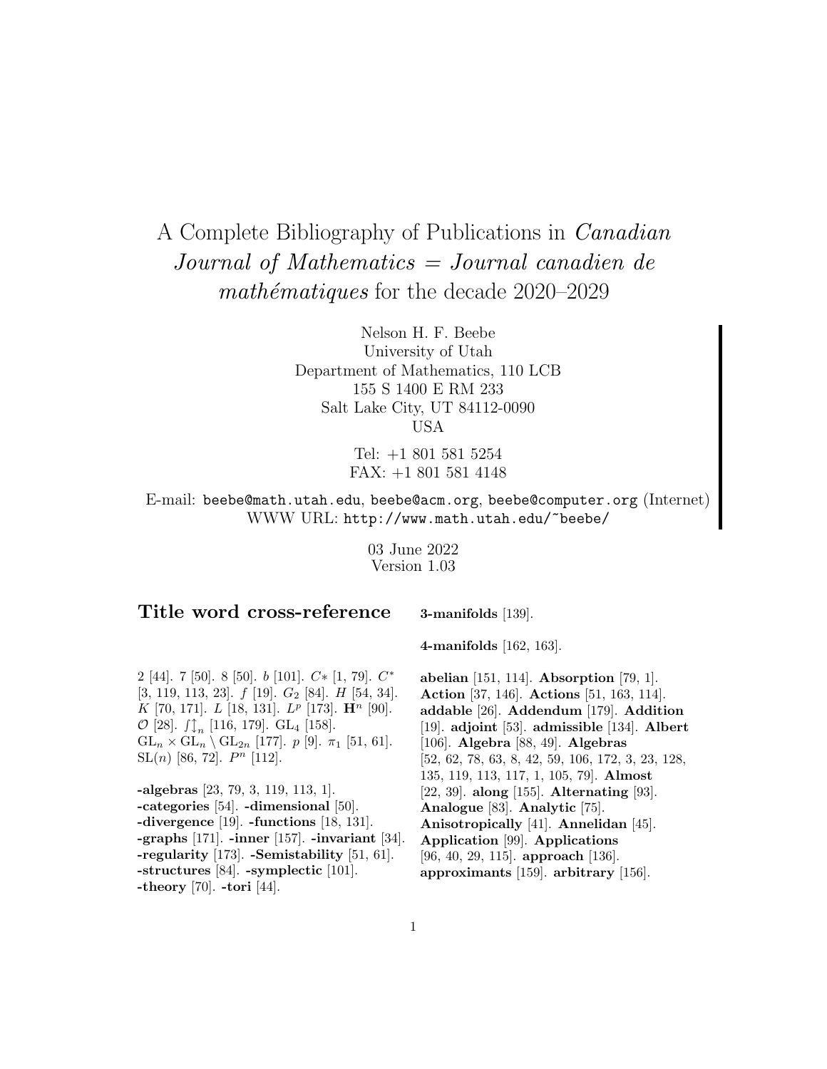# A Complete Bibliography of Publications in *Canadian Journal of Mathematics = Journal canadien de mathématiques* for the decade 2020–2029

Nelson H. F. Beebe
University of Utah
Department of Mathematics, 110 LCB
155 S 1400 E RM 233
Salt Lake City, UT 84112-0090
USA

Tel: +1 801 581 5254
FAX: +1 801 581 4148

E-mail: `beebe@math.utah.edu`, `beebe@acm.org`, `beebe@computer.org` (Internet)
WWW URL: `http://www.math.utah.edu/~beebe/`

03 June 2022
Version 1.03

## Title word cross-reference

2 [44]. 7 [50]. 8 [50]. $b$ [101]. $C*$ [1, 79]. $C^*$ [3, 119, 113, 23]. $f$ [19]. $G_2$ [84]. $H$ [54, 34]. $K$ [70, 171]. $L$ [18, 131]. $L^p$ [173]. $\mathbf{H}^n$ [90]. $\mathcal{O}$ [28]. $\int\updownarrow_n$ [116, 179]. $\mathrm{GL}_4$ [158]. $\mathrm{GL}_n \times \mathrm{GL}_n \setminus \mathrm{GL}_{2n}$ [177]. $p$ [9]. $\pi_1$ [51, 61]. $\mathrm{SL}(n)$ [86, 72]. $P^n$ [112].

**-algebras** [23, 79, 3, 119, 113, 1]. **-categories** [54]. **-dimensional** [50]. **-divergence** [19]. **-functions** [18, 131]. **-graphs** [171]. **-inner** [157]. **-invariant** [34]. **-regularity** [173]. **-Semistability** [51, 61]. **-structures** [84]. **-symplectic** [101]. **-theory** [70]. **-tori** [44].

**3-manifolds** [139].

**4-manifolds** [162, 163].

**abelian** [151, 114]. **Absorption** [79, 1]. **Action** [37, 146]. **Actions** [51, 163, 114]. **addable** [26]. **Addendum** [179]. **Addition** [19]. **adjoint** [53]. **admissible** [134]. **Albert** [106]. **Algebra** [88, 49]. **Algebras** [52, 62, 78, 63, 8, 42, 59, 106, 172, 3, 23, 128, 135, 119, 113, 117, 1, 105, 79]. **Almost** [22, 39]. **along** [155]. **Alternating** [93]. **Analogue** [83]. **Analytic** [75]. **Anisotropically** [41]. **Annelidan** [45]. **Application** [99]. **Applications** [96, 40, 29, 115]. **approach** [136]. **approximants** [159]. **arbitrary** [156].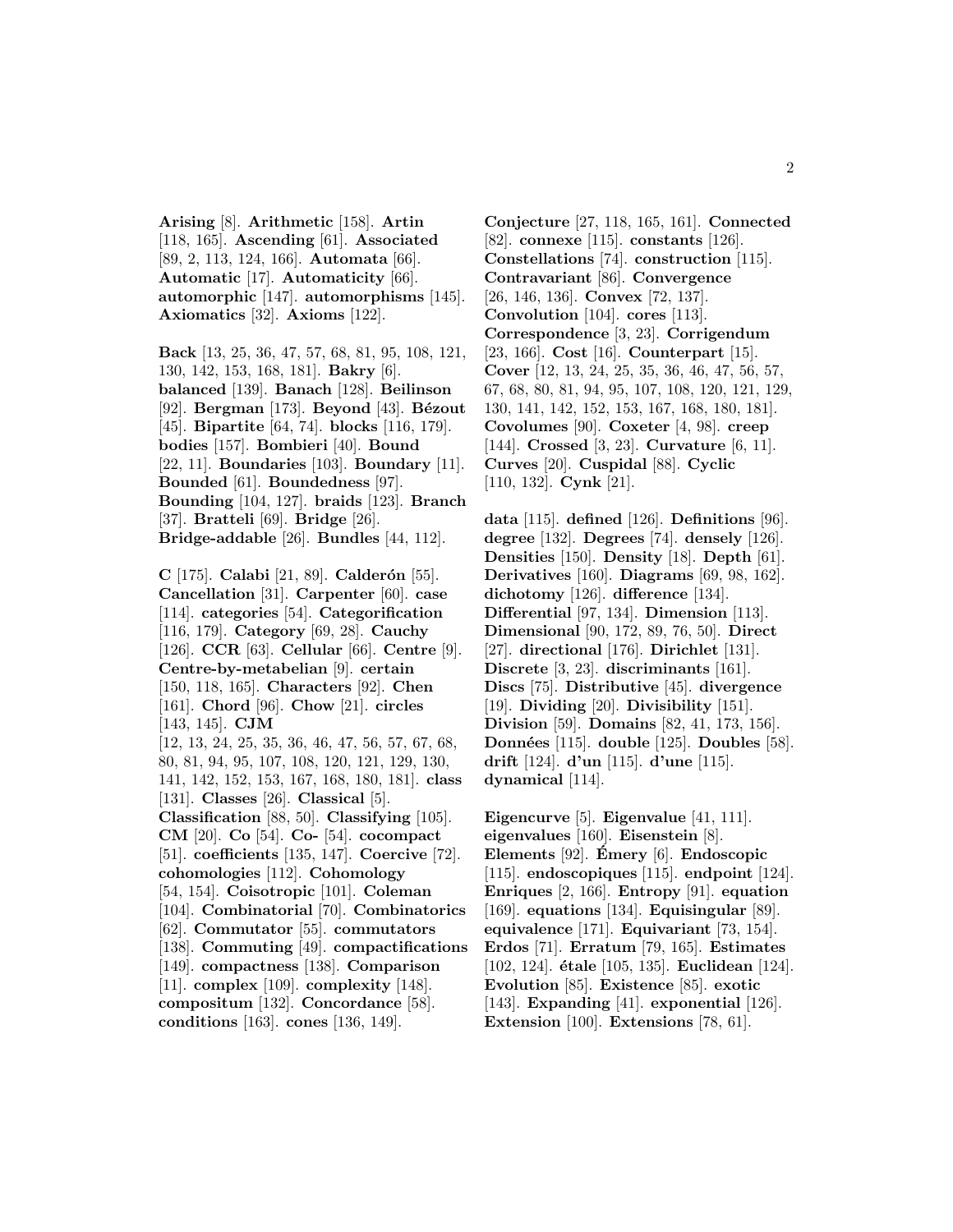**Arising** [8]. **Arithmetic** [158]. **Artin** [118, 165]. **Ascending** [61]. **Associated** [89, 2, 113, 124, 166]. **Automata** [66]. **Automatic** [17]. **Automaticity** [66]. **automorphic** [147]. **automorphisms** [145]. **Axiomatics** [32]. **Axioms** [122].

**Back** [13, 25, 36, 47, 57, 68, 81, 95, 108, 121, 130, 142, 153, 168, 181]. **Bakry** [6]. **balanced** [139]. **Banach** [128]. **Beilinson** [92]. **Bergman** [173]. **Beyond** [43]. **Bézout** [45]. **Bipartite** [64, 74]. **blocks** [116, 179]. **bodies** [157]. **Bombieri** [40]. **Bound** [22, 11]. **Boundaries** [103]. **Boundary** [11]. **Bounded** [61]. **Boundedness** [97]. **Bounding** [104, 127]. **braids** [123]. **Branch** [37]. **Bratteli** [69]. **Bridge** [26]. **Bridge-addable** [26]. **Bundles** [44, 112].

**C** [175]. **Calabi** [21, 89]. **Calderón** [55]. **Cancellation** [31]. **Carpenter** [60]. **case** [114]. **categories** [54]. **Categorification** [116, 179]. **Category** [69, 28]. **Cauchy** [126]. **CCR** [63]. **Cellular** [66]. **Centre** [9]. **Centre-by-metabelian** [9]. **certain** [150, 118, 165]. **Characters** [92]. **Chen** [161]. **Chord** [96]. **Chow** [21]. **circles** [143, 145]. **CJM** [12, 13, 24, 25, 35, 36, 46, 47, 56, 57, 67, 68, 80, 81, 94, 95, 107, 108, 120, 121, 129, 130, 141, 142, 152, 153, 167, 168, 180, 181]. **class** [131]. **Classes** [26]. **Classical** [5]. **Classification** [88, 50]. **Classifying** [105]. **CM** [20]. **Co** [54]. **Co-** [54]. **cocompact** [51]. **coefficients** [135, 147]. **Coercive** [72]. **cohomologies** [112]. **Cohomology** [54, 154]. **Coisotropic** [101]. **Coleman** [104]. **Combinatorial** [70]. **Combinatorics** [62]. **Commutator** [55]. **commutators** [138]. **Commuting** [49]. **compactifications** [149]. **compactness** [138]. **Comparison** [11]. **complex** [109]. **complexity** [148]. **compositum** [132]. **Concordance** [58]. **conditions** [163]. **cones** [136, 149].

**Conjecture** [27, 118, 165, 161]. **Connected** [82]. **connexe** [115]. **constants** [126]. **Constellations** [74]. **construction** [115]. **Contravariant** [86]. **Convergence** [26, 146, 136]. **Convex** [72, 137]. **Convolution** [104]. **cores** [113]. **Correspondence** [3, 23]. **Corrigendum** [23, 166]. **Cost** [16]. **Counterpart** [15]. **Cover** [12, 13, 24, 25, 35, 36, 46, 47, 56, 57, 67, 68, 80, 81, 94, 95, 107, 108, 120, 121, 129, 130, 141, 142, 152, 153, 167, 168, 180, 181]. **Covolumes** [90]. **Coxeter** [4, 98]. **creep** [144]. **Crossed** [3, 23]. **Curvature** [6, 11]. **Curves** [20]. **Cuspidal** [88]. **Cyclic** [110, 132]. **Cynk** [21].

**data** [115]. **defined** [126]. **Definitions** [96]. **degree** [132]. **Degrees** [74]. **densely** [126]. **Densities** [150]. **Density** [18]. **Depth** [61]. **Derivatives** [160]. **Diagrams** [69, 98, 162]. **dichotomy** [126]. **difference** [134]. **Differential** [97, 134]. **Dimension** [113]. **Dimensional** [90, 172, 89, 76, 50]. **Direct** [27]. **directional** [176]. **Dirichlet** [131]. **Discrete** [3, 23]. **discriminants** [161]. **Discs** [75]. **Distributive** [45]. **divergence** [19]. **Dividing** [20]. **Divisibility** [151]. **Division** [59]. **Domains** [82, 41, 173, 156]. **Données** [115]. **double** [125]. **Doubles** [58]. **drift** [124]. **d'un** [115]. **d'une** [115]. **dynamical** [114].

**Eigencurve** [5]. **Eigenvalue** [41, 111]. **eigenvalues** [160]. **Eisenstein** [8]. **Elements** [92]. **Émery** [6]. **Endoscopic** [115]. **endoscopiques** [115]. **endpoint** [124]. **Enriques** [2, 166]. **Entropy** [91]. **equation** [169]. **equations** [134]. **Equisingular** [89]. **equivalence** [171]. **Equivariant** [73, 154]. **Erdos** [71]. **Erratum** [79, 165]. **Estimates** [102, 124]. **étale** [105, 135]. **Euclidean** [124]. **Evolution** [85]. **Existence** [85]. **exotic** [143]. **Expanding** [41]. **exponential** [126]. **Extension** [100]. **Extensions** [78, 61].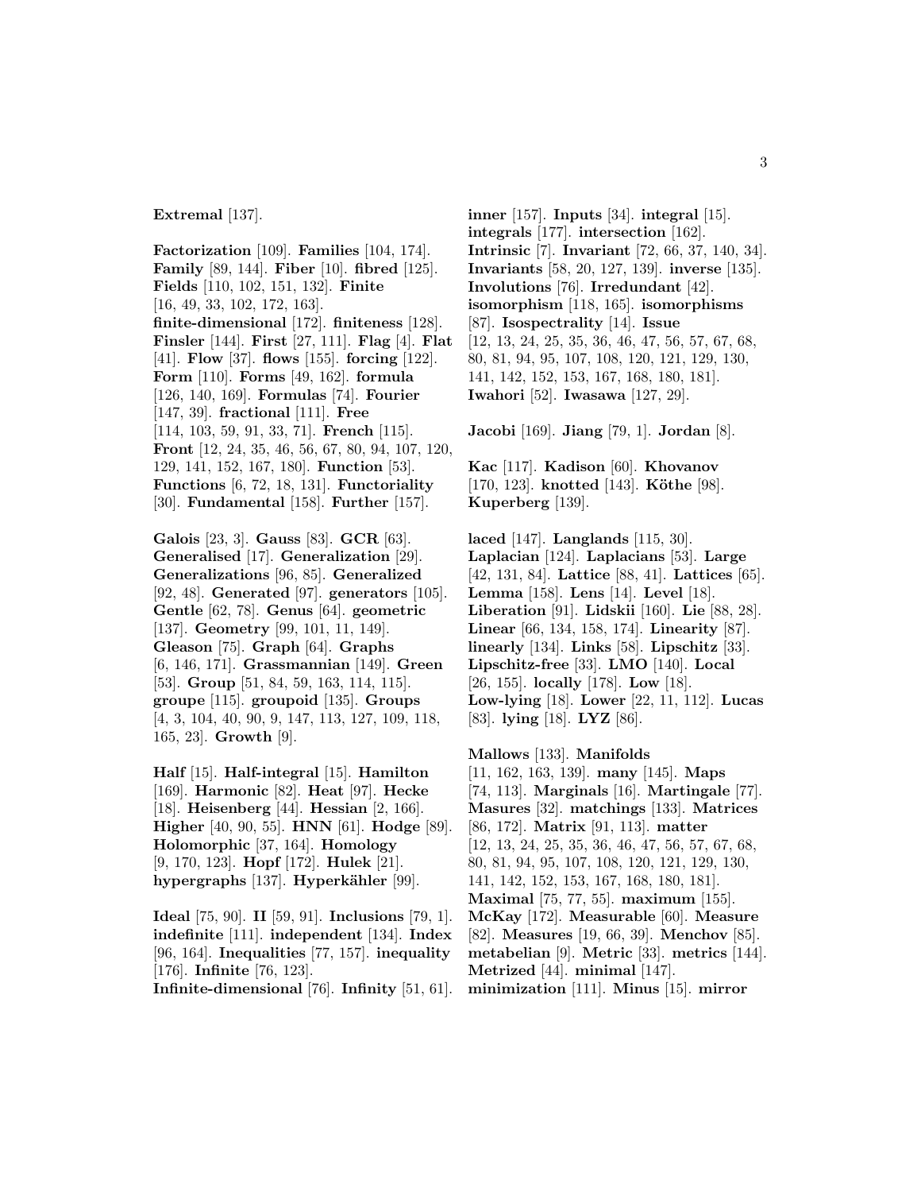**Extremal** [137].

**Factorization** [109]. **Families** [104, 174]. **Family** [89, 144]. **Fiber** [10]. **fibred** [125]. **Fields** [110, 102, 151, 132]. **Finite** [16, 49, 33, 102, 172, 163]. **finite-dimensional** [172]. **finiteness** [128]. **Finsler** [144]. **First** [27, 111]. **Flag** [4]. **Flat** [41]. **Flow** [37]. **flows** [155]. **forcing** [122]. **Form** [110]. **Forms** [49, 162]. **formula** [126, 140, 169]. **Formulas** [74]. **Fourier** [147, 39]. **fractional** [111]. **Free** [114, 103, 59, 91, 33, 71]. **French** [115]. **Front** [12, 24, 35, 46, 56, 67, 80, 94, 107, 120, 129, 141, 152, 167, 180]. **Function** [53]. **Functions** [6, 72, 18, 131]. **Functoriality** [30]. **Fundamental** [158]. **Further** [157].

**Galois** [23, 3]. **Gauss** [83]. **GCR** [63]. **Generalised** [17]. **Generalization** [29]. **Generalizations** [96, 85]. **Generalized** [92, 48]. **Generated** [97]. **generators** [105]. **Gentle** [62, 78]. **Genus** [64]. **geometric** [137]. **Geometry** [99, 101, 11, 149]. **Gleason** [75]. **Graph** [64]. **Graphs** [6, 146, 171]. **Grassmannian** [149]. **Green** [53]. **Group** [51, 84, 59, 163, 114, 115]. **groupe** [115]. **groupoid** [135]. **Groups** [4, 3, 104, 40, 90, 9, 147, 113, 127, 109, 118, 165, 23]. **Growth** [9].

**Half** [15]. **Half-integral** [15]. **Hamilton** [169]. **Harmonic** [82]. **Heat** [97]. **Hecke** [18]. **Heisenberg** [44]. **Hessian** [2, 166]. **Higher** [40, 90, 55]. **HNN** [61]. **Hodge** [89]. **Holomorphic** [37, 164]. **Homology** [9, 170, 123]. **Hopf** [172]. **Hulek** [21]. **hypergraphs** [137]. **Hyperkähler** [99].

**Ideal** [75, 90]. **II** [59, 91]. **Inclusions** [79, 1]. **indefinite** [111]. **independent** [134]. **Index** [96, 164]. **Inequalities** [77, 157]. **inequality** [176]. **Infinite** [76, 123]. **Infinite-dimensional** [76]. **Infinity** [51, 61]. **inner** [157]. **Inputs** [34]. **integral** [15]. **integrals** [177]. **intersection** [162]. **Intrinsic** [7]. **Invariant** [72, 66, 37, 140, 34]. **Invariants** [58, 20, 127, 139]. **inverse** [135]. **Involutions** [76]. **Irredundant** [42]. **isomorphism** [118, 165]. **isomorphisms** [87]. **Isospectrality** [14]. **Issue** [12, 13, 24, 25, 35, 36, 46, 47, 56, 57, 67, 68, 80, 81, 94, 95, 107, 108, 120, 121, 129, 130, 141, 142, 152, 153, 167, 168, 180, 181]. **Iwahori** [52]. **Iwasawa** [127, 29].

**Jacobi** [169]. **Jiang** [79, 1]. **Jordan** [8].

**Kac** [117]. **Kadison** [60]. **Khovanov** [170, 123]. **knotted** [143]. **Köthe** [98]. **Kuperberg** [139].

**laced** [147]. **Langlands** [115, 30]. **Laplacian** [124]. **Laplacians** [53]. **Large** [42, 131, 84]. **Lattice** [88, 41]. **Lattices** [65]. **Lemma** [158]. **Lens** [14]. **Level** [18]. **Liberation** [91]. **Lidskii** [160]. **Lie** [88, 28]. **Linear** [66, 134, 158, 174]. **Linearity** [87]. **linearly** [134]. **Links** [58]. **Lipschitz** [33]. **Lipschitz-free** [33]. **LMO** [140]. **Local** [26, 155]. **locally** [178]. **Low** [18]. **Low-lying** [18]. **Lower** [22, 11, 112]. **Lucas** [83]. **lying** [18]. **LYZ** [86].

**Mallows** [133]. **Manifolds** [11, 162, 163, 139]. **many** [145]. **Maps** [74, 113]. **Marginals** [16]. **Martingale** [77]. **Masures** [32]. **matchings** [133]. **Matrices** [86, 172]. **Matrix** [91, 113]. **matter** [12, 13, 24, 25, 35, 36, 46, 47, 56, 57, 67, 68, 80, 81, 94, 95, 107, 108, 120, 121, 129, 130, 141, 142, 152, 153, 167, 168, 180, 181]. **Maximal** [75, 77, 55]. **maximum** [155]. **McKay** [172]. **Measurable** [60]. **Measure** [82]. **Measures** [19, 66, 39]. **Menchov** [85]. **metabelian** [9]. **Metric** [33]. **metrics** [144]. **Metrized** [44]. **minimal** [147]. **minimization** [111]. **Minus** [15]. **mirror**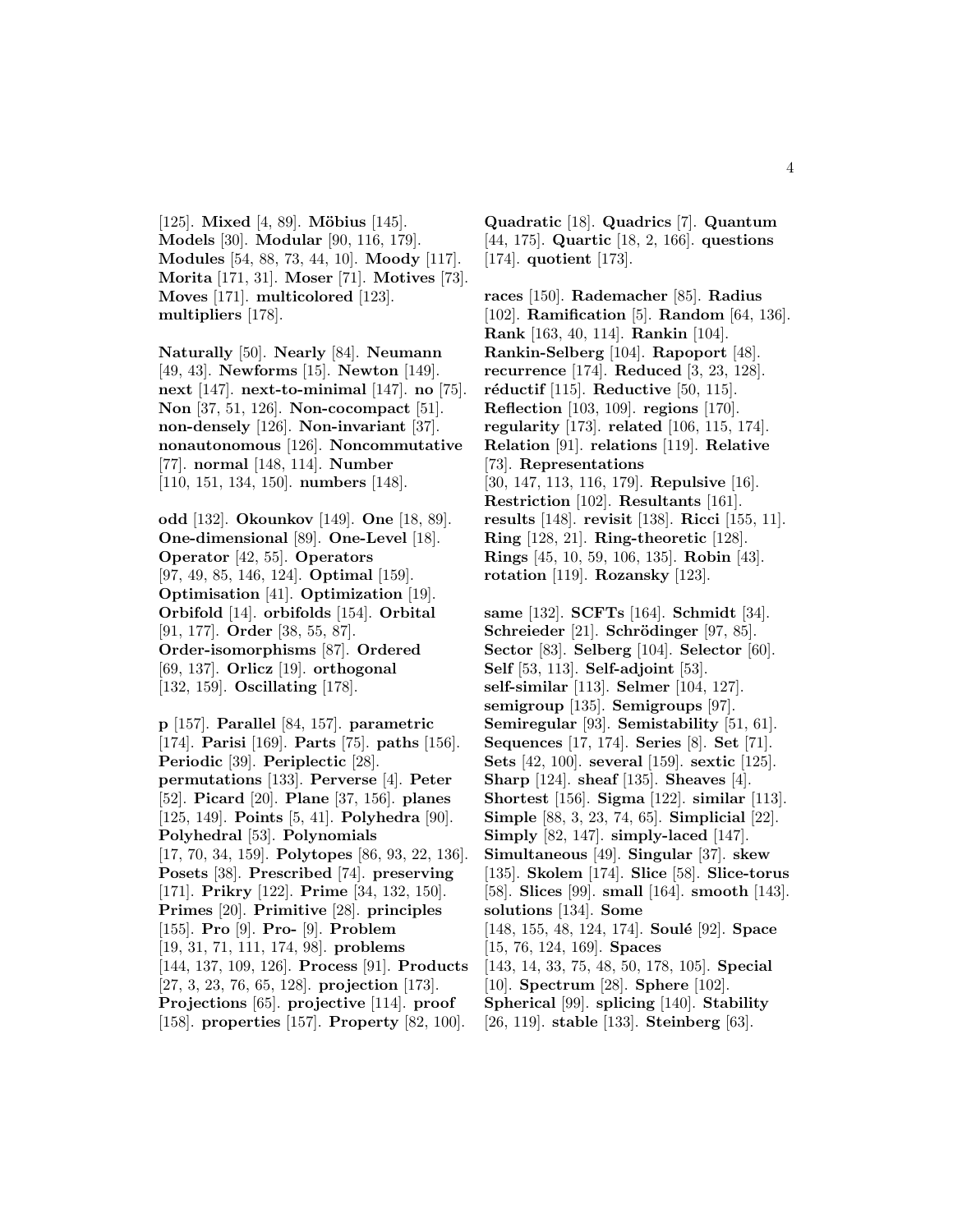[125]. **Mixed** [4, 89]. **Möbius** [145]. **Models** [30]. **Modular** [90, 116, 179]. **Modules** [54, 88, 73, 44, 10]. **Moody** [117]. **Morita** [171, 31]. **Moser** [71]. **Motives** [73]. **Moves** [171]. **multicolored** [123]. **multipliers** [178].

**Naturally** [50]. **Nearly** [84]. **Neumann** [49, 43]. **Newforms** [15]. **Newton** [149]. **next** [147]. **next-to-minimal** [147]. **no** [75]. **Non** [37, 51, 126]. **Non-cocompact** [51]. **non-densely** [126]. **Non-invariant** [37]. **nonautonomous** [126]. **Noncommutative** [77]. **normal** [148, 114]. **Number** [110, 151, 134, 150]. **numbers** [148].

**odd** [132]. **Okounkov** [149]. **One** [18, 89]. **One-dimensional** [89]. **One-Level** [18]. **Operator** [42, 55]. **Operators** [97, 49, 85, 146, 124]. **Optimal** [159]. **Optimisation** [41]. **Optimization** [19]. **Orbifold** [14]. **orbifolds** [154]. **Orbital** [91, 177]. **Order** [38, 55, 87]. **Order-isomorphisms** [87]. **Ordered** [69, 137]. **Orlicz** [19]. **orthogonal** [132, 159]. **Oscillating** [178].

**p** [157]. **Parallel** [84, 157]. **parametric** [174]. **Parisi** [169]. **Parts** [75]. **paths** [156]. **Periodic** [39]. **Periplectic** [28]. **permutations** [133]. **Perverse** [4]. **Peter** [52]. **Picard** [20]. **Plane** [37, 156]. **planes** [125, 149]. **Points** [5, 41]. **Polyhedra** [90]. **Polyhedral** [53]. **Polynomials** [17, 70, 34, 159]. **Polytopes** [86, 93, 22, 136]. **Posets** [38]. **Prescribed** [74]. **preserving** [171]. **Prikry** [122]. **Prime** [34, 132, 150]. **Primes** [20]. **Primitive** [28]. **principles** [155]. **Pro** [9]. **Pro-** [9]. **Problem** [19, 31, 71, 111, 174, 98]. **problems** [144, 137, 109, 126]. **Process** [91]. **Products** [27, 3, 23, 76, 65, 128]. **projection** [173]. **Projections** [65]. **projective** [114]. **proof** [158]. **properties** [157]. **Property** [82, 100].

**Quadratic** [18]. **Quadrics** [7]. **Quantum** [44, 175]. **Quartic** [18, 2, 166]. **questions** [174]. **quotient** [173].

**races** [150]. **Rademacher** [85]. **Radius** [102]. **Ramification** [5]. **Random** [64, 136]. **Rank** [163, 40, 114]. **Rankin** [104]. **Rankin-Selberg** [104]. **Rapoport** [48]. **recurrence** [174]. **Reduced** [3, 23, 128]. **réductif** [115]. **Reductive** [50, 115]. **Reflection** [103, 109]. **regions** [170]. **regularity** [173]. **related** [106, 115, 174]. **Relation** [91]. **relations** [119]. **Relative** [73]. **Representations** [30, 147, 113, 116, 179]. **Repulsive** [16]. **Restriction** [102]. **Resultants** [161]. **results** [148]. **revisit** [138]. **Ricci** [155, 11]. **Ring** [128, 21]. **Ring-theoretic** [128]. **Rings** [45, 10, 59, 106, 135]. **Robin** [43]. **rotation** [119]. **Rozansky** [123].

**same** [132]. **SCFTs** [164]. **Schmidt** [34]. **Schreieder** [21]. **Schrödinger** [97, 85]. **Sector** [83]. **Selberg** [104]. **Selector** [60]. **Self** [53, 113]. **Self-adjoint** [53]. **self-similar** [113]. **Selmer** [104, 127]. **semigroup** [135]. **Semigroups** [97]. **Semiregular** [93]. **Semistability** [51, 61]. **Sequences** [17, 174]. **Series** [8]. **Set** [71]. **Sets** [42, 100]. **several** [159]. **sextic** [125]. **Sharp** [124]. **sheaf** [135]. **Sheaves** [4]. **Shortest** [156]. **Sigma** [122]. **similar** [113]. **Simple** [88, 3, 23, 74, 65]. **Simplicial** [22]. **Simply** [82, 147]. **simply-laced** [147]. **Simultaneous** [49]. **Singular** [37]. **skew** [135]. **Skolem** [174]. **Slice** [58]. **Slice-torus** [58]. **Slices** [99]. **small** [164]. **smooth** [143]. **solutions** [134]. **Some** [148, 155, 48, 124, 174]. **Soulé** [92]. **Space** [15, 76, 124, 169]. **Spaces** [143, 14, 33, 75, 48, 50, 178, 105]. **Special** [10]. **Spectrum** [28]. **Sphere** [102]. **Spherical** [99]. **splicing** [140]. **Stability** [26, 119]. **stable** [133]. **Steinberg** [63].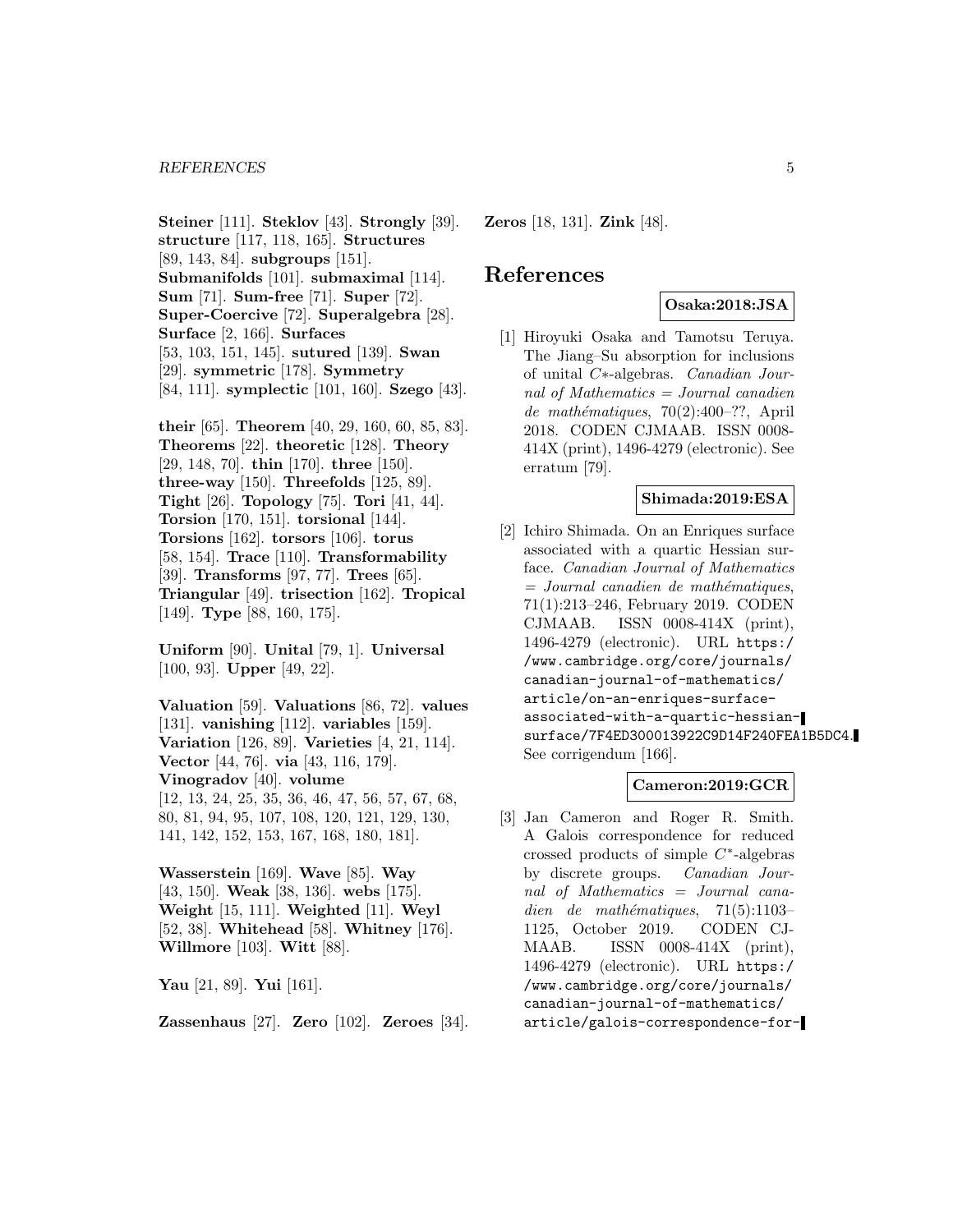**Steiner** [111]. **Steklov** [43]. **Strongly** [39]. **structure** [117, 118, 165]. **Structures** [89, 143, 84]. **subgroups** [151]. **Submanifolds** [101]. **submaximal** [114]. **Sum** [71]. **Sum-free** [71]. **Super** [72]. **Super-Coercive** [72]. **Superalgebra** [28]. **Surface** [2, 166]. **Surfaces** [53, 103, 151, 145]. **sutured** [139]. **Swan** [29]. **symmetric** [178]. **Symmetry** [84, 111]. **symplectic** [101, 160]. **Szego** [43].

**their** [65]. **Theorem** [40, 29, 160, 60, 85, 83]. **Theorems** [22]. **theoretic** [128]. **Theory** [29, 148, 70]. **thin** [170]. **three** [150]. **three-way** [150]. **Threefolds** [125, 89]. **Tight** [26]. **Topology** [75]. **Tori** [41, 44]. **Torsion** [170, 151]. **torsional** [144]. **Torsions** [162]. **torsors** [106]. **torus** [58, 154]. **Trace** [110]. **Transformability** [39]. **Transforms** [97, 77]. **Trees** [65]. **Triangular** [49]. **trisection** [162]. **Tropical** [149]. **Type** [88, 160, 175].

**Uniform** [90]. **Unital** [79, 1]. **Universal** [100, 93]. **Upper** [49, 22].

**Valuation** [59]. **Valuations** [86, 72]. **values** [131]. **vanishing** [112]. **variables** [159]. **Variation** [126, 89]. **Varieties** [4, 21, 114]. **Vector** [44, 76]. **via** [43, 116, 179]. **Vinogradov** [40]. **volume** [12, 13, 24, 25, 35, 36, 46, 47, 56, 57, 67, 68, 80, 81, 94, 95, 107, 108, 120, 121, 129, 130, 141, 142, 152, 153, 167, 168, 180, 181].

**Wasserstein** [169]. **Wave** [85]. **Way** [43, 150]. **Weak** [38, 136]. **webs** [175]. **Weight** [15, 111]. **Weighted** [11]. **Weyl** [52, 38]. **Whitehead** [58]. **Whitney** [176]. **Willmore** [103]. **Witt** [88].

**Yau** [21, 89]. **Yui** [161].

**Zassenhaus** [27]. **Zero** [102]. **Zeroes** [34]. **Zeros** [18, 131]. **Zink** [48].

# References

**Osaka:2018:JSA**

[1] Hiroyuki Osaka and Tamotsu Teruya. The Jiang–Su absorption for inclusions of unital $C*$-algebras. *Canadian Journal of Mathematics = Journal canadien de mathématiques*, 70(2):400–??, April 2018. CODEN CJMAAB. ISSN 0008-414X (print), 1496-4279 (electronic). See erratum [79].

**Shimada:2019:ESA**

[2] Ichiro Shimada. On an Enriques surface associated with a quartic Hessian surface. *Canadian Journal of Mathematics = Journal canadien de mathématiques*, 71(1):213–246, February 2019. CODEN CJMAAB. ISSN 0008-414X (print), 1496-4279 (electronic). URL `https://www.cambridge.org/core/journals/canadian-journal-of-mathematics/article/on-an-enriques-surface-associated-with-a-quartic-hessian-surface/7F4ED300013922C9D14F240FEA1B5DC4`. See corrigendum [166].

**Cameron:2019:GCR**

[3] Jan Cameron and Roger R. Smith. A Galois correspondence for reduced crossed products of simple $C^*$-algebras by discrete groups. *Canadian Journal of Mathematics = Journal canadien de mathématiques*, 71(5):1103–1125, October 2019. CODEN CJMAAB. ISSN 0008-414X (print), 1496-4279 (electronic). URL `https://www.cambridge.org/core/journals/canadian-journal-of-mathematics/article/galois-correspondence-for-`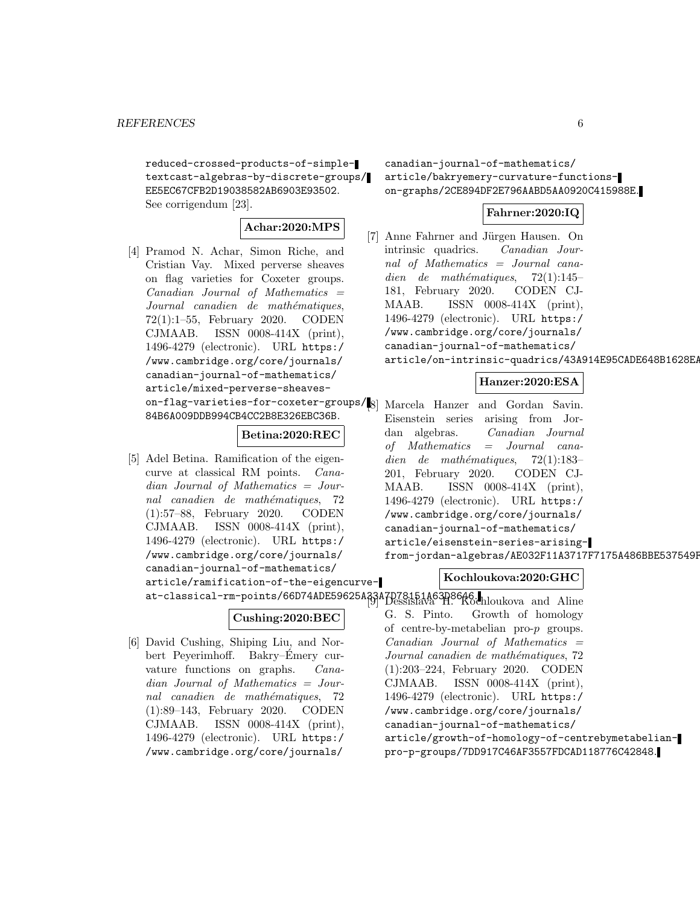reduced-crossed-products-of-simple-textcast-algebras-by-discrete-groups/EE5EC67CFB2D19038582AB6903E93502. See corrigendum [23].

**Achar:2020:MPS**

[4] Pramod N. Achar, Simone Riche, and Cristian Vay. Mixed perverse sheaves on flag varieties for Coxeter groups. *Canadian Journal of Mathematics = Journal canadien de mathématiques*, 72(1):1–55, February 2020. CODEN CJMAAB. ISSN 0008-414X (print), 1496-4279 (electronic). URL https://www.cambridge.org/core/journals/canadian-journal-of-mathematics/article/mixed-perverse-sheaves-on-flag-varieties-for-coxeter-groups/84B6A009DDB994CB4CC2B8E326EBC36B.

**Betina:2020:REC**

[5] Adel Betina. Ramification of the eigencurve at classical RM points. *Canadian Journal of Mathematics = Journal canadien de mathématiques*, 72(1):57–88, February 2020. CODEN CJMAAB. ISSN 0008-414X (print), 1496-4279 (electronic). URL https://www.cambridge.org/core/journals/canadian-journal-of-mathematics/article/ramification-of-the-eigencurve-at-classical-rm-points/66D74ADE59625A33A7D78151A63D8646.

**Cushing:2020:BEC**

[6] David Cushing, Shiping Liu, and Norbert Peyerimhoff. Bakry–Émery curvature functions on graphs. *Canadian Journal of Mathematics = Journal canadien de mathématiques*, 72(1):89–143, February 2020. CODEN CJMAAB. ISSN 0008-414X (print), 1496-4279 (electronic). URL https://www.cambridge.org/core/journals/canadian-journal-of-mathematics/article/bakryemery-curvature-functions-on-graphs/2CE894DF2E796AABD5AA0920C415988E.

**Fahrner:2020:IQ**

[7] Anne Fahrner and Jürgen Hausen. On intrinsic quadrics. *Canadian Journal of Mathematics = Journal canadien de mathématiques*, 72(1):145–181, February 2020. CODEN CJMAAB. ISSN 0008-414X (print), 1496-4279 (electronic). URL https://www.cambridge.org/core/journals/canadian-journal-of-mathematics/article/on-intrinsic-quadrics/43A914E95CADE648B1628EA

**Hanzer:2020:ESA**

[8] Marcela Hanzer and Gordan Savin. Eisenstein series arising from Jordan algebras. *Canadian Journal of Mathematics = Journal canadien de mathématiques*, 72(1):183–201, February 2020. CODEN CJMAAB. ISSN 0008-414X (print), 1496-4279 (electronic). URL https://www.cambridge.org/core/journals/canadian-journal-of-mathematics/article/eisenstein-series-arising-from-jordan-algebras/AE032F11A3717F7175A486BBE537549F

**Kochloukova:2020:GHC**

[9] Dessislava H. Kochloukova and Aline G. S. Pinto. Growth of homology of centre-by-metabelian pro-$p$ groups. *Canadian Journal of Mathematics = Journal canadien de mathématiques*, 72(1):203–224, February 2020. CODEN CJMAAB. ISSN 0008-414X (print), 1496-4279 (electronic). URL https://www.cambridge.org/core/journals/canadian-journal-of-mathematics/article/growth-of-homology-of-centrebymetabelian-pro-p-groups/7DD917C46AF3557FDCAD118776C42848.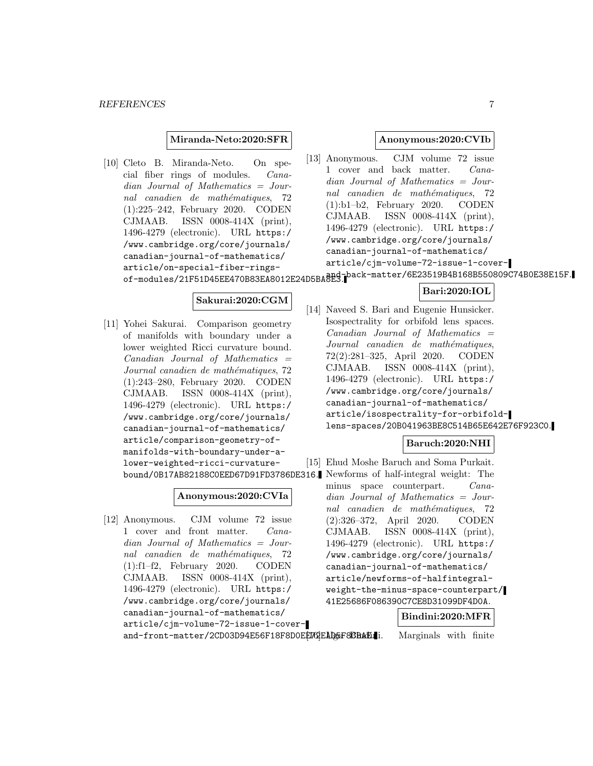**Miranda-Neto:2020:SFR**

[10] Cleto B. Miranda-Neto. On special fiber rings of modules. *Canadian Journal of Mathematics = Journal canadien de mathématiques*, 72 (1):225–242, February 2020. CODEN CJMAAB. ISSN 0008-414X (print), 1496-4279 (electronic). URL `https://www.cambridge.org/core/journals/canadian-journal-of-mathematics/article/on-special-fiber-rings-of-modules/21F51D45EE470B83EA8012E24D5BA8E3`.

**Sakurai:2020:CGM**

[11] Yohei Sakurai. Comparison geometry of manifolds with boundary under a lower weighted Ricci curvature bound. *Canadian Journal of Mathematics = Journal canadien de mathématiques*, 72 (1):243–280, February 2020. CODEN CJMAAB. ISSN 0008-414X (print), 1496-4279 (electronic). URL `https://www.cambridge.org/core/journals/canadian-journal-of-mathematics/article/comparison-geometry-of-manifolds-with-boundary-under-a-lower-weighted-ricci-curvature-bound/0B17AB82188C0EED67D91FD3786DE316`.

**Anonymous:2020:CVIa**

[12] Anonymous. CJM volume 72 issue 1 cover and front matter. *Canadian Journal of Mathematics = Journal canadien de mathématiques*, 72 (1):f1–f2, February 2020. CODEN CJMAAB. ISSN 0008-414X (print), 1496-4279 (electronic). URL `https://www.cambridge.org/core/journals/canadian-journal-of-mathematics/article/cjm-volume-72-issue-1-cover-and-front-matter/2CD03D94E56F18F8D0EE72AD5F8CBAE1`.

**Anonymous:2020:CVIb**

[13] Anonymous. CJM volume 72 issue 1 cover and back matter. *Canadian Journal of Mathematics = Journal canadien de mathématiques*, 72 (1):b1–b2, February 2020. CODEN CJMAAB. ISSN 0008-414X (print), 1496-4279 (electronic). URL `https://www.cambridge.org/core/journals/canadian-journal-of-mathematics/article/cjm-volume-72-issue-1-cover-and-back-matter/6E23519B4B168B550809C74B0E38E15F`.

**Bari:2020:IOL**

[14] Naveed S. Bari and Eugenie Hunsicker. Isospectrality for orbifold lens spaces. *Canadian Journal of Mathematics = Journal canadien de mathématiques*, 72(2):281–325, April 2020. CODEN CJMAAB. ISSN 0008-414X (print), 1496-4279 (electronic). URL `https://www.cambridge.org/core/journals/canadian-journal-of-mathematics/article/isospectrality-for-orbifold-lens-spaces/20B041963BE8C514B65E642E76F923C0`.

**Baruch:2020:NHI**

[15] Ehud Moshe Baruch and Soma Purkait. Newforms of half-integral weight: The minus space counterpart. *Canadian Journal of Mathematics = Journal canadien de mathématiques*, 72 (2):326–372, April 2020. CODEN CJMAAB. ISSN 0008-414X (print), 1496-4279 (electronic). URL `https://www.cambridge.org/core/journals/canadian-journal-of-mathematics/article/newforms-of-halfintegral-weight-the-minus-space-counterpart/41E25686F086390C7CE8D31099DF4D0A`.

**Bindini:2020:MFR**

[16] Ugo Bindini. Marginals with finite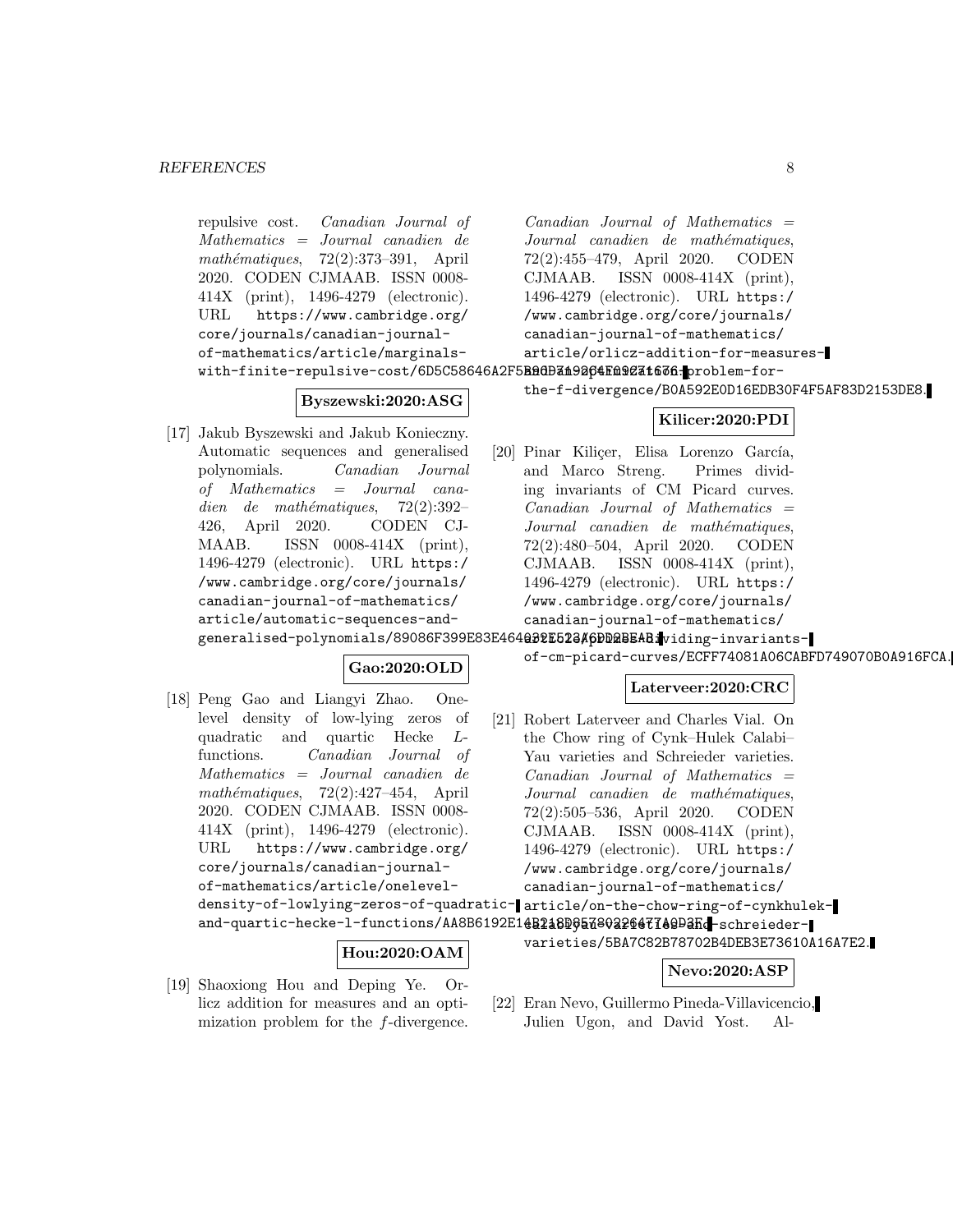repulsive cost. *Canadian Journal of Mathematics = Journal canadien de mathématiques*, 72(2):373–391, April 2020. CODEN CJMAAB. ISSN 0008-414X (print), 1496-4279 (electronic). URL https://www.cambridge.org/core/journals/canadian-journal-of-mathematics/article/marginals-with-finite-repulsive-cost/6D5C58646A2F5A0D71926F1C71676.

**Byszewski:2020:ASG**

[17] Jakub Byszewski and Jakub Konieczny. Automatic sequences and generalised polynomials. *Canadian Journal of Mathematics = Journal canadien de mathématiques*, 72(2):392–426, April 2020. CODEN CJMAAB. ISSN 0008-414X (print), 1496-4279 (electronic). URL https://www.cambridge.org/core/journals/canadian-journal-of-mathematics/article/automatic-sequences-and-generalised-polynomials/89086F399E83E464032E523A6DD2BEAB.

**Gao:2020:OLD**

[18] Peng Gao and Liangyi Zhao. One-level density of low-lying zeros of quadratic and quartic Hecke $L$-functions. *Canadian Journal of Mathematics = Journal canadien de mathématiques*, 72(2):427–454, April 2020. CODEN CJMAAB. ISSN 0008-414X (print), 1496-4279 (electronic). URL https://www.cambridge.org/core/journals/canadian-journal-of-mathematics/article/onelevel-density-of-lowlying-zeros-of-quadratic-and-quartic-hecke-l-functions/AA8B6192E14B218D8578022647A9D3E.

**Hou:2020:OAM**

[19] Shaoxiong Hou and Deping Ye. Orlicz addition for measures and an optimization problem for the $f$-divergence. *Canadian Journal of Mathematics = Journal canadien de mathématiques*, 72(2):455–479, April 2020. CODEN CJMAAB. ISSN 0008-414X (print), 1496-4279 (electronic). URL https://www.cambridge.org/core/journals/canadian-journal-of-mathematics/article/orlicz-addition-for-measures-and-an-optimization-problem-for-the-f-divergence/B0A592E0D16EDB30F4F5AF83D2153DE8.

**Kilicer:2020:PDI**

[20] Pinar Kiliçer, Elisa Lorenzo García, and Marco Streng. Primes dividing invariants of CM Picard curves. *Canadian Journal of Mathematics = Journal canadien de mathématiques*, 72(2):480–504, April 2020. CODEN CJMAAB. ISSN 0008-414X (print), 1496-4279 (electronic). URL https://www.cambridge.org/core/journals/canadian-journal-of-mathematics/article/primes-dividing-invariants-of-cm-picard-curves/ECFF74081A06CABFD749070B0A916FCA.

**Laterveer:2020:CRC**

[21] Robert Laterveer and Charles Vial. On the Chow ring of Cynk–Hulek Calabi–Yau varieties and Schreieder varieties. *Canadian Journal of Mathematics = Journal canadien de mathématiques*, 72(2):505–536, April 2020. CODEN CJMAAB. ISSN 0008-414X (print), 1496-4279 (electronic). URL https://www.cambridge.org/core/journals/canadian-journal-of-mathematics/article/on-the-chow-ring-of-cynkhulek-calabiyau-varieties-and-schreieder-varieties/5BA7C82B78702B4DEB3E73610A16A7E2.

**Nevo:2020:ASP**

[22] Eran Nevo, Guillermo Pineda-Villavicencio, Julien Ugon, and David Yost. Al-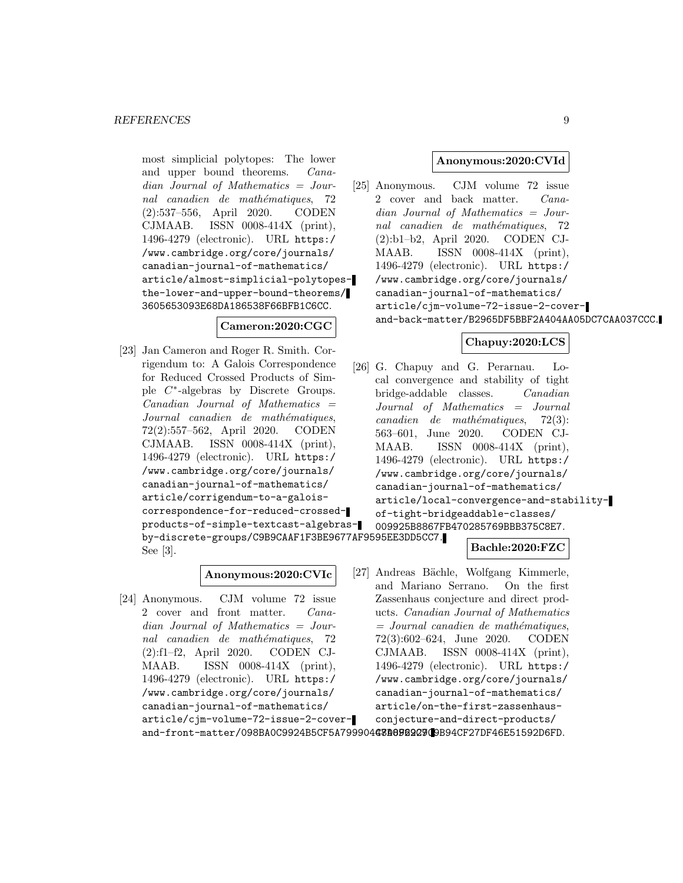most simplicial polytopes: The lower and upper bound theorems. *Canadian Journal of Mathematics = Journal canadien de mathématiques*, 72 (2):537–556, April 2020. CODEN CJMAAB. ISSN 0008-414X (print), 1496-4279 (electronic). URL https://www.cambridge.org/core/journals/canadian-journal-of-mathematics/article/almost-simplicial-polytopes-the-lower-and-upper-bound-theorems/3605653093E68DA186538F66BFB1C6CC.

**Cameron:2020:CGC**

[23] Jan Cameron and Roger R. Smith. Corrigendum to: A Galois Correspondence for Reduced Crossed Products of Simple $C^*$-algebras by Discrete Groups. *Canadian Journal of Mathematics = Journal canadien de mathématiques*, 72(2):557–562, April 2020. CODEN CJMAAB. ISSN 0008-414X (print), 1496-4279 (electronic). URL https://www.cambridge.org/core/journals/canadian-journal-of-mathematics/article/corrigendum-to-a-galois-correspondence-for-reduced-crossed-products-of-simple-textcast-algebras-by-discrete-groups/C9B9CAAF1F3BE9677AF9595EE3DD5CC7. See [3].

**Anonymous:2020:CVIc**

[24] Anonymous. CJM volume 72 issue 2 cover and front matter. *Canadian Journal of Mathematics = Journal canadien de mathématiques*, 72 (2):f1–f2, April 2020. CODEN CJMAAB. ISSN 0008-414X (print), 1496-4279 (electronic). URL https://www.cambridge.org/core/journals/canadian-journal-of-mathematics/article/cjm-volume-72-issue-2-cover-and-front-matter/098BA0C9924B5CF5A799904C8D6982270.

**Anonymous:2020:CVId**

[25] Anonymous. CJM volume 72 issue 2 cover and back matter. *Canadian Journal of Mathematics = Journal canadien de mathématiques*, 72 (2):b1–b2, April 2020. CODEN CJMAAB. ISSN 0008-414X (print), 1496-4279 (electronic). URL https://www.cambridge.org/core/journals/canadian-journal-of-mathematics/article/cjm-volume-72-issue-2-cover-and-back-matter/B2965DF5BBF2A404AA05DC7CAA037CCC.

**Chapuy:2020:LCS**

[26] G. Chapuy and G. Perarnau. Local convergence and stability of tight bridge-addable classes. *Canadian Journal of Mathematics = Journal canadien de mathématiques*, 72(3): 563–601, June 2020. CODEN CJMAAB. ISSN 0008-414X (print), 1496-4279 (electronic). URL https://www.cambridge.org/core/journals/canadian-journal-of-mathematics/article/local-convergence-and-stability-of-tight-bridgeaddable-classes/009925B8867FB470285769BBB375C8E7.

**Bachle:2020:FZC**

[27] Andreas Bächle, Wolfgang Kimmerle, and Mariano Serrano. On the first Zassenhaus conjecture and direct products. *Canadian Journal of Mathematics = Journal canadien de mathématiques*, 72(3):602–624, June 2020. CODEN CJMAAB. ISSN 0008-414X (print), 1496-4279 (electronic). URL https://www.cambridge.org/core/journals/canadian-journal-of-mathematics/article/on-the-first-zassenhaus-conjecture-and-direct-products/47D09B2B9B94CF27DF46E51592D6FD.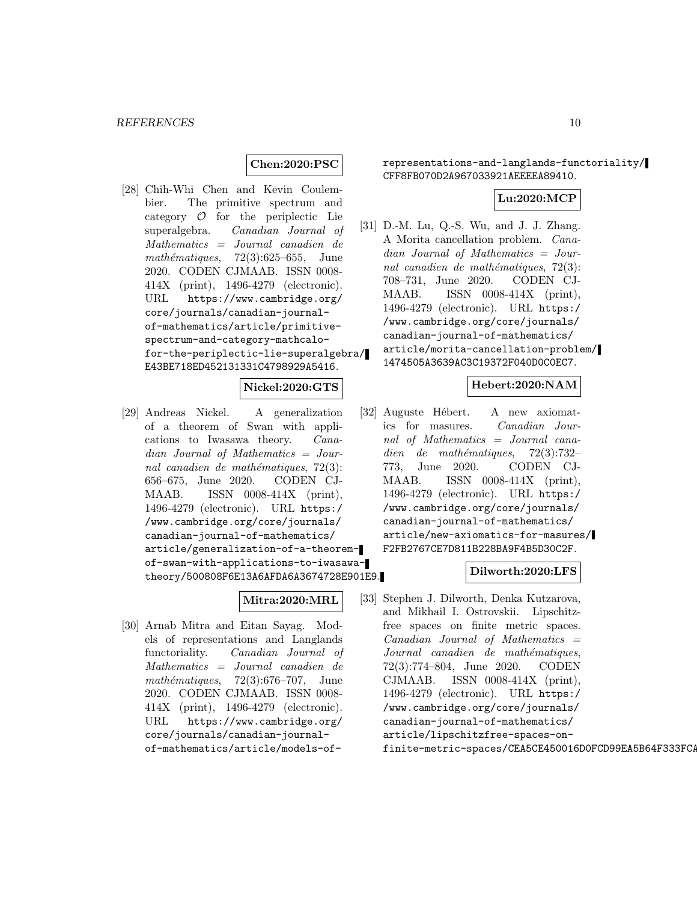**Chen:2020:PSC**

[28] Chih-Whi Chen and Kevin Coulembier. The primitive spectrum and category $\mathcal{O}$ for the periplectic Lie superalgebra. *Canadian Journal of Mathematics = Journal canadien de mathématiques*, 72(3):625–655, June 2020. CODEN CJMAAB. ISSN 0008-414X (print), 1496-4279 (electronic). URL https://www.cambridge.org/core/journals/canadian-journal-of-mathematics/article/primitive-spectrum-and-category-mathcalo-for-the-periplectic-lie-superalgebra/E43BE718ED452131331C4798929A5416.

**Nickel:2020:GTS**

[29] Andreas Nickel. A generalization of a theorem of Swan with applications to Iwasawa theory. *Canadian Journal of Mathematics = Journal canadien de mathématiques*, 72(3):656–675, June 2020. CODEN CJMAAB. ISSN 0008-414X (print), 1496-4279 (electronic). URL https://www.cambridge.org/core/journals/canadian-journal-of-mathematics/article/generalization-of-a-theorem-of-swan-with-applications-to-iwasawa-theory/500808F6E13A6AFDA6A3674728E901E9.

**Mitra:2020:MRL**

[30] Arnab Mitra and Eitan Sayag. Models of representations and Langlands functoriality. *Canadian Journal of Mathematics = Journal canadien de mathématiques*, 72(3):676–707, June 2020. CODEN CJMAAB. ISSN 0008-414X (print), 1496-4279 (electronic). URL https://www.cambridge.org/core/journals/canadian-journal-of-mathematics/article/models-of-representations-and-langlands-functoriality/CFF8FB070D2A967033921AEEEEA89410.

**Lu:2020:MCP**

[31] D.-M. Lu, Q.-S. Wu, and J. J. Zhang. A Morita cancellation problem. *Canadian Journal of Mathematics = Journal canadien de mathématiques*, 72(3):708–731, June 2020. CODEN CJMAAB. ISSN 0008-414X (print), 1496-4279 (electronic). URL https://www.cambridge.org/core/journals/canadian-journal-of-mathematics/article/morita-cancellation-problem/1474505A3639AC3C19372F040D0C0EC7.

**Hebert:2020:NAM**

[32] Auguste Hébert. A new axiomatics for masures. *Canadian Journal of Mathematics = Journal canadien de mathématiques*, 72(3):732–773, June 2020. CODEN CJMAAB. ISSN 0008-414X (print), 1496-4279 (electronic). URL https://www.cambridge.org/core/journals/canadian-journal-of-mathematics/article/new-axiomatics-for-masures/F2FB2767CE7D811B228BA9F4B5D30C2F.

**Dilworth:2020:LFS**

[33] Stephen J. Dilworth, Denka Kutzarova, and Mikhail I. Ostrovskii. Lipschitz-free spaces on finite metric spaces. *Canadian Journal of Mathematics = Journal canadien de mathématiques*, 72(3):774–804, June 2020. CODEN CJMAAB. ISSN 0008-414X (print), 1496-4279 (electronic). URL https://www.cambridge.org/core/journals/canadian-journal-of-mathematics/article/lipschitzfree-spaces-on-finite-metric-spaces/CEA5CE450016D0FCD99EA5B64F333FCA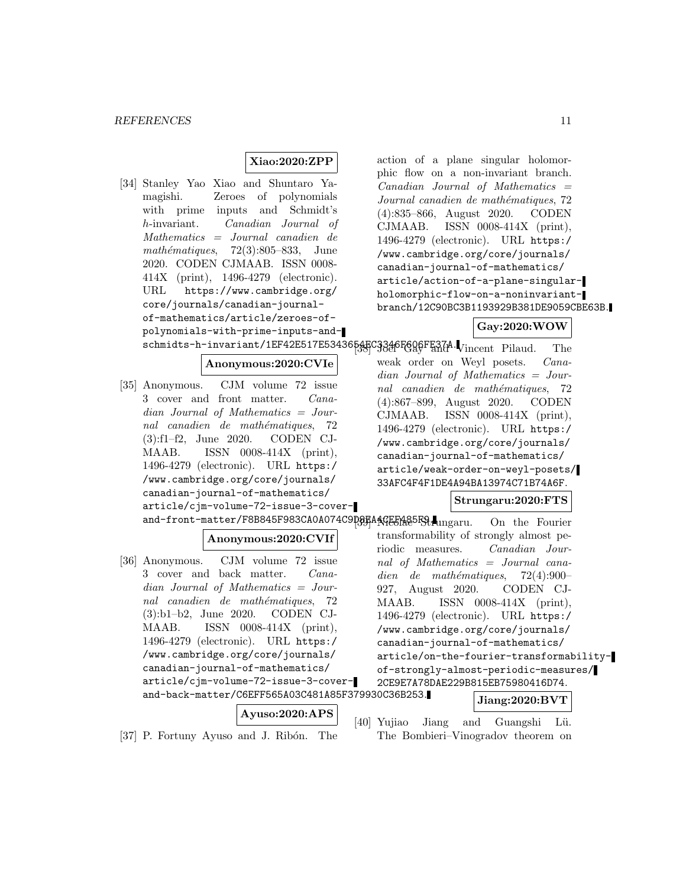**Xiao:2020:ZPP**

[34] Stanley Yao Xiao and Shuntaro Yamagishi. Zeroes of polynomials with prime inputs and Schmidt's $h$-invariant. *Canadian Journal of Mathematics = Journal canadien de mathématiques*, 72(3):805–833, June 2020. CODEN CJMAAB. ISSN 0008-414X (print), 1496-4279 (electronic). URL https://www.cambridge.org/core/journals/canadian-journal-of-mathematics/article/zeroes-of-polynomials-with-prime-inputs-and-schmidts-h-invariant/1EF42E517E5343654EC3346F606FE37A.

**Anonymous:2020:CVIe**

[35] Anonymous. CJM volume 72 issue 3 cover and front matter. *Canadian Journal of Mathematics = Journal canadien de mathématiques*, 72 (3):f1–f2, June 2020. CODEN CJMAAB. ISSN 0008-414X (print), 1496-4279 (electronic). URL https://www.cambridge.org/core/journals/canadian-journal-of-mathematics/article/cjm-volume-72-issue-3-cover-and-front-matter/F8B845F983CA0A074C9D8EA4CEFA85F9.

**Anonymous:2020:CVIf**

[36] Anonymous. CJM volume 72 issue 3 cover and back matter. *Canadian Journal of Mathematics = Journal canadien de mathématiques*, 72 (3):b1–b2, June 2020. CODEN CJMAAB. ISSN 0008-414X (print), 1496-4279 (electronic). URL https://www.cambridge.org/core/journals/canadian-journal-of-mathematics/article/cjm-volume-72-issue-3-cover-and-back-matter/C6EFF565A03C481A85F379930C36B253.

**Ayuso:2020:APS**

[37] P. Fortuny Ayuso and J. Ribón. The action of a plane singular holomorphic flow on a non-invariant branch. *Canadian Journal of Mathematics = Journal canadien de mathématiques*, 72 (4):835–866, August 2020. CODEN CJMAAB. ISSN 0008-414X (print), 1496-4279 (electronic). URL https://www.cambridge.org/core/journals/canadian-journal-of-mathematics/article/action-of-a-plane-singular-holomorphic-flow-on-a-noninvariant-branch/12C90BC3B1193929B381DE9059CBE63B.

**Gay:2020:WOW**

[38] Joël Gay and Vincent Pilaud. The weak order on Weyl posets. *Canadian Journal of Mathematics = Journal canadien de mathématiques*, 72 (4):867–899, August 2020. CODEN CJMAAB. ISSN 0008-414X (print), 1496-4279 (electronic). URL https://www.cambridge.org/core/journals/canadian-journal-of-mathematics/article/weak-order-on-weyl-posets/33AFC4F4F1DE4A94BA13974C71B74A6F.

**Strungaru:2020:FTS**

[39] Nicolae Strungaru. On the Fourier transformability of strongly almost periodic measures. *Canadian Journal of Mathematics = Journal canadien de mathématiques*, 72(4):900–927, August 2020. CODEN CJMAAB. ISSN 0008-414X (print), 1496-4279 (electronic). URL https://www.cambridge.org/core/journals/canadian-journal-of-mathematics/article/on-the-fourier-transformability-of-strongly-almost-periodic-measures/2CE9E7A78DAE229B815EB75980416D74.

**Jiang:2020:BVT**

[40] Yujiao Jiang and Guangshi Lü. The Bombieri–Vinogradov theorem on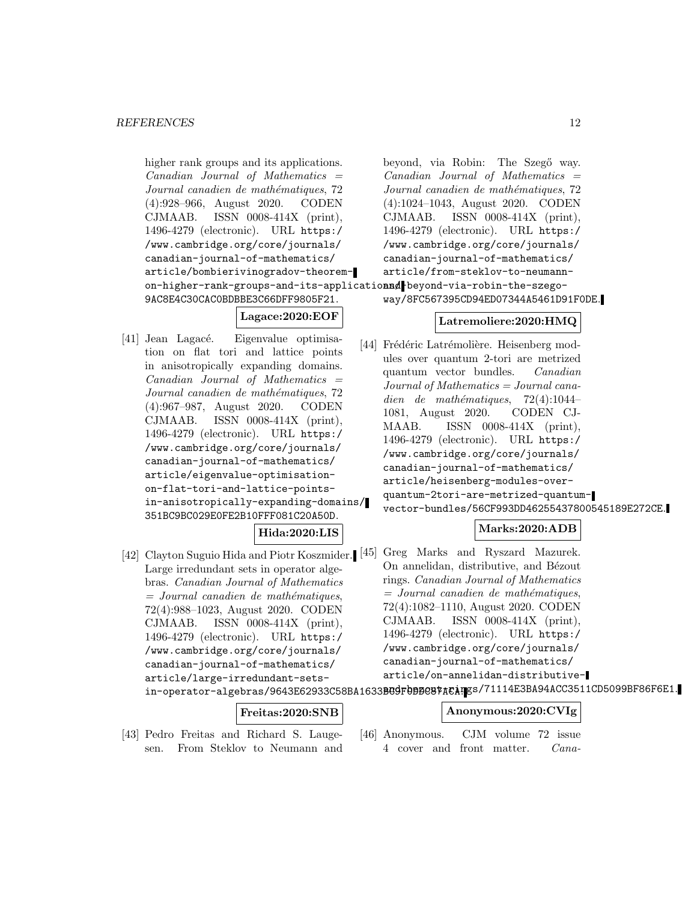higher rank groups and its applications. *Canadian Journal of Mathematics = Journal canadien de mathématiques*, 72 (4):928–966, August 2020. CODEN CJMAAB. ISSN 0008-414X (print), 1496-4279 (electronic). URL https://www.cambridge.org/core/journals/canadian-journal-of-mathematics/article/bombierivinogradov-theorem-on-higher-rank-groups-and-its-applications/9AC8E4C30CAC0BDBBE3C66DFF9805F21.

**Lagace:2020:EOF**

[41] Jean Lagacé. Eigenvalue optimisation on flat tori and lattice points in anisotropically expanding domains. *Canadian Journal of Mathematics = Journal canadien de mathématiques*, 72 (4):967–987, August 2020. CODEN CJMAAB. ISSN 0008-414X (print), 1496-4279 (electronic). URL https://www.cambridge.org/core/journals/canadian-journal-of-mathematics/article/eigenvalue-optimisation-on-flat-tori-and-lattice-points-in-anisotropically-expanding-domains/351BC9BC029E0FE2B10FFF081C20A50D.

**Hida:2020:LIS**

[42] Clayton Suguio Hida and Piotr Koszmider. Large irredundant sets in operator algebras. *Canadian Journal of Mathematics = Journal canadien de mathématiques*, 72(4):988–1023, August 2020. CODEN CJMAAB. ISSN 0008-414X (print), 1496-4279 (electronic). URL https://www.cambridge.org/core/journals/canadian-journal-of-mathematics/article/large-irredundant-sets-in-operator-algebras/9643E62933C58BA1633BC9F0DDC87ACA.

**Freitas:2020:SNB**

[43] Pedro Freitas and Richard S. Laugesen. From Steklov to Neumann and beyond, via Robin: The Szegő way. *Canadian Journal of Mathematics = Journal canadien de mathématiques*, 72 (4):1024–1043, August 2020. CODEN CJMAAB. ISSN 0008-414X (print), 1496-4279 (electronic). URL https://www.cambridge.org/core/journals/canadian-journal-of-mathematics/article/from-steklov-to-neumann-and-beyond-via-robin-the-szego-way/8FC567395CD94ED07344A5461D91F0DE.

**Latremoliere:2020:HMQ**

[44] Frédéric Latrémolière. Heisenberg modules over quantum 2-tori are metrized quantum vector bundles. *Canadian Journal of Mathematics = Journal canadien de mathématiques*, 72(4):1044–1081, August 2020. CODEN CJMAAB. ISSN 0008-414X (print), 1496-4279 (electronic). URL https://www.cambridge.org/core/journals/canadian-journal-of-mathematics/article/heisenberg-modules-over-quantum-2tori-are-metrized-quantum-vector-bundles/56CF993DD46255437800545189E272CE.

**Marks:2020:ADB**

[45] Greg Marks and Ryszard Mazurek. On annelidan, distributive, and Bézout rings. *Canadian Journal of Mathematics = Journal canadien de mathématiques*, 72(4):1082–1110, August 2020. CODEN CJMAAB. ISSN 0008-414X (print), 1496-4279 (electronic). URL https://www.cambridge.org/core/journals/canadian-journal-of-mathematics/article/on-annelidan-distributive-and-bezout-rings/71114E3BA94ACC3511CD5099BF86F6E1.

**Anonymous:2020:CVIg**

[46] Anonymous. CJM volume 72 issue 4 cover and front matter. *Cana-*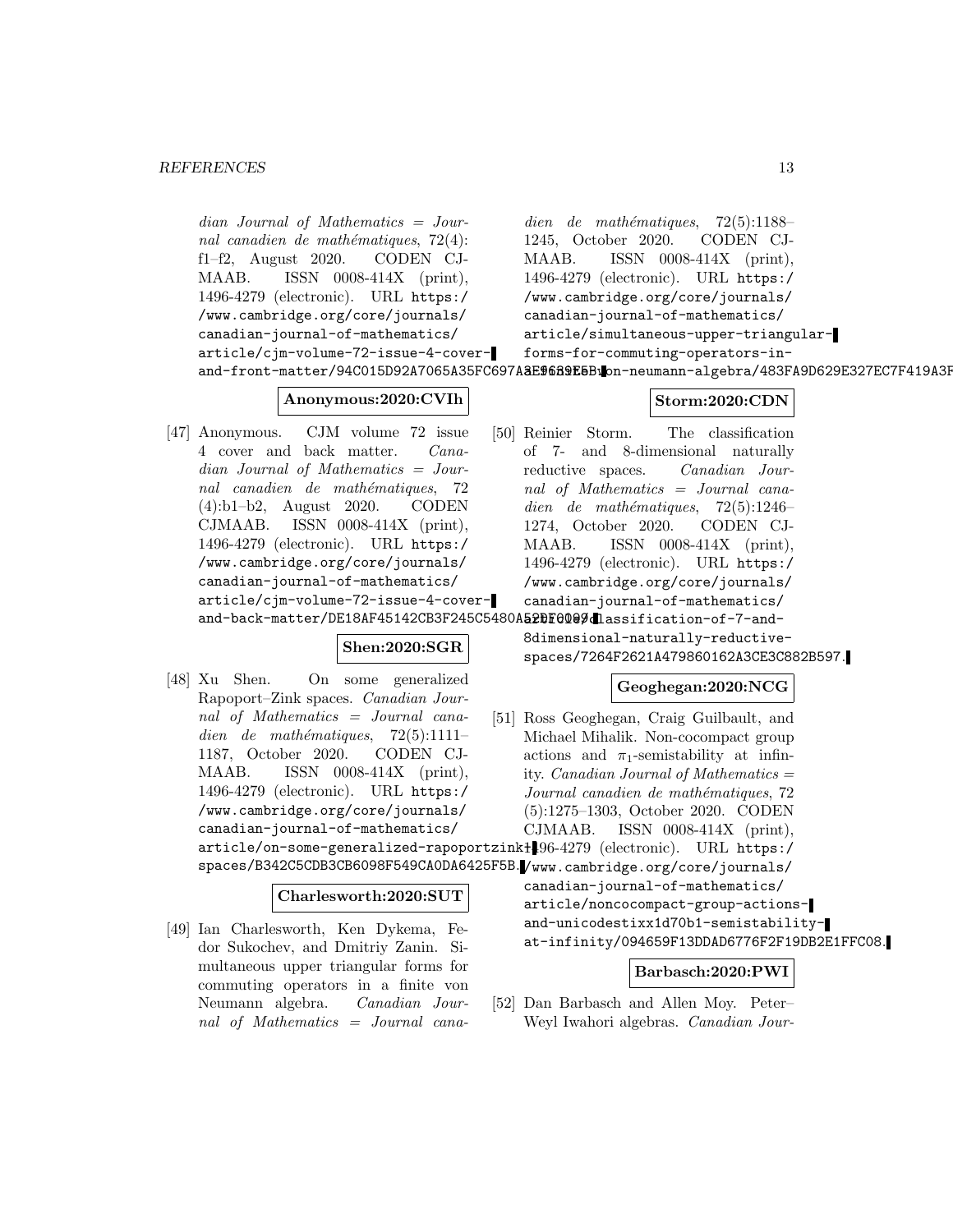*dian Journal of Mathematics = Journal canadien de mathématiques*, 72(4): f1–f2, August 2020. CODEN CJMAAB. ISSN 0008-414X (print), 1496-4279 (electronic). URL https://www.cambridge.org/core/journals/canadian-journal-of-mathematics/article/cjm-volume-72-issue-4-cover-and-front-matter/94C015D92A7065A35FC697A3E9689E6B.

**Anonymous:2020:CVIh**

[47] Anonymous. CJM volume 72 issue 4 cover and back matter. *Canadian Journal of Mathematics = Journal canadien de mathématiques*, 72 (4):b1–b2, August 2020. CODEN CJMAAB. ISSN 0008-414X (print), 1496-4279 (electronic). URL https://www.cambridge.org/core/journals/canadian-journal-of-mathematics/article/cjm-volume-72-issue-4-cover-and-back-matter/DE18AF45142CB3F245C5480A52DF0097.

**Shen:2020:SGR**

[48] Xu Shen. On some generalized Rapoport–Zink spaces. *Canadian Journal of Mathematics = Journal canadien de mathématiques*, 72(5):1111–1187, October 2020. CODEN CJMAAB. ISSN 0008-414X (print), 1496-4279 (electronic). URL https://www.cambridge.org/core/journals/canadian-journal-of-mathematics/article/on-some-generalized-rapoportzink-spaces/B342C5CDB3CB6098F549CA0DA6425F5B.

**Charlesworth:2020:SUT**

[49] Ian Charlesworth, Ken Dykema, Fedor Sukochev, and Dmitriy Zanin. Simultaneous upper triangular forms for commuting operators in a finite von Neumann algebra. *Canadian Journal of Mathematics = Journal canadien de mathématiques*, 72(5):1188–1245, October 2020. CODEN CJMAAB. ISSN 0008-414X (print), 1496-4279 (electronic). URL https://www.cambridge.org/core/journals/canadian-journal-of-mathematics/article/simultaneous-upper-triangular-forms-for-commuting-operators-in-a-finite-von-neumann-algebra/483FA9D629E327EC7F419A3F

**Storm:2020:CDN**

[50] Reinier Storm. The classification of 7- and 8-dimensional naturally reductive spaces. *Canadian Journal of Mathematics = Journal canadien de mathématiques*, 72(5):1246–1274, October 2020. CODEN CJMAAB. ISSN 0008-414X (print), 1496-4279 (electronic). URL https://www.cambridge.org/core/journals/canadian-journal-of-mathematics/article/the-classification-of-7-and-8dimensional-naturally-reductive-spaces/7264F2621A479860162A3CE3C882B597.

**Geoghegan:2020:NCG**

[51] Ross Geoghegan, Craig Guilbault, and Michael Mihalik. Non-cocompact group actions and $\pi_1$-semistability at infinity. *Canadian Journal of Mathematics = Journal canadien de mathématiques*, 72 (5):1275–1303, October 2020. CODEN CJMAAB. ISSN 0008-414X (print), 1496-4279 (electronic). URL https://www.cambridge.org/core/journals/canadian-journal-of-mathematics/article/noncocompact-group-actions-and-unicodestixx1d70b1-semistability-at-infinity/094659F13DDAD6776F2F19DB2E1FFC08.

**Barbasch:2020:PWI**

[52] Dan Barbasch and Allen Moy. Peter–Weyl Iwahori algebras. *Canadian Jour-*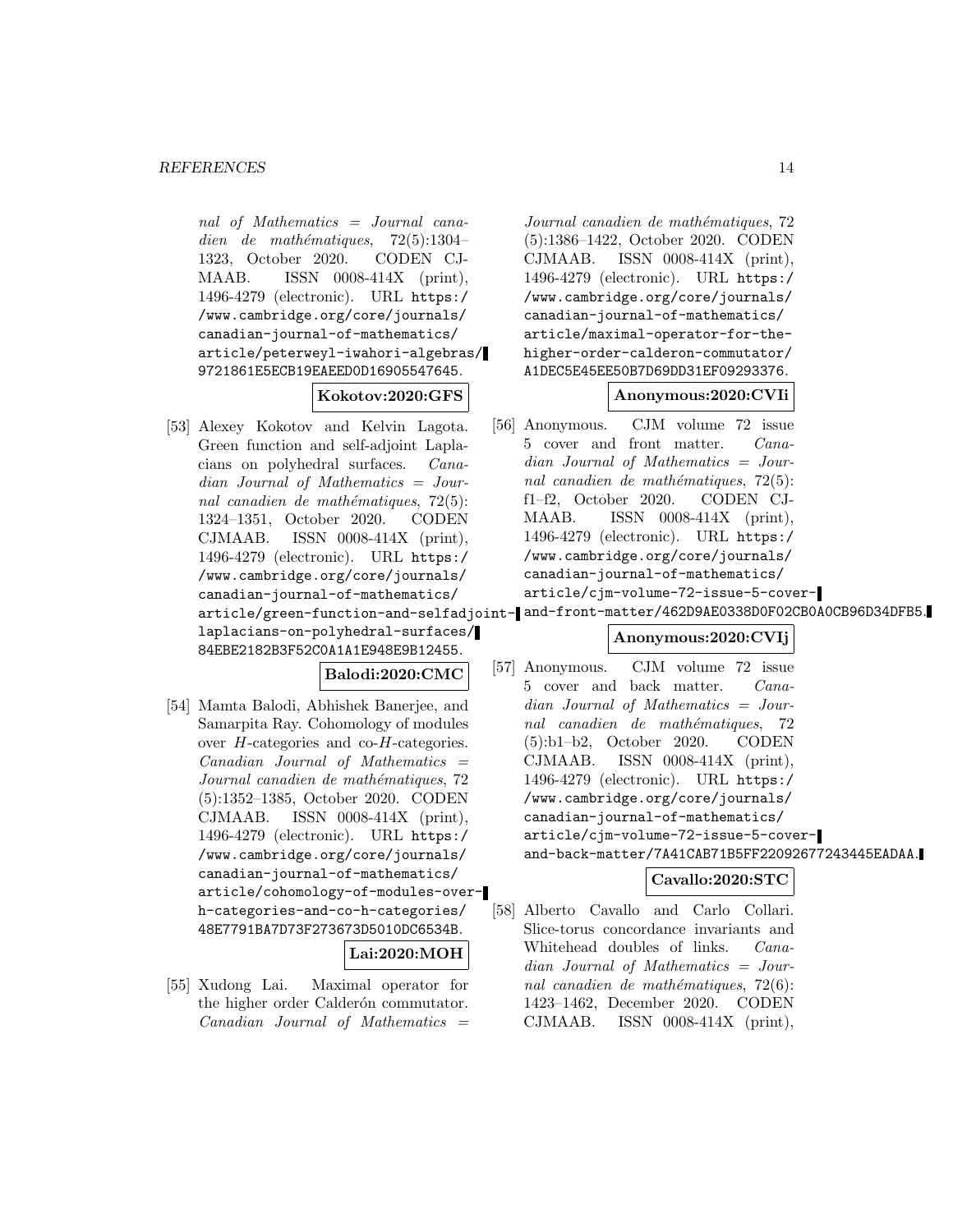*nal of Mathematics = Journal canadien de mathématiques*, 72(5):1304–1323, October 2020. CODEN CJMAAB. ISSN 0008-414X (print), 1496-4279 (electronic). URL https://www.cambridge.org/core/journals/canadian-journal-of-mathematics/article/peterweyl-iwahori-algebras/9721861E5ECB19EAEED0D16905547645.

**Kokotov:2020:GFS**

[53] Alexey Kokotov and Kelvin Lagota. Green function and self-adjoint Laplacians on polyhedral surfaces. *Canadian Journal of Mathematics = Journal canadien de mathématiques*, 72(5):1324–1351, October 2020. CODEN CJMAAB. ISSN 0008-414X (print), 1496-4279 (electronic). URL https://www.cambridge.org/core/journals/canadian-journal-of-mathematics/article/green-function-and-selfadjoint-laplacians-on-polyhedral-surfaces/84EBE2182B3F52C0A1A1E948E9B12455.

**Balodi:2020:CMC**

[54] Mamta Balodi, Abhishek Banerjee, and Samarpita Ray. Cohomology of modules over $H$-categories and co-$H$-categories. *Canadian Journal of Mathematics = Journal canadien de mathématiques*, 72(5):1352–1385, October 2020. CODEN CJMAAB. ISSN 0008-414X (print), 1496-4279 (electronic). URL https://www.cambridge.org/core/journals/canadian-journal-of-mathematics/article/cohomology-of-modules-over-h-categories-and-co-h-categories/48E7791BA7D73F273673D5010DC6534B.

**Lai:2020:MOH**

[55] Xudong Lai. Maximal operator for the higher order Calderón commutator. *Canadian Journal of Mathematics = Journal canadien de mathématiques*, 72(5):1386–1422, October 2020. CODEN CJMAAB. ISSN 0008-414X (print), 1496-4279 (electronic). URL https://www.cambridge.org/core/journals/canadian-journal-of-mathematics/article/maximal-operator-for-the-higher-order-calderon-commutator/A1DEC5E45EE50B7D69DD31EF09293376.

**Anonymous:2020:CVIi**

[56] Anonymous. CJM volume 72 issue 5 cover and front matter. *Canadian Journal of Mathematics = Journal canadien de mathématiques*, 72(5):f1–f2, October 2020. CODEN CJMAAB. ISSN 0008-414X (print), 1496-4279 (electronic). URL https://www.cambridge.org/core/journals/canadian-journal-of-mathematics/article/cjm-volume-72-issue-5-cover-and-front-matter/462D9AE0338D0F02CB0A0CB96D34DFB5.

**Anonymous:2020:CVIj**

[57] Anonymous. CJM volume 72 issue 5 cover and back matter. *Canadian Journal of Mathematics = Journal canadien de mathématiques*, 72(5):b1–b2, October 2020. CODEN CJMAAB. ISSN 0008-414X (print), 1496-4279 (electronic). URL https://www.cambridge.org/core/journals/canadian-journal-of-mathematics/article/cjm-volume-72-issue-5-cover-and-back-matter/7A41CAB71B5FF22092677243445EADAA.

**Cavallo:2020:STC**

[58] Alberto Cavallo and Carlo Collari. Slice-torus concordance invariants and Whitehead doubles of links. *Canadian Journal of Mathematics = Journal canadien de mathématiques*, 72(6):1423–1462, December 2020. CODEN CJMAAB. ISSN 0008-414X (print),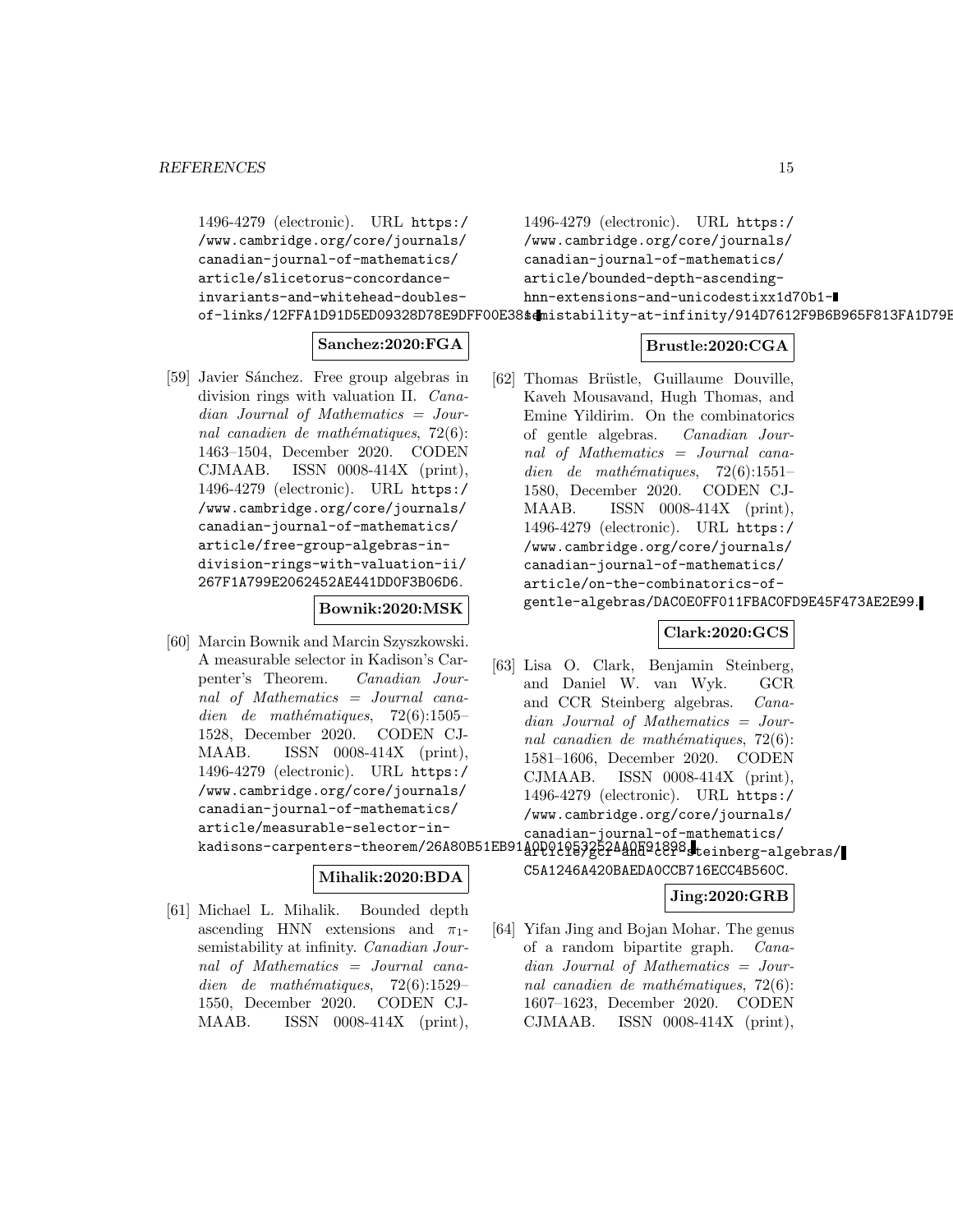1496-4279 (electronic). URL https://www.cambridge.org/core/journals/canadian-journal-of-mathematics/article/slicetorus-concordance-invariants-and-whitehead-doubles-of-links/12FFA1D91D5ED09328D78E9DFF00E38E.

**Sanchez:2020:FGA**

[59] Javier Sánchez. Free group algebras in division rings with valuation II. *Canadian Journal of Mathematics = Journal canadien de mathématiques*, 72(6): 1463–1504, December 2020. CODEN CJMAAB. ISSN 0008-414X (print), 1496-4279 (electronic). URL https://www.cambridge.org/core/journals/canadian-journal-of-mathematics/article/free-group-algebras-in-division-rings-with-valuation-ii/267F1A799E2062452AE441DD0F3B06D6.

**Bownik:2020:MSK**

[60] Marcin Bownik and Marcin Szyszkowski. A measurable selector in Kadison's Carpenter's Theorem. *Canadian Journal of Mathematics = Journal canadien de mathématiques*, 72(6):1505–1528, December 2020. CODEN CJMAAB. ISSN 0008-414X (print), 1496-4279 (electronic). URL https://www.cambridge.org/core/journals/canadian-journal-of-mathematics/article/measurable-selector-in-kadisons-carpenters-theorem/26A80B51EB91A0D01053252AA0F91898.

**Mihalik:2020:BDA**

[61] Michael L. Mihalik. Bounded depth ascending HNN extensions and $\pi_1$-semistability at infinity. *Canadian Journal of Mathematics = Journal canadien de mathématiques*, 72(6):1529–1550, December 2020. CODEN CJMAAB. ISSN 0008-414X (print), 1496-4279 (electronic). URL https://www.cambridge.org/core/journals/canadian-journal-of-mathematics/article/bounded-depth-ascending-hnn-extensions-and-unicodestixx1d70b1-semistability-at-infinity/914D7612F9B6B965F813FA1D79E

**Brustle:2020:CGA**

[62] Thomas Brüstle, Guillaume Douville, Kaveh Mousavand, Hugh Thomas, and Emine Yildirim. On the combinatorics of gentle algebras. *Canadian Journal of Mathematics = Journal canadien de mathématiques*, 72(6):1551–1580, December 2020. CODEN CJMAAB. ISSN 0008-414X (print), 1496-4279 (electronic). URL https://www.cambridge.org/core/journals/canadian-journal-of-mathematics/article/on-the-combinatorics-of-gentle-algebras/DAC0E0FF011FBAC0FD9E45F473AE2E99.

**Clark:2020:GCS**

[63] Lisa O. Clark, Benjamin Steinberg, and Daniel W. van Wyk. GCR and CCR Steinberg algebras. *Canadian Journal of Mathematics = Journal canadien de mathématiques*, 72(6): 1581–1606, December 2020. CODEN CJMAAB. ISSN 0008-414X (print), 1496-4279 (electronic). URL https://www.cambridge.org/core/journals/canadian-journal-of-mathematics/article/gcr-and-ccr-steinberg-algebras/C5A1246A420BAEDA0CCB716ECC4B560C.

**Jing:2020:GRB**

[64] Yifan Jing and Bojan Mohar. The genus of a random bipartite graph. *Canadian Journal of Mathematics = Journal canadien de mathématiques*, 72(6): 1607–1623, December 2020. CODEN CJMAAB. ISSN 0008-414X (print),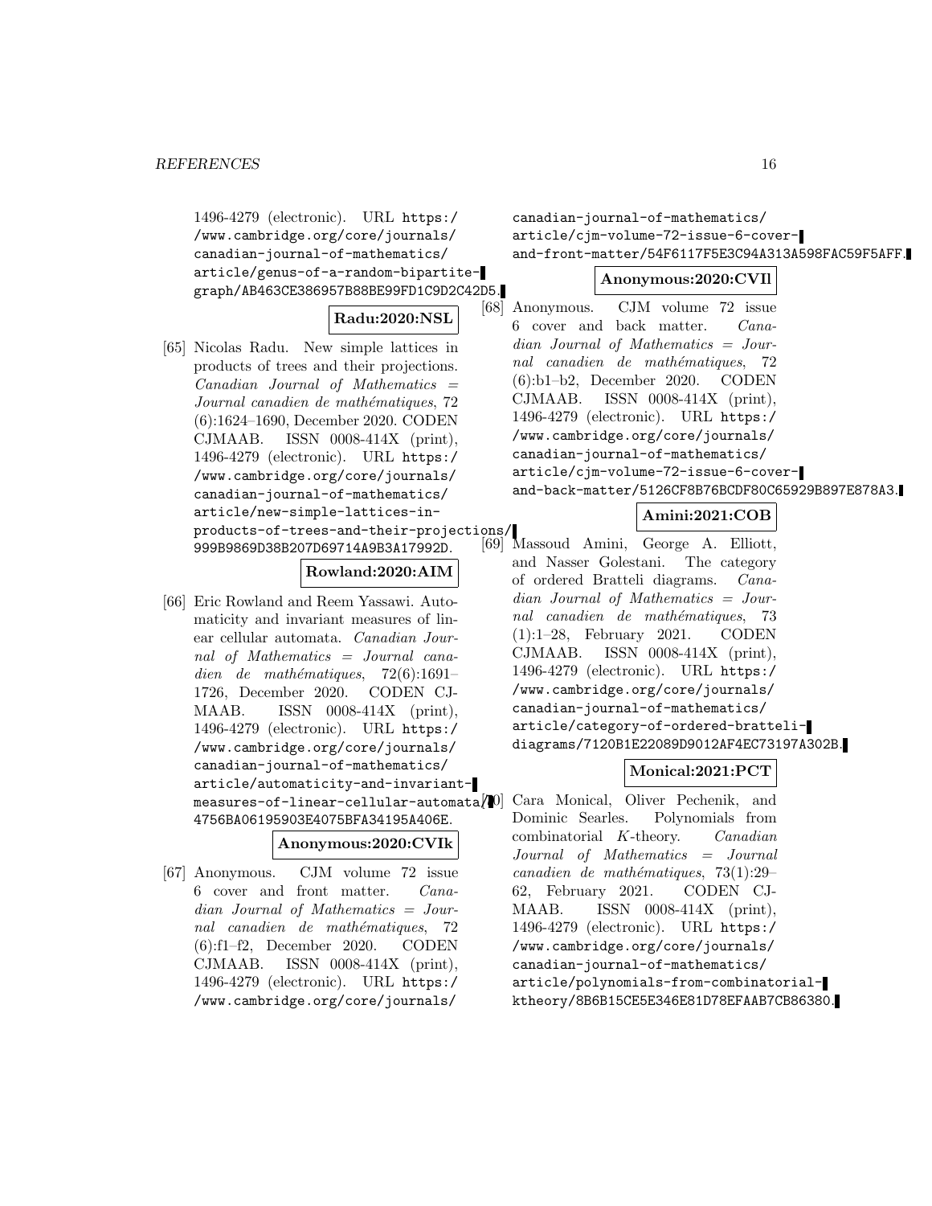1496-4279 (electronic). URL https://www.cambridge.org/core/journals/canadian-journal-of-mathematics/article/genus-of-a-random-bipartite-graph/AB463CE386957B88BE99FD1C9D2C42D5.

**Radu:2020:NSL**

[65] Nicolas Radu. New simple lattices in products of trees and their projections. *Canadian Journal of Mathematics = Journal canadien de mathématiques*, 72 (6):1624–1690, December 2020. CODEN CJMAAB. ISSN 0008-414X (print), 1496-4279 (electronic). URL https://www.cambridge.org/core/journals/canadian-journal-of-mathematics/article/new-simple-lattices-in-products-of-trees-and-their-projections/999B9869D38B207D69714A9B3A17992D.

**Rowland:2020:AIM**

[66] Eric Rowland and Reem Yassawi. Automaticity and invariant measures of linear cellular automata. *Canadian Journal of Mathematics = Journal canadien de mathématiques*, 72(6):1691–1726, December 2020. CODEN CJMAAB. ISSN 0008-414X (print), 1496-4279 (electronic). URL https://www.cambridge.org/core/journals/canadian-journal-of-mathematics/article/automaticity-and-invariant-measures-of-linear-cellular-automata/4756BA06195903E4075BFA34195A406E.

**Anonymous:2020:CVIk**

[67] Anonymous. CJM volume 72 issue 6 cover and front matter. *Canadian Journal of Mathematics = Journal canadien de mathématiques*, 72 (6):f1–f2, December 2020. CODEN CJMAAB. ISSN 0008-414X (print), 1496-4279 (electronic). URL https://www.cambridge.org/core/journals/canadian-journal-of-mathematics/article/cjm-volume-72-issue-6-cover-and-front-matter/54F6117F5E3C94A313A598FAC59F5AFF.

**Anonymous:2020:CVIl**

[68] Anonymous. CJM volume 72 issue 6 cover and back matter. *Canadian Journal of Mathematics = Journal canadien de mathématiques*, 72 (6):b1–b2, December 2020. CODEN CJMAAB. ISSN 0008-414X (print), 1496-4279 (electronic). URL https://www.cambridge.org/core/journals/canadian-journal-of-mathematics/article/cjm-volume-72-issue-6-cover-and-back-matter/5126CF8B76BCDF80C65929B897E878A3.

**Amini:2021:COB**

[69] Massoud Amini, George A. Elliott, and Nasser Golestani. The category of ordered Bratteli diagrams. *Canadian Journal of Mathematics = Journal canadien de mathématiques*, 73 (1):1–28, February 2021. CODEN CJMAAB. ISSN 0008-414X (print), 1496-4279 (electronic). URL https://www.cambridge.org/core/journals/canadian-journal-of-mathematics/article/category-of-ordered-bratteli-diagrams/7120B1E22089D9012AF4EC73197A302B.

**Monical:2021:PCT**

[70] Cara Monical, Oliver Pechenik, and Dominic Searles. Polynomials from combinatorial $K$-theory. *Canadian Journal of Mathematics = Journal canadien de mathématiques*, 73(1):29–62, February 2021. CODEN CJMAAB. ISSN 0008-414X (print), 1496-4279 (electronic). URL https://www.cambridge.org/core/journals/canadian-journal-of-mathematics/article/polynomials-from-combinatorial-ktheory/8B6B15CE5E346E81D78EFAAB7CB86380.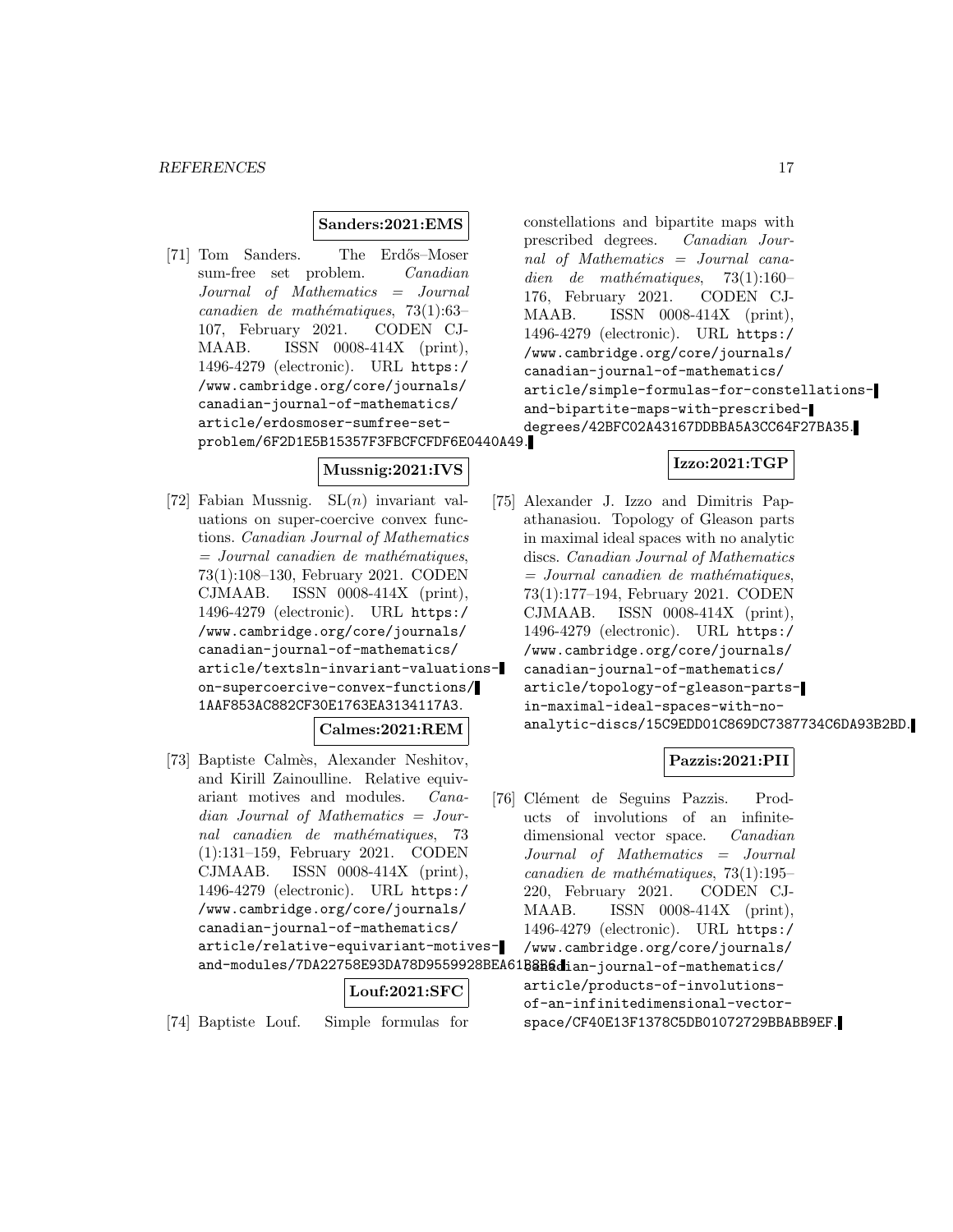**Sanders:2021:EMS**

[71] Tom Sanders. The Erdős–Moser sum-free set problem. *Canadian Journal of Mathematics = Journal canadien de mathématiques*, 73(1):63–107, February 2021. CODEN CJMAAB. ISSN 0008-414X (print), 1496-4279 (electronic). URL https://www.cambridge.org/core/journals/canadian-journal-of-mathematics/article/erdosmoser-sumfree-set-problem/6F2D1E5B15357F3FBCFCFDF6E0440A49.

**Mussnig:2021:IVS**

[72] Fabian Mussnig. $\mathrm{SL}(n)$ invariant valuations on super-coercive convex functions. *Canadian Journal of Mathematics = Journal canadien de mathématiques*, 73(1):108–130, February 2021. CODEN CJMAAB. ISSN 0008-414X (print), 1496-4279 (electronic). URL https://www.cambridge.org/core/journals/canadian-journal-of-mathematics/article/textsln-invariant-valuations-on-supercoercive-convex-functions/1AAF853AC882CF30E1763EA3134117A3.

**Calmes:2021:REM**

[73] Baptiste Calmès, Alexander Neshitov, and Kirill Zainoulline. Relative equivariant motives and modules. *Canadian Journal of Mathematics = Journal canadien de mathématiques*, 73(1):131–159, February 2021. CODEN CJMAAB. ISSN 0008-414X (print), 1496-4279 (electronic). URL https://www.cambridge.org/core/journals/canadian-journal-of-mathematics/article/relative-equivariant-motives-and-modules/7DA22758E93DA78D9559928BEA61B8B6.

**Louf:2021:SFC**

[74] Baptiste Louf. Simple formulas for constellations and bipartite maps with prescribed degrees. *Canadian Journal of Mathematics = Journal canadien de mathématiques*, 73(1):160–176, February 2021. CODEN CJMAAB. ISSN 0008-414X (print), 1496-4279 (electronic). URL https://www.cambridge.org/core/journals/canadian-journal-of-mathematics/article/simple-formulas-for-constellations-and-bipartite-maps-with-prescribed-degrees/42BFC02A43167DDBBA5A3CC64F27BA35.

**Izzo:2021:TGP**

[75] Alexander J. Izzo and Dimitris Papathanasiou. Topology of Gleason parts in maximal ideal spaces with no analytic discs. *Canadian Journal of Mathematics = Journal canadien de mathématiques*, 73(1):177–194, February 2021. CODEN CJMAAB. ISSN 0008-414X (print), 1496-4279 (electronic). URL https://www.cambridge.org/core/journals/canadian-journal-of-mathematics/article/topology-of-gleason-parts-in-maximal-ideal-spaces-with-no-analytic-discs/15C9EDD01C869DC7387734C6DA93B2BD.

**Pazzis:2021:PII**

[76] Clément de Seguins Pazzis. Products of involutions of an infinite-dimensional vector space. *Canadian Journal of Mathematics = Journal canadien de mathématiques*, 73(1):195–220, February 2021. CODEN CJMAAB. ISSN 0008-414X (print), 1496-4279 (electronic). URL https://www.cambridge.org/core/journals/canadian-journal-of-mathematics/article/products-of-involutions-of-an-infinitedimensional-vector-space/CF40E13F1378C5DB01072729BBABB9EF.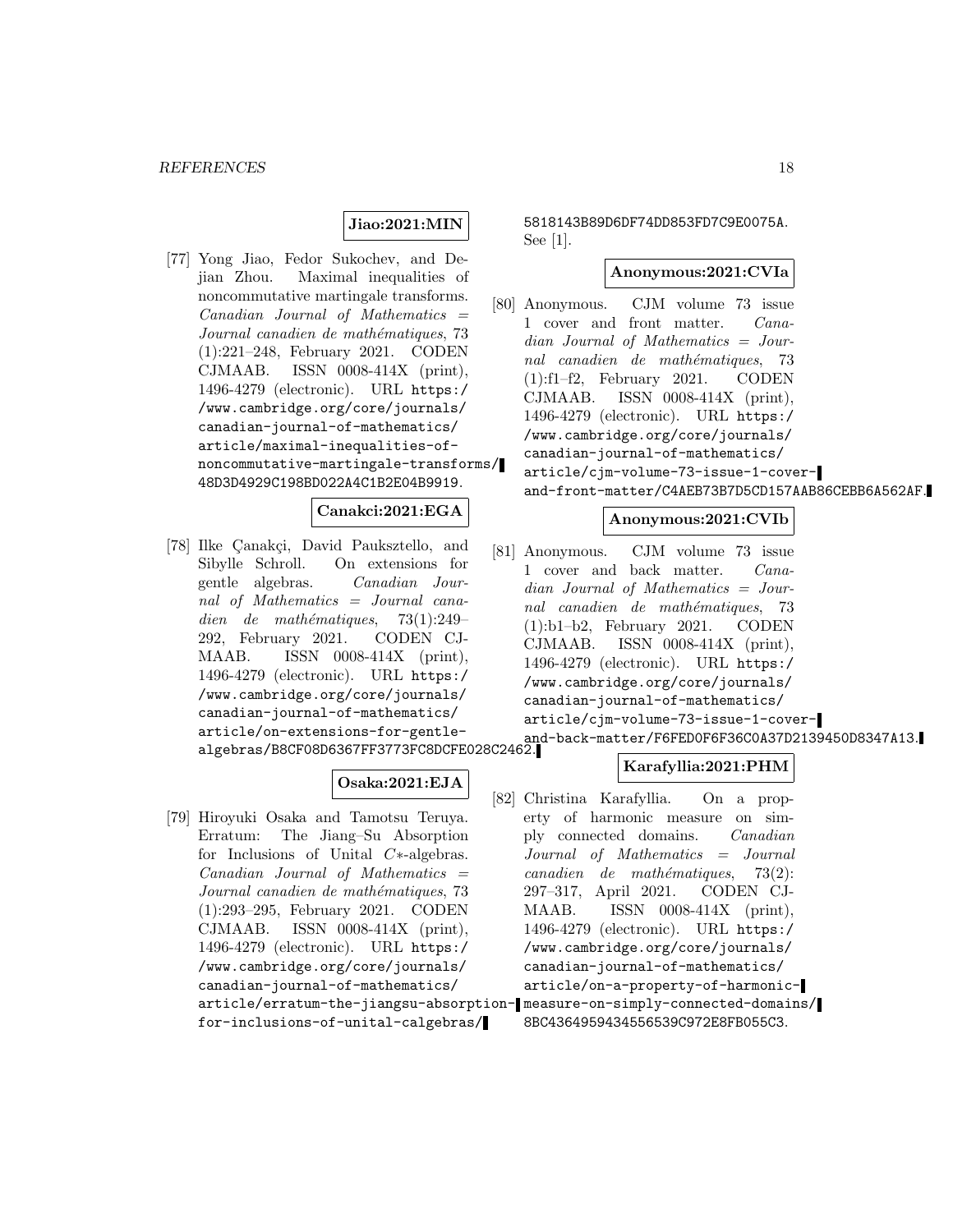**Jiao:2021:MIN**

[77] Yong Jiao, Fedor Sukochev, and Dejian Zhou. Maximal inequalities of noncommutative martingale transforms. *Canadian Journal of Mathematics = Journal canadien de mathématiques*, 73 (1):221–248, February 2021. CODEN CJMAAB. ISSN 0008-414X (print), 1496-4279 (electronic). URL https://www.cambridge.org/core/journals/canadian-journal-of-mathematics/article/maximal-inequalities-of-noncommutative-martingale-transforms/48D3D4929C198BD022A4C1B2E04B9919.

**Canakci:2021:EGA**

[78] Ilke Çanakçi, David Pauksztello, and Sibylle Schroll. On extensions for gentle algebras. *Canadian Journal of Mathematics = Journal canadien de mathématiques*, 73(1):249–292, February 2021. CODEN CJMAAB. ISSN 0008-414X (print), 1496-4279 (electronic). URL https://www.cambridge.org/core/journals/canadian-journal-of-mathematics/article/on-extensions-for-gentle-algebras/B8CF08D6367FF3773FC8DCFE028C2462.

**Osaka:2021:EJA**

[79] Hiroyuki Osaka and Tamotsu Teruya. Erratum: The Jiang–Su Absorption for Inclusions of Unital $C*$-algebras. *Canadian Journal of Mathematics = Journal canadien de mathématiques*, 73 (1):293–295, February 2021. CODEN CJMAAB. ISSN 0008-414X (print), 1496-4279 (electronic). URL https://www.cambridge.org/core/journals/canadian-journal-of-mathematics/article/erratum-the-jiangsu-absorption-for-inclusions-of-unital-calgebras/5818143B89D6DF74DD853FD7C9E0075A. See [1].

**Anonymous:2021:CVIa**

[80] Anonymous. CJM volume 73 issue 1 cover and front matter. *Canadian Journal of Mathematics = Journal canadien de mathématiques*, 73 (1):f1–f2, February 2021. CODEN CJMAAB. ISSN 0008-414X (print), 1496-4279 (electronic). URL https://www.cambridge.org/core/journals/canadian-journal-of-mathematics/article/cjm-volume-73-issue-1-cover-and-front-matter/C4AEB73B7D5CD157AAB86CEBB6A562AF.

**Anonymous:2021:CVIb**

[81] Anonymous. CJM volume 73 issue 1 cover and back matter. *Canadian Journal of Mathematics = Journal canadien de mathématiques*, 73 (1):b1–b2, February 2021. CODEN CJMAAB. ISSN 0008-414X (print), 1496-4279 (electronic). URL https://www.cambridge.org/core/journals/canadian-journal-of-mathematics/article/cjm-volume-73-issue-1-cover-and-back-matter/F6FED0F6F36C0A37D2139450D8347A13.

**Karafyllia:2021:PHM**

[82] Christina Karafyllia. On a property of harmonic measure on simply connected domains. *Canadian Journal of Mathematics = Journal canadien de mathématiques*, 73(2): 297–317, April 2021. CODEN CJMAAB. ISSN 0008-414X (print), 1496-4279 (electronic). URL https://www.cambridge.org/core/journals/canadian-journal-of-mathematics/article/on-a-property-of-harmonic-measure-on-simply-connected-domains/8BC4364959434556539C972E8FB055C3.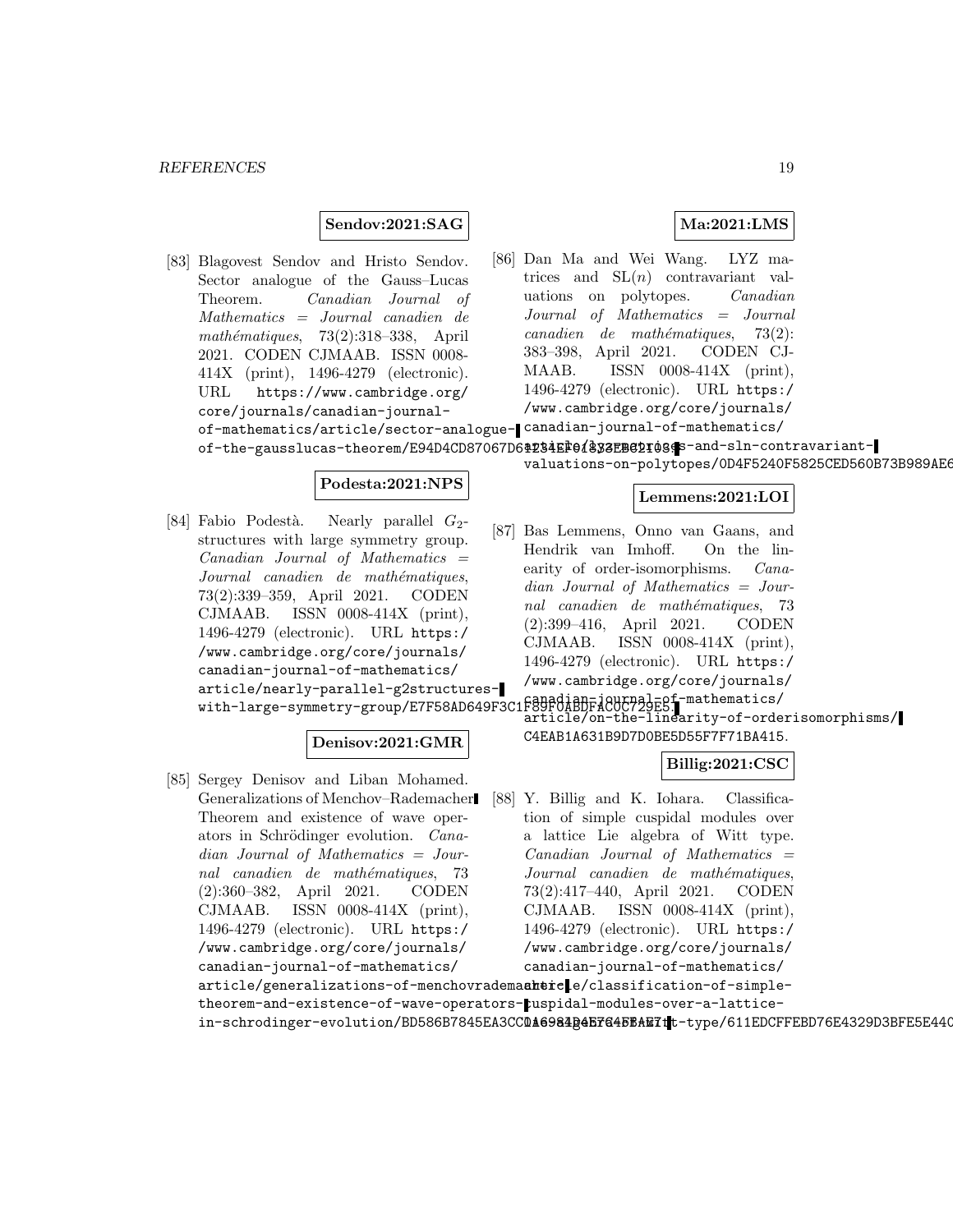**Sendov:2021:SAG**

[83] Blagovest Sendov and Hristo Sendov. Sector analogue of the Gauss–Lucas Theorem. *Canadian Journal of Mathematics = Journal canadien de mathématiques*, 73(2):318–338, April 2021. CODEN CJMAAB. ISSN 0008-414X (print), 1496-4279 (electronic). URL https://www.cambridge.org/core/journals/canadian-journal-of-mathematics/article/sector-analogue-of-the-gausslucas-theorem/E94D4CD87067D6923E4E0233ED2103.

**Podesta:2021:NPS**

[84] Fabio Podestà. Nearly parallel $G_2$-structures with large symmetry group. *Canadian Journal of Mathematics = Journal canadien de mathématiques*, 73(2):339–359, April 2021. CODEN CJMAAB. ISSN 0008-414X (print), 1496-4279 (electronic). URL https://www.cambridge.org/core/journals/canadian-journal-of-mathematics/article/nearly-parallel-g2structures-with-large-symmetry-group/E7F58AD649F3C1F89F0ABDFAC0C729E5.

**Denisov:2021:GMR**

[85] Sergey Denisov and Liban Mohamed. Generalizations of Menchov–Rademacher Theorem and existence of wave operators in Schrödinger evolution. *Canadian Journal of Mathematics = Journal canadien de mathématiques*, 73(2):360–382, April 2021. CODEN CJMAAB. ISSN 0008-414X (print), 1496-4279 (electronic). URL https://www.cambridge.org/core/journals/canadian-journal-of-mathematics/article/generalizations-of-menchovrademacher-theorem-and-existence-of-wave-operators-in-schrodinger-evolution/BD586B7845EA3CC1A6984B4E7645BAE7.

**Ma:2021:LMS**

[86] Dan Ma and Wei Wang. LYZ matrices and $\mathrm{SL}(n)$ contravariant valuations on polytopes. *Canadian Journal of Mathematics = Journal canadien de mathématiques*, 73(2):383–398, April 2021. CODEN CJMAAB. ISSN 0008-414X (print), 1496-4279 (electronic). URL https://www.cambridge.org/core/journals/canadian-journal-of-mathematics/article/lyz-matrices-and-sln-contravariant-valuations-on-polytopes/0D4F5240F5825CED560B73B989AE6

**Lemmens:2021:LOI**

[87] Bas Lemmens, Onno van Gaans, and Hendrik van Imhoff. On the linearity of order-isomorphisms. *Canadian Journal of Mathematics = Journal canadien de mathématiques*, 73(2):399–416, April 2021. CODEN CJMAAB. ISSN 0008-414X (print), 1496-4279 (electronic). URL https://www.cambridge.org/core/journals/canadian-journal-of-mathematics/article/on-the-linearity-of-orderisomorphisms/C4EAB1A631B9D7D0BE5D55F7F71BA415.

**Billig:2021:CSC**

[88] Y. Billig and K. Iohara. Classification of simple cuspidal modules over a lattice Lie algebra of Witt type. *Canadian Journal of Mathematics = Journal canadien de mathématiques*, 73(2):417–440, April 2021. CODEN CJMAAB. ISSN 0008-414X (print), 1496-4279 (electronic). URL https://www.cambridge.org/core/journals/canadian-journal-of-mathematics/article/classification-of-simple-cuspidal-modules-over-a-lattice-lie-algebra-of-witt-type/611EDCFFEBD76E4329D3BFE5E440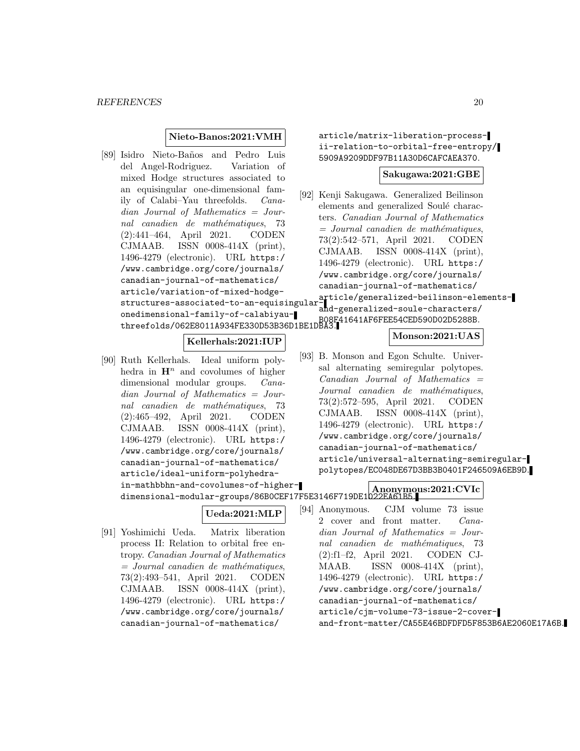**Nieto-Banos:2021:VMH**

[89] Isidro Nieto-Baños and Pedro Luis del Angel-Rodriguez. Variation of mixed Hodge structures associated to an equisingular one-dimensional family of Calabi–Yau threefolds. *Canadian Journal of Mathematics = Journal canadien de mathématiques*, 73 (2):441–464, April 2021. CODEN CJMAAB. ISSN 0008-414X (print), 1496-4279 (electronic). URL https://www.cambridge.org/core/journals/canadian-journal-of-mathematics/article/variation-of-mixed-hodge-structures-associated-to-an-equisingular-onedimensional-family-of-calabiyau-threefolds/062E8011A934FE330D53B36D1BE1DBA3.

**Kellerhals:2021:IUP**

[90] Ruth Kellerhals. Ideal uniform polyhedra in $\mathbf{H}^n$ and covolumes of higher dimensional modular groups. *Canadian Journal of Mathematics = Journal canadien de mathématiques*, 73 (2):465–492, April 2021. CODEN CJMAAB. ISSN 0008-414X (print), 1496-4279 (electronic). URL https://www.cambridge.org/core/journals/canadian-journal-of-mathematics/article/ideal-uniform-polyhedra-in-mathbbhn-and-covolumes-of-higher-dimensional-modular-groups/86B0CEF17F5E3146F719DE1022EA61B5.

**Ueda:2021:MLP**

[91] Yoshimichi Ueda. Matrix liberation process II: Relation to orbital free entropy. *Canadian Journal of Mathematics = Journal canadien de mathématiques*, 73(2):493–541, April 2021. CODEN CJMAAB. ISSN 0008-414X (print), 1496-4279 (electronic). URL https://www.cambridge.org/core/journals/canadian-journal-of-mathematics/article/matrix-liberation-process-ii-relation-to-orbital-free-entropy/5909A9209DDF97B11A30D6CAFCAEA370.

**Sakugawa:2021:GBE**

[92] Kenji Sakugawa. Generalized Beilinson elements and generalized Soulé characters. *Canadian Journal of Mathematics = Journal canadien de mathématiques*, 73(2):542–571, April 2021. CODEN CJMAAB. ISSN 0008-414X (print), 1496-4279 (electronic). URL https://www.cambridge.org/core/journals/canadian-journal-of-mathematics/article/generalized-beilinson-elements-and-generalized-soule-characters/B08F41641AF6FEE54CED590D02D5288B.

**Monson:2021:UAS**

[93] B. Monson and Egon Schulte. Universal alternating semiregular polytopes. *Canadian Journal of Mathematics = Journal canadien de mathématiques*, 73(2):572–595, April 2021. CODEN CJMAAB. ISSN 0008-414X (print), 1496-4279 (electronic). URL https://www.cambridge.org/core/journals/canadian-journal-of-mathematics/article/universal-alternating-semiregular-polytopes/EC048DE67D3BB3B0401F246509A6EB9D.

**Anonymous:2021:CVIc**

[94] Anonymous. CJM volume 73 issue 2 cover and front matter. *Canadian Journal of Mathematics = Journal canadien de mathématiques*, 73 (2):f1–f2, April 2021. CODEN CJMAAB. ISSN 0008-414X (print), 1496-4279 (electronic). URL https://www.cambridge.org/core/journals/canadian-journal-of-mathematics/article/cjm-volume-73-issue-2-cover-and-front-matter/CA55E46BDFDFD5F853B6AE2060E17A6B.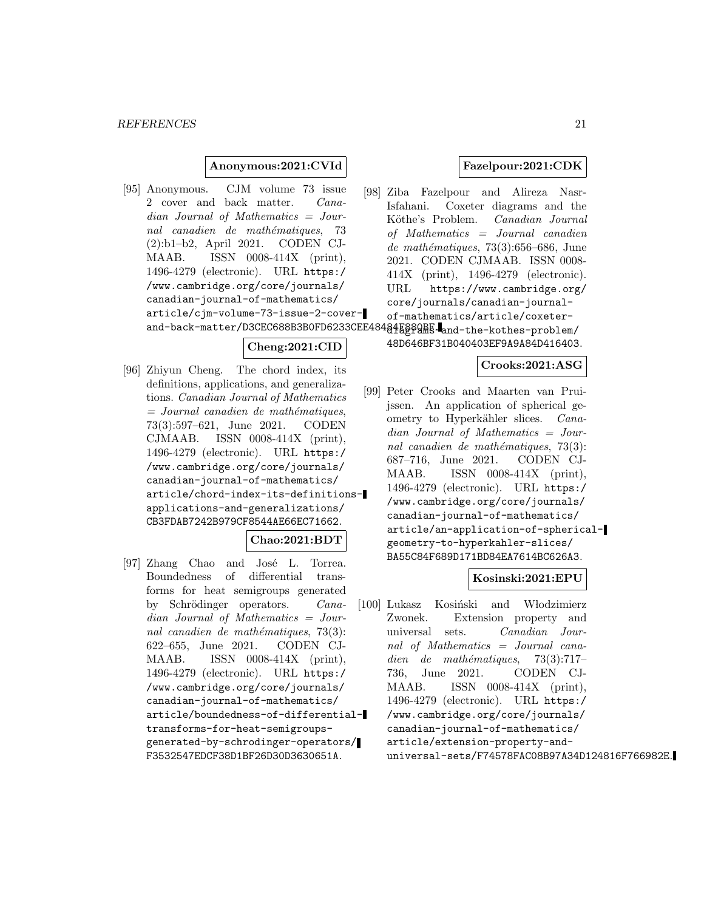**Anonymous:2021:CVId**

[95] Anonymous. CJM volume 73 issue 2 cover and back matter. *Canadian Journal of Mathematics = Journal canadien de mathématiques*, 73 (2):b1–b2, April 2021. CODEN CJMAAB. ISSN 0008-414X (print), 1496-4279 (electronic). URL https://www.cambridge.org/core/journals/canadian-journal-of-mathematics/article/cjm-volume-73-issue-2-cover-and-back-matter/D3CEC688B3B0FD6233CEE48484F880BE.

**Cheng:2021:CID**

[96] Zhiyun Cheng. The chord index, its definitions, applications, and generalizations. *Canadian Journal of Mathematics = Journal canadien de mathématiques*, 73(3):597–621, June 2021. CODEN CJMAAB. ISSN 0008-414X (print), 1496-4279 (electronic). URL https://www.cambridge.org/core/journals/canadian-journal-of-mathematics/article/chord-index-its-definitions-applications-and-generalizations/CB3FDAB7242B979CF8544AE66EC71662.

**Chao:2021:BDT**

[97] Zhang Chao and José L. Torrea. Boundedness of differential transforms for heat semigroups generated by Schrödinger operators. *Canadian Journal of Mathematics = Journal canadien de mathématiques*, 73(3):622–655, June 2021. CODEN CJMAAB. ISSN 0008-414X (print), 1496-4279 (electronic). URL https://www.cambridge.org/core/journals/canadian-journal-of-mathematics/article/boundedness-of-differential-transforms-for-heat-semigroups-generated-by-schrodinger-operators/F3532547EDCF38D1BF26D30D3630651A.

**Fazelpour:2021:CDK**

[98] Ziba Fazelpour and Alireza Nasr-Isfahani. Coxeter diagrams and the Köthe's Problem. *Canadian Journal of Mathematics = Journal canadien de mathématiques*, 73(3):656–686, June 2021. CODEN CJMAAB. ISSN 0008-414X (print), 1496-4279 (electronic). URL https://www.cambridge.org/core/journals/canadian-journal-of-mathematics/article/coxeter-diagrams-and-the-kothes-problem/48D646BF31B040403EF9A9A84D416403.

**Crooks:2021:ASG**

[99] Peter Crooks and Maarten van Pruijssen. An application of spherical geometry to Hyperkähler slices. *Canadian Journal of Mathematics = Journal canadien de mathématiques*, 73(3):687–716, June 2021. CODEN CJMAAB. ISSN 0008-414X (print), 1496-4279 (electronic). URL https://www.cambridge.org/core/journals/canadian-journal-of-mathematics/article/an-application-of-spherical-geometry-to-hyperkahler-slices/BA55C84F689D171BD84EA7614BC626A3.

**Kosinski:2021:EPU**

[100] Lukasz Kosiński and Włodzimierz Zwonek. Extension property and universal sets. *Canadian Journal of Mathematics = Journal canadien de mathématiques*, 73(3):717–736, June 2021. CODEN CJMAAB. ISSN 0008-414X (print), 1496-4279 (electronic). URL https://www.cambridge.org/core/journals/canadian-journal-of-mathematics/article/extension-property-and-universal-sets/F74578FAC08B97A34D124816F766982E.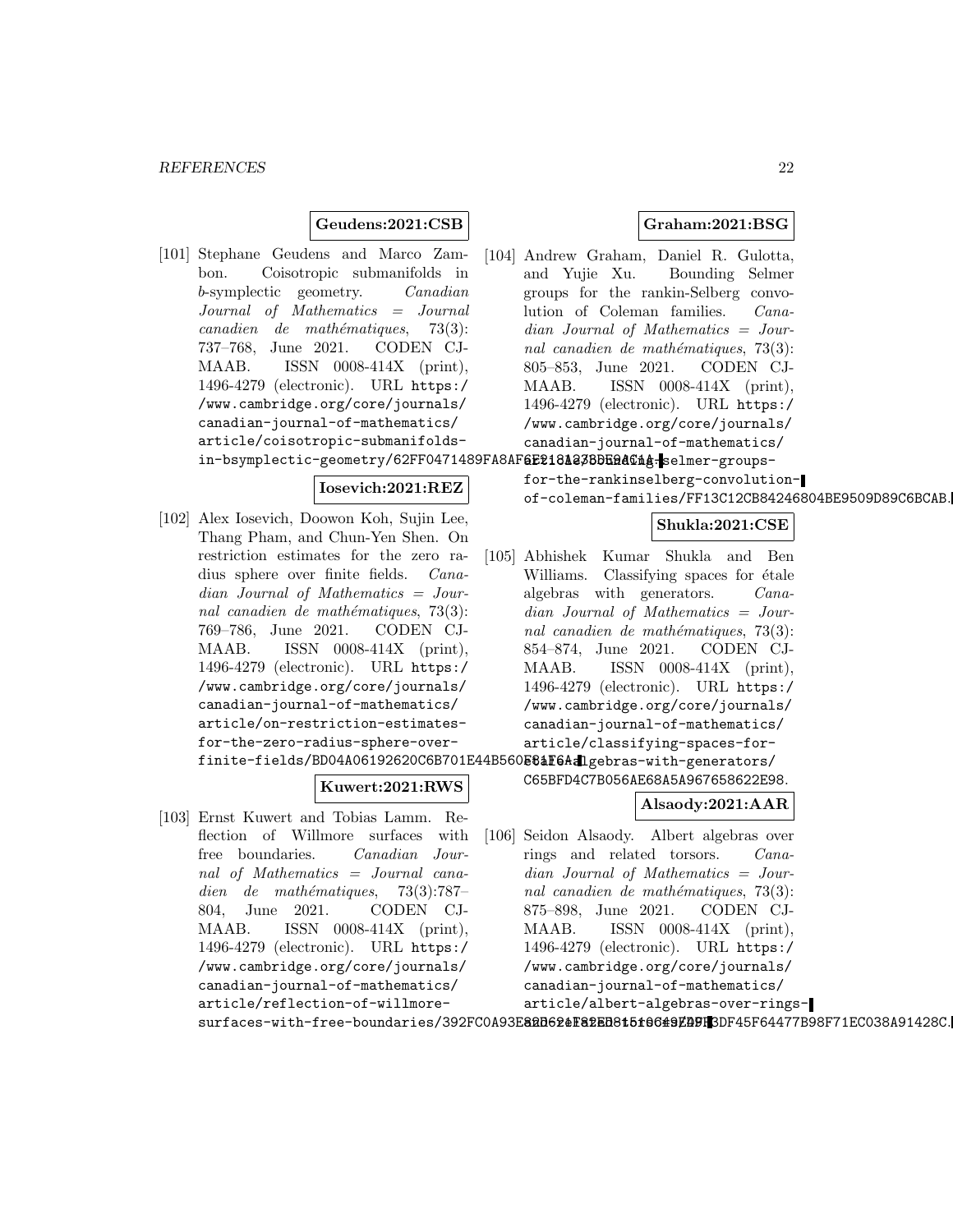**Geudens:2021:CSB**

[101] Stephane Geudens and Marco Zambon. Coisotropic submanifolds in $b$-symplectic geometry. *Canadian Journal of Mathematics = Journal canadien de mathématiques*, 73(3): 737–768, June 2021. CODEN CJMAAB. ISSN 0008-414X (print), 1496-4279 (electronic). URL https://www.cambridge.org/core/journals/canadian-journal-of-mathematics/article/coisotropic-submanifolds-in-bsymplectic-geometry/62FF0471489FA8AF6E2181278DE9AC1A.

**Iosevich:2021:REZ**

[102] Alex Iosevich, Doowon Koh, Sujin Lee, Thang Pham, and Chun-Yen Shen. On restriction estimates for the zero radius sphere over finite fields. *Canadian Journal of Mathematics = Journal canadien de mathématiques*, 73(3): 769–786, June 2021. CODEN CJMAAB. ISSN 0008-414X (print), 1496-4279 (electronic). URL https://www.cambridge.org/core/journals/canadian-journal-of-mathematics/article/on-restriction-estimates-for-the-zero-radius-sphere-over-finite-fields/BD04A06192620C6B701E44B560E81F6A.

**Kuwert:2021:RWS**

[103] Ernst Kuwert and Tobias Lamm. Reflection of Willmore surfaces with free boundaries. *Canadian Journal of Mathematics = Journal canadien de mathématiques*, 73(3):787–804, June 2021. CODEN CJMAAB. ISSN 0008-414X (print), 1496-4279 (electronic). URL https://www.cambridge.org/core/journals/canadian-journal-of-mathematics/article/reflection-of-willmore-surfaces-with-free-boundaries/392FC0A93E82D624F82ED815106497D9.

**Graham:2021:BSG**

[104] Andrew Graham, Daniel R. Gulotta, and Yujie Xu. Bounding Selmer groups for the rankin-Selberg convolution of Coleman families. *Canadian Journal of Mathematics = Journal canadien de mathématiques*, 73(3): 805–853, June 2021. CODEN CJMAAB. ISSN 0008-414X (print), 1496-4279 (electronic). URL https://www.cambridge.org/core/journals/canadian-journal-of-mathematics/article/bounding-selmer-groups-for-the-rankinselberg-convolution-of-coleman-families/FF13C12CB84246804BE9509D89C6BCAB.

**Shukla:2021:CSE**

[105] Abhishek Kumar Shukla and Ben Williams. Classifying spaces for étale algebras with generators. *Canadian Journal of Mathematics = Journal canadien de mathématiques*, 73(3): 854–874, June 2021. CODEN CJMAAB. ISSN 0008-414X (print), 1496-4279 (electronic). URL https://www.cambridge.org/core/journals/canadian-journal-of-mathematics/article/classifying-spaces-for-etale-algebras-with-generators/C65BFD4C7B056AE68A5A967658622E98.

**Alsaody:2021:AAR**

[106] Seidon Alsaody. Albert algebras over rings and related torsors. *Canadian Journal of Mathematics = Journal canadien de mathématiques*, 73(3): 875–898, June 2021. CODEN CJMAAB. ISSN 0008-414X (print), 1496-4279 (electronic). URL https://www.cambridge.org/core/journals/canadian-journal-of-mathematics/article/albert-algebras-over-rings-and-related-torsors/F3DF45F64477B98F71EC038A91428C.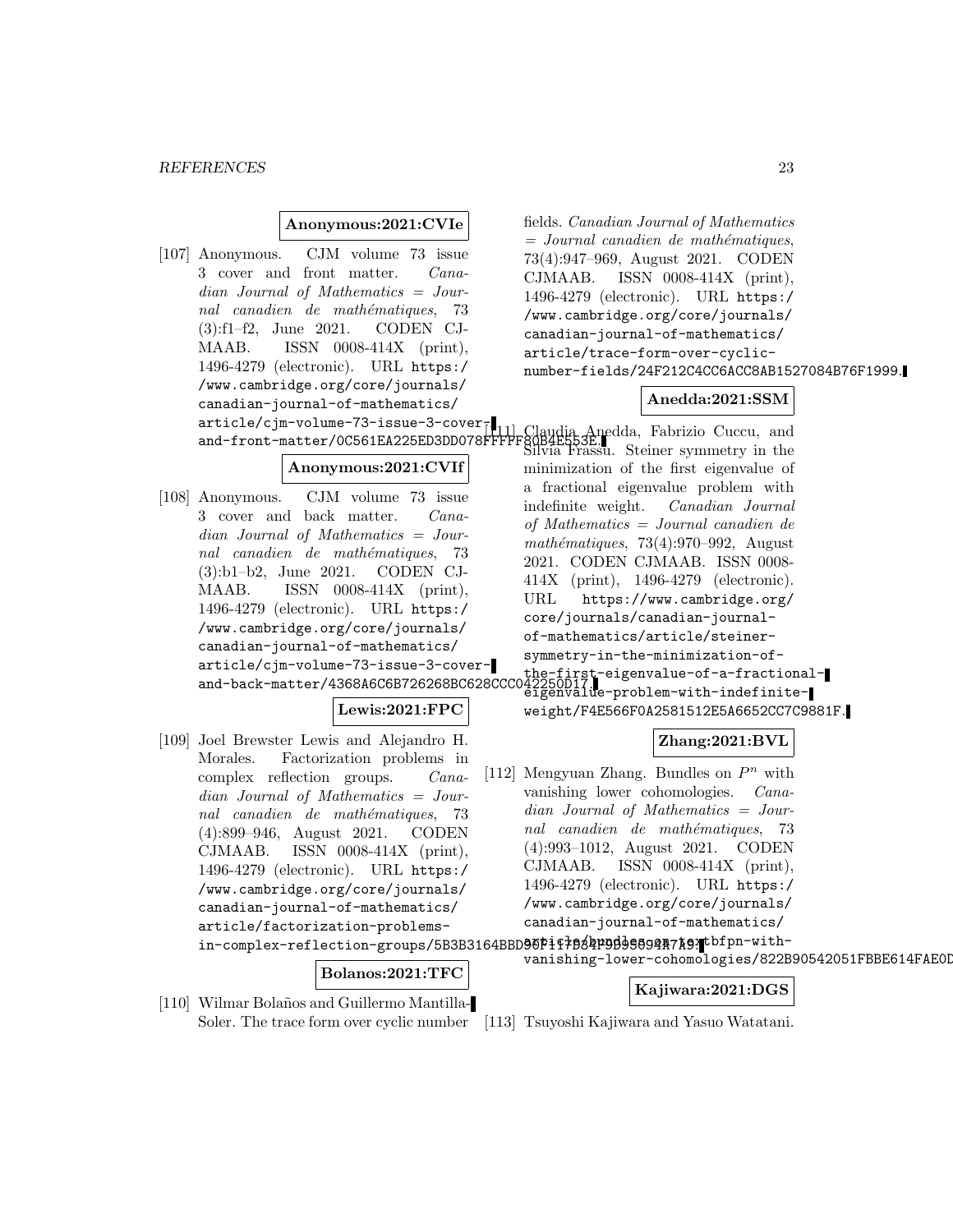**Anonymous:2021:CVIe**

[107] Anonymous. CJM volume 73 issue 3 cover and front matter. *Canadian Journal of Mathematics = Journal canadien de mathématiques*, 73 (3):f1–f2, June 2021. CODEN CJMAAB. ISSN 0008-414X (print), 1496-4279 (electronic). URL https://www.cambridge.org/core/journals/canadian-journal-of-mathematics/article/cjm-volume-73-issue-3-cover-and-front-matter/0C561EA225ED3DD078FFFFF80B4E553E.

**Anonymous:2021:CVIf**

[108] Anonymous. CJM volume 73 issue 3 cover and back matter. *Canadian Journal of Mathematics = Journal canadien de mathématiques*, 73 (3):b1–b2, June 2021. CODEN CJMAAB. ISSN 0008-414X (print), 1496-4279 (electronic). URL https://www.cambridge.org/core/journals/canadian-journal-of-mathematics/article/cjm-volume-73-issue-3-cover-and-back-matter/4368A6C6B726268BC628CCC042250D17.

**Lewis:2021:FPC**

[109] Joel Brewster Lewis and Alejandro H. Morales. Factorization problems in complex reflection groups. *Canadian Journal of Mathematics = Journal canadien de mathématiques*, 73 (4):899–946, August 2021. CODEN CJMAAB. ISSN 0008-414X (print), 1496-4279 (electronic). URL https://www.cambridge.org/core/journals/canadian-journal-of-mathematics/article/factorization-problems-in-complex-reflection-groups/5B3B3164BBD90F117B34F9D95094A7A9.

**Bolanos:2021:TFC**

[110] Wilmar Bolaños and Guillermo Mantilla-Soler. The trace form over cyclic number fields. *Canadian Journal of Mathematics = Journal canadien de mathématiques*, 73(4):947–969, August 2021. CODEN CJMAAB. ISSN 0008-414X (print), 1496-4279 (electronic). URL https://www.cambridge.org/core/journals/canadian-journal-of-mathematics/article/trace-form-over-cyclic-number-fields/24F212C4CC6ACC8AB1527084B76F1999.

**Anedda:2021:SSM**

[111] Claudia Anedda, Fabrizio Cuccu, and Silvia Frassu. Steiner symmetry in the minimization of the first eigenvalue of a fractional eigenvalue problem with indefinite weight. *Canadian Journal of Mathematics = Journal canadien de mathématiques*, 73(4):970–992, August 2021. CODEN CJMAAB. ISSN 0008-414X (print), 1496-4279 (electronic). URL https://www.cambridge.org/core/journals/canadian-journal-of-mathematics/article/steiner-symmetry-in-the-minimization-of-the-first-eigenvalue-of-a-fractional-eigenvalue-problem-with-indefinite-weight/F4E566F0A2581512E5A6652CC7C9881F.

**Zhang:2021:BVL**

[112] Mengyuan Zhang. Bundles on $P^n$ with vanishing lower cohomologies. *Canadian Journal of Mathematics = Journal canadien de mathématiques*, 73 (4):993–1012, August 2021. CODEN CJMAAB. ISSN 0008-414X (print), 1496-4279 (electronic). URL https://www.cambridge.org/core/journals/canadian-journal-of-mathematics/article/bundles-on-textbfpn-with-vanishing-lower-cohomologies/822B90542051FBBE614FAE0D

**Kajiwara:2021:DGS**

[113] Tsuyoshi Kajiwara and Yasuo Watatani.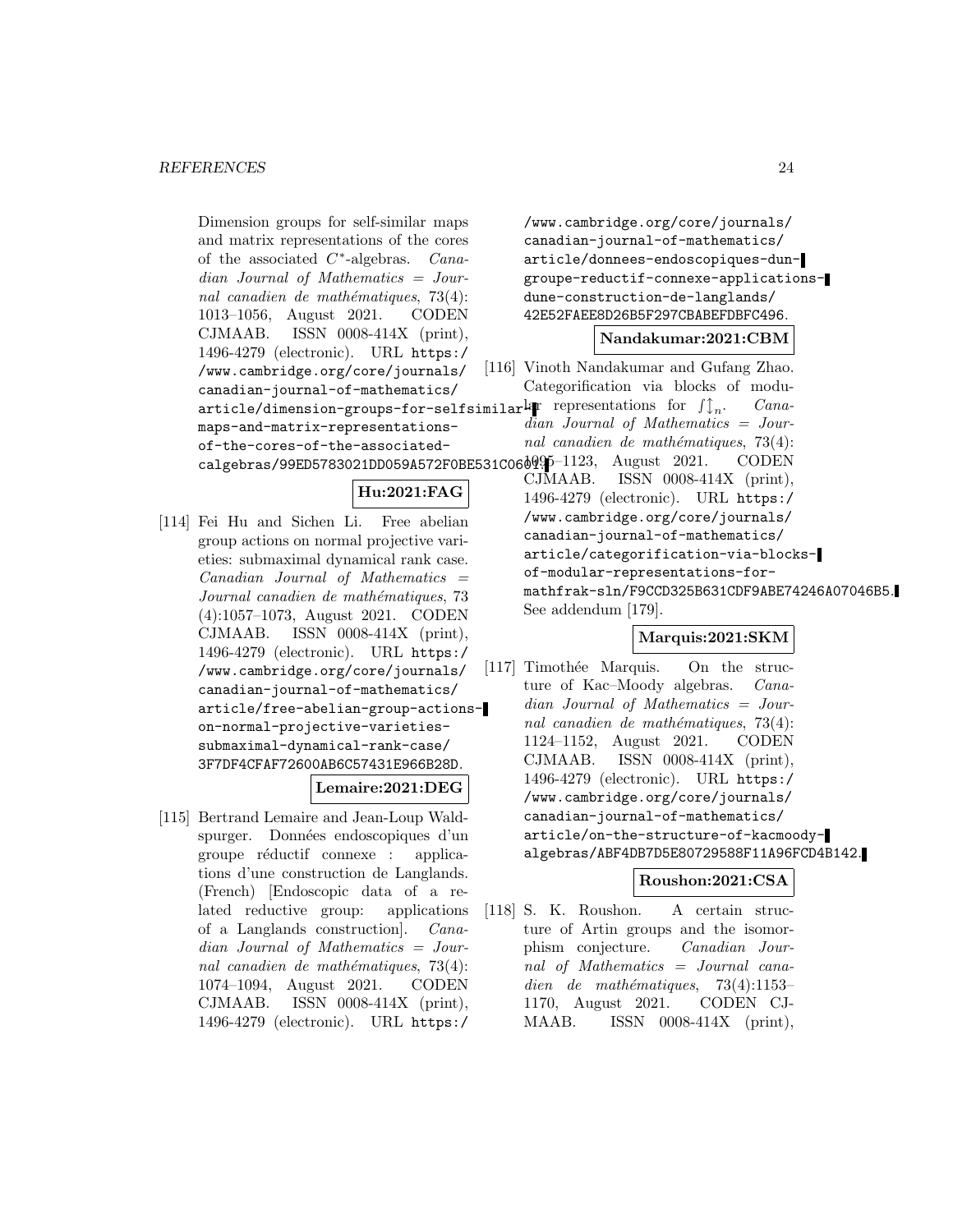Dimension groups for self-similar maps and matrix representations of the cores of the associated $C^*$-algebras. *Canadian Journal of Mathematics = Journal canadien de mathématiques*, 73(4): 1013–1056, August 2021. CODEN CJMAAB. ISSN 0008-414X (print), 1496-4279 (electronic). URL https://www.cambridge.org/core/journals/canadian-journal-of-mathematics/article/dimension-groups-for-selfsimilar-maps-and-matrix-representations-of-the-cores-of-the-associated-calgebras/99ED5783021DD059A572F0BE531C0601.

**Hu:2021:FAG**

[114] Fei Hu and Sichen Li. Free abelian group actions on normal projective varieties: submaximal dynamical rank case. *Canadian Journal of Mathematics = Journal canadien de mathématiques*, 73 (4):1057–1073, August 2021. CODEN CJMAAB. ISSN 0008-414X (print), 1496-4279 (electronic). URL https://www.cambridge.org/core/journals/canadian-journal-of-mathematics/article/free-abelian-group-actions-on-normal-projective-varieties-submaximal-dynamical-rank-case/3F7DF4CFAF72600AB6C57431E966B28D.

**Lemaire:2021:DEG**

[115] Bertrand Lemaire and Jean-Loup Waldspurger. Données endoscopiques d'un groupe réductif connexe : applications d'une construction de Langlands. (French) [Endoscopic data of a related reductive group: applications of a Langlands construction]. *Canadian Journal of Mathematics = Journal canadien de mathématiques*, 73(4): 1074–1094, August 2021. CODEN CJMAAB. ISSN 0008-414X (print), 1496-4279 (electronic). URL https://www.cambridge.org/core/journals/canadian-journal-of-mathematics/article/donnees-endoscopiques-dun-groupe-reductif-connexe-applications-dune-construction-de-langlands/42E52FAEE8D26B5F297CBABEFDBFC496.

**Nandakumar:2021:CBM**

[116] Vinoth Nandakumar and Gufang Zhao. Categorification via blocks of modular representations for $\int\updownarrow_n$. *Canadian Journal of Mathematics = Journal canadien de mathématiques*, 73(4): 1095–1123, August 2021. CODEN CJMAAB. ISSN 0008-414X (print), 1496-4279 (electronic). URL https://www.cambridge.org/core/journals/canadian-journal-of-mathematics/article/categorification-via-blocks-of-modular-representations-for-mathfrak-sln/F9CCD325B631CDF9ABE74246A07046B5. See addendum [179].

**Marquis:2021:SKM**

[117] Timothée Marquis. On the structure of Kac–Moody algebras. *Canadian Journal of Mathematics = Journal canadien de mathématiques*, 73(4): 1124–1152, August 2021. CODEN CJMAAB. ISSN 0008-414X (print), 1496-4279 (electronic). URL https://www.cambridge.org/core/journals/canadian-journal-of-mathematics/article/on-the-structure-of-kacmoody-algebras/ABF4DB7D5E80729588F11A96FCD4B142.

**Roushon:2021:CSA**

[118] S. K. Roushon. A certain structure of Artin groups and the isomorphism conjecture. *Canadian Journal of Mathematics = Journal canadien de mathématiques*, 73(4):1153–1170, August 2021. CODEN CJMAAB. ISSN 0008-414X (print),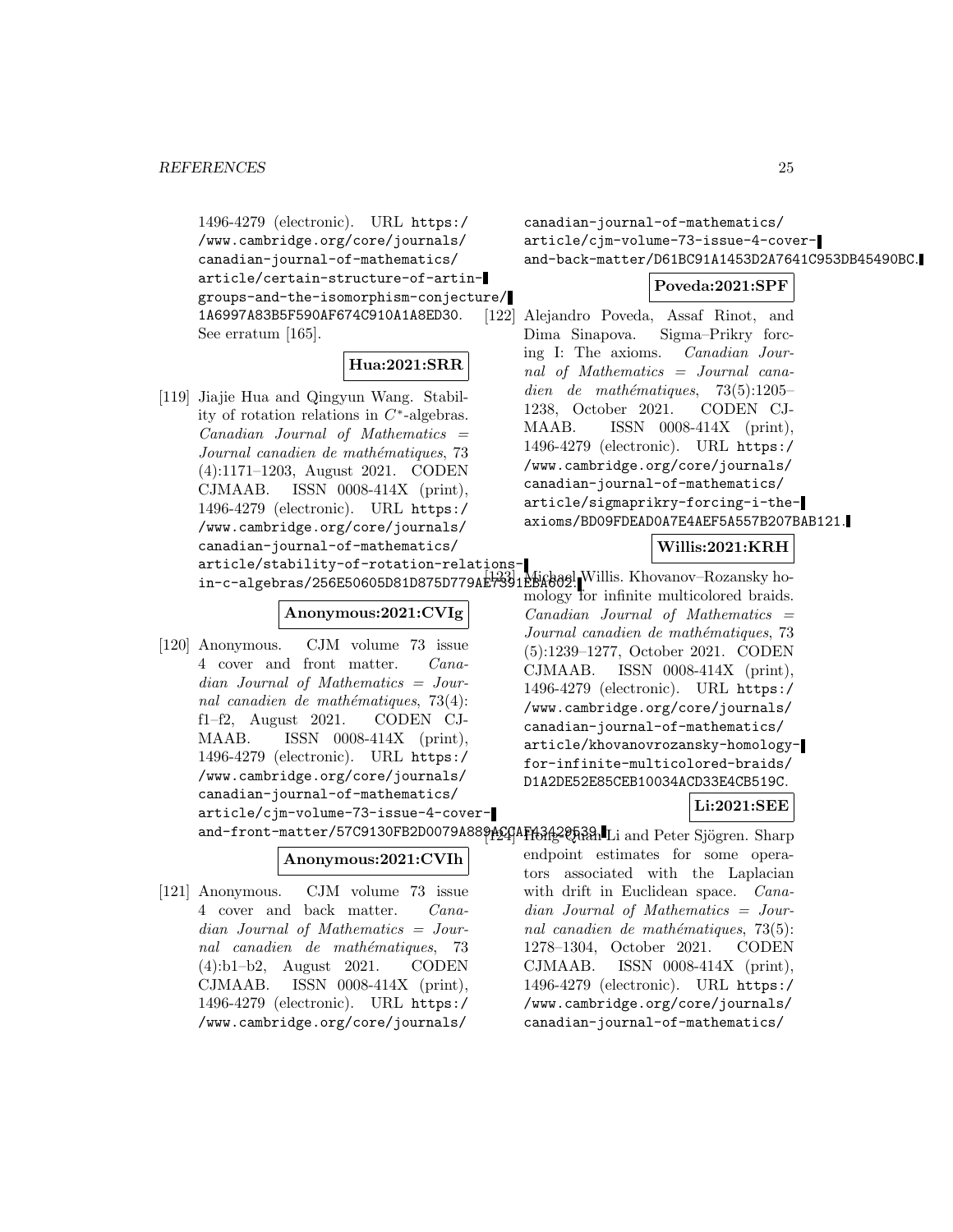1496-4279 (electronic). URL https://www.cambridge.org/core/journals/canadian-journal-of-mathematics/article/certain-structure-of-artin-groups-and-the-isomorphism-conjecture/1A6997A83B5F590AF674C910A1A8ED30. See erratum [165].

**Hua:2021:SRR**

[119] Jiajie Hua and Qingyun Wang. Stability of rotation relations in $C^*$-algebras. *Canadian Journal of Mathematics = Journal canadien de mathématiques*, 73 (4):1171–1203, August 2021. CODEN CJMAAB. ISSN 0008-414X (print), 1496-4279 (electronic). URL https://www.cambridge.org/core/journals/canadian-journal-of-mathematics/article/stability-of-rotation-relations-in-c-algebras/256E50605D81D875D779AE7391EBA602.

**Anonymous:2021:CVIg**

[120] Anonymous. CJM volume 73 issue 4 cover and front matter. *Canadian Journal of Mathematics = Journal canadien de mathématiques*, 73(4): f1–f2, August 2021. CODEN CJMAAB. ISSN 0008-414X (print), 1496-4279 (electronic). URL https://www.cambridge.org/core/journals/canadian-journal-of-mathematics/article/cjm-volume-73-issue-4-cover-and-front-matter/57C9130FB2D0079A889ACCAF43429539.

**Anonymous:2021:CVIh**

[121] Anonymous. CJM volume 73 issue 4 cover and back matter. *Canadian Journal of Mathematics = Journal canadien de mathématiques*, 73 (4):b1–b2, August 2021. CODEN CJMAAB. ISSN 0008-414X (print), 1496-4279 (electronic). URL https://www.cambridge.org/core/journals/canadian-journal-of-mathematics/article/cjm-volume-73-issue-4-cover-and-back-matter/D61BC91A1453D2A7641C953DB45490BC.

**Poveda:2021:SPF**

[122] Alejandro Poveda, Assaf Rinot, and Dima Sinapova. Sigma–Prikry forcing I: The axioms. *Canadian Journal of Mathematics = Journal canadien de mathématiques*, 73(5):1205–1238, October 2021. CODEN CJMAAB. ISSN 0008-414X (print), 1496-4279 (electronic). URL https://www.cambridge.org/core/journals/canadian-journal-of-mathematics/article/sigmaprikry-forcing-i-the-axioms/BD09FDEAD0A7E4AEF5A557B207BAB121.

**Willis:2021:KRH**

[123] Michael Willis. Khovanov–Rozansky homology for infinite multicolored braids. *Canadian Journal of Mathematics = Journal canadien de mathématiques*, 73 (5):1239–1277, October 2021. CODEN CJMAAB. ISSN 0008-414X (print), 1496-4279 (electronic). URL https://www.cambridge.org/core/journals/canadian-journal-of-mathematics/article/khovanovrozansky-homology-for-infinite-multicolored-braids/D1A2DE52E85CEB10034ACD33E4CB519C.

**Li:2021:SEE**

[124] Hong-Quan Li and Peter Sjögren. Sharp endpoint estimates for some operators associated with the Laplacian with drift in Euclidean space. *Canadian Journal of Mathematics = Journal canadien de mathématiques*, 73(5): 1278–1304, October 2021. CODEN CJMAAB. ISSN 0008-414X (print), 1496-4279 (electronic). URL https://www.cambridge.org/core/journals/canadian-journal-of-mathematics/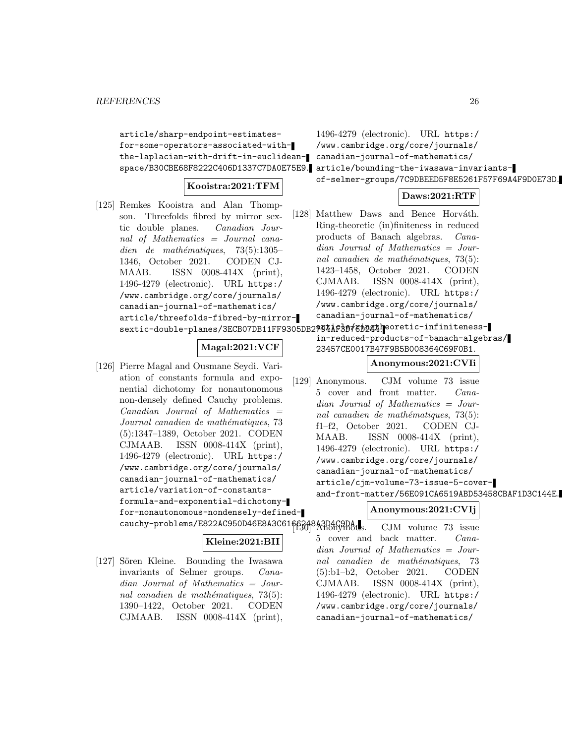article/sharp-endpoint-estimates-for-some-operators-associated-with-the-laplacian-with-drift-in-euclidean-space/B30CBE68F8222C406D1337C7DA0E75E9.

**Kooistra:2021:TFM**

[125] Remkes Kooistra and Alan Thompson. Threefolds fibred by mirror sextic double planes. *Canadian Journal of Mathematics = Journal canadien de mathématiques*, 73(5):1305–1346, October 2021. CODEN CJMAAB. ISSN 0008-414X (print), 1496-4279 (electronic). URL https://www.cambridge.org/core/journals/canadian-journal-of-mathematics/article/threefolds-fibred-by-mirror-sextic-double-planes/3ECB07DB11FF9305DB2794AF3D76D244.

**Magal:2021:VCF**

[126] Pierre Magal and Ousmane Seydi. Variation of constants formula and exponential dichotomy for nonautonomous non-densely defined Cauchy problems. *Canadian Journal of Mathematics = Journal canadien de mathématiques*, 73(5):1347–1389, October 2021. CODEN CJMAAB. ISSN 0008-414X (print), 1496-4279 (electronic). URL https://www.cambridge.org/core/journals/canadian-journal-of-mathematics/article/variation-of-constants-formula-and-exponential-dichotomy-for-nonautonomous-nondensely-defined-cauchy-problems/E822AC950D46E8A3C6166248A3D4C9DA.

**Kleine:2021:BII**

[127] Sören Kleine. Bounding the Iwasawa invariants of Selmer groups. *Canadian Journal of Mathematics = Journal canadien de mathématiques*, 73(5):1390–1422, October 2021. CODEN CJMAAB. ISSN 0008-414X (print), 1496-4279 (electronic). URL https://www.cambridge.org/core/journals/canadian-journal-of-mathematics/article/bounding-the-iwasawa-invariants-of-selmer-groups/7C9DBEED5F8E5261F57F69A4F9D0E73D.

**Daws:2021:RTF**

[128] Matthew Daws and Bence Horváth. Ring-theoretic (in)finiteness in reduced products of Banach algebras. *Canadian Journal of Mathematics = Journal canadien de mathématiques*, 73(5):1423–1458, October 2021. CODEN CJMAAB. ISSN 0008-414X (print), 1496-4279 (electronic). URL https://www.cambridge.org/core/journals/canadian-journal-of-mathematics/article/ringtheoretic-infiniteness-in-reduced-products-of-banach-algebras/23457CE0017B47F9B5B008364C69F0B1.

**Anonymous:2021:CVIi**

[129] Anonymous. CJM volume 73 issue 5 cover and front matter. *Canadian Journal of Mathematics = Journal canadien de mathématiques*, 73(5):f1–f2, October 2021. CODEN CJMAAB. ISSN 0008-414X (print), 1496-4279 (electronic). URL https://www.cambridge.org/core/journals/canadian-journal-of-mathematics/article/cjm-volume-73-issue-5-cover-and-front-matter/56E091CA6519ABD53458CBAF1D3C144E.

**Anonymous:2021:CVIj**

[130] Anonymous. CJM volume 73 issue 5 cover and back matter. *Canadian Journal of Mathematics = Journal canadien de mathématiques*, 73(5):b1–b2, October 2021. CODEN CJMAAB. ISSN 0008-414X (print), 1496-4279 (electronic). URL https://www.cambridge.org/core/journals/canadian-journal-of-mathematics/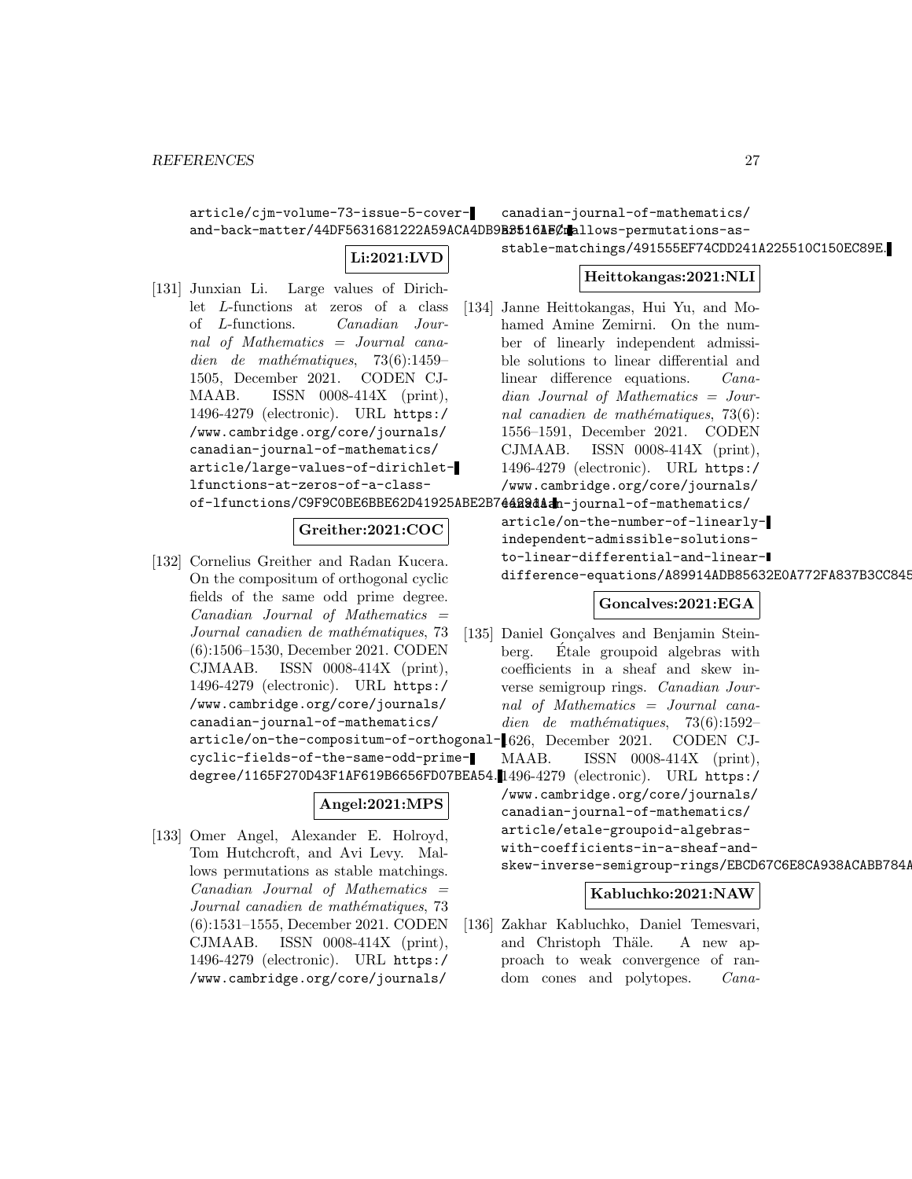article/cjm-volume-73-issue-5-cover-and-back-matter/44DF5631681222A59ACA4DB9B3516AEC.

**Li:2021:LVD**

[131] Junxian Li. Large values of Dirichlet $L$-functions at zeros of a class of $L$-functions. *Canadian Journal of Mathematics = Journal canadien de mathématiques*, 73(6):1459–1505, December 2021. CODEN CJMAAB. ISSN 0008-414X (print), 1496-4279 (electronic). URL https://www.cambridge.org/core/journals/canadian-journal-of-mathematics/article/large-values-of-dirichlet-lfunctions-at-zeros-of-a-class-of-lfunctions/C9F9C0BE6BBE62D41925ABE2B7442911.

**Greither:2021:COC**

[132] Cornelius Greither and Radan Kucera. On the compositum of orthogonal cyclic fields of the same odd prime degree. *Canadian Journal of Mathematics = Journal canadien de mathématiques*, 73(6):1506–1530, December 2021. CODEN CJMAAB. ISSN 0008-414X (print), 1496-4279 (electronic). URL https://www.cambridge.org/core/journals/canadian-journal-of-mathematics/article/on-the-compositum-of-orthogonal-cyclic-fields-of-the-same-odd-prime-degree/1165F270D43F1AF619B6656FD07BEA54.

**Angel:2021:MPS**

[133] Omer Angel, Alexander E. Holroyd, Tom Hutchcroft, and Avi Levy. Mallows permutations as stable matchings. *Canadian Journal of Mathematics = Journal canadien de mathématiques*, 73(6):1531–1555, December 2021. CODEN CJMAAB. ISSN 0008-414X (print), 1496-4279 (electronic). URL https://www.cambridge.org/core/journals/canadian-journal-of-mathematics/article/mallows-permutations-as-stable-matchings/491555EF74CDD241A225510C150EC89E.

**Heittokangas:2021:NLI**

[134] Janne Heittokangas, Hui Yu, and Mohamed Amine Zemirni. On the number of linearly independent admissible solutions to linear differential and linear difference equations. *Canadian Journal of Mathematics = Journal canadien de mathématiques*, 73(6):1556–1591, December 2021. CODEN CJMAAB. ISSN 0008-414X (print), 1496-4279 (electronic). URL https://www.cambridge.org/core/journals/canadian-journal-of-mathematics/article/on-the-number-of-linearly-independent-admissible-solutions-to-linear-differential-and-linear-difference-equations/A89914ADB85632E0A772FA837B3CC845

**Goncalves:2021:EGA**

[135] Daniel Gonçalves and Benjamin Steinberg. Étale groupoid algebras with coefficients in a sheaf and skew inverse semigroup rings. *Canadian Journal of Mathematics = Journal canadien de mathématiques*, 73(6):1592–1626, December 2021. CODEN CJMAAB. ISSN 0008-414X (print), 1496-4279 (electronic). URL https://www.cambridge.org/core/journals/canadian-journal-of-mathematics/article/etale-groupoid-algebras-with-coefficients-in-a-sheaf-and-skew-inverse-semigroup-rings/EBCD67C6E8CA938ACABB784A

**Kabluchko:2021:NAW**

[136] Zakhar Kabluchko, Daniel Temesvari, and Christoph Thäle. A new approach to weak convergence of random cones and polytopes. *Cana-*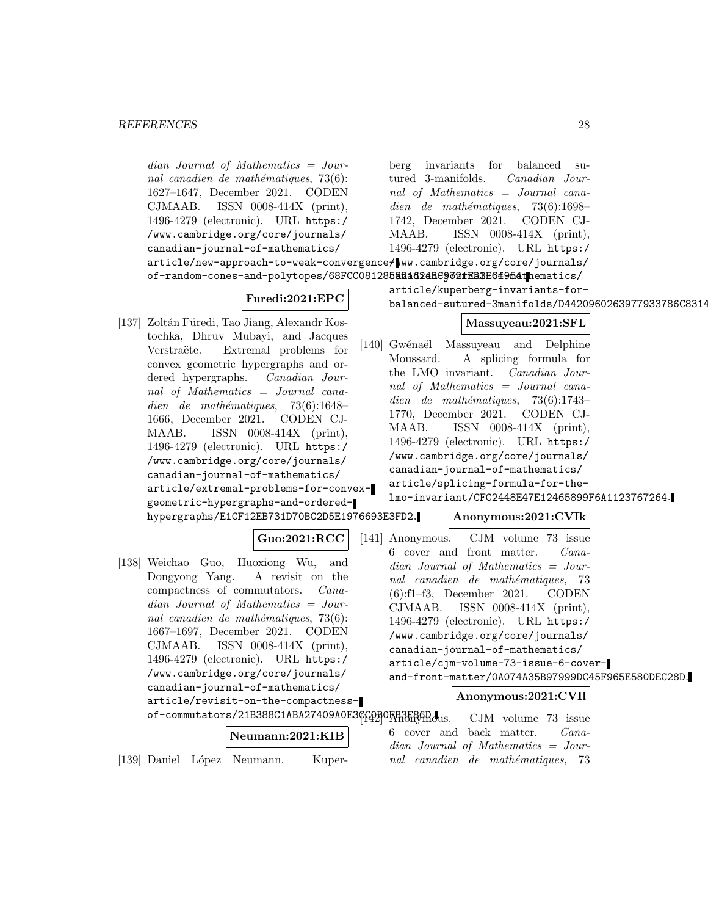dian Journal of Mathematics = Journal canadien de mathématiques, 73(6): 1627–1647, December 2021. CODEN CJMAAB. ISSN 0008-414X (print), 1496-4279 (electronic). URL https://www.cambridge.org/core/journals/canadian-journal-of-mathematics/article/new-approach-to-weak-convergence-of-random-cones-and-polytopes/68FCC08128582A624BC972FBB3E64954.

**Furedi:2021:EPC**

[137] Zoltán Füredi, Tao Jiang, Alexandr Kostochka, Dhruv Mubayi, and Jacques Verstraëte. Extremal problems for convex geometric hypergraphs and ordered hypergraphs. *Canadian Journal of Mathematics = Journal canadien de mathématiques*, 73(6):1648–1666, December 2021. CODEN CJMAAB. ISSN 0008-414X (print), 1496-4279 (electronic). URL https://www.cambridge.org/core/journals/canadian-journal-of-mathematics/article/extremal-problems-for-convex-geometric-hypergraphs-and-ordered-hypergraphs/E1CF12EB731D70BC2D5E1976693E3FD2.

**Guo:2021:RCC**

[138] Weichao Guo, Huoxiong Wu, and Dongyong Yang. A revisit on the compactness of commutators. *Canadian Journal of Mathematics = Journal canadien de mathématiques*, 73(6): 1667–1697, December 2021. CODEN CJMAAB. ISSN 0008-414X (print), 1496-4279 (electronic). URL https://www.cambridge.org/core/journals/canadian-journal-of-mathematics/article/revisit-on-the-compactness-of-commutators/21B388C1ABA27409A0E3CC0B0EB3F86D.

**Neumann:2021:KIB**

[139] Daniel López Neumann. Kuperberg invariants for balanced sutured 3-manifolds. *Canadian Journal of Mathematics = Journal canadien de mathématiques*, 73(6):1698–1742, December 2021. CODEN CJMAAB. ISSN 0008-414X (print), 1496-4279 (electronic). URL https://www.cambridge.org/core/journals/canadian-journal-of-mathematics/article/kuperberg-invariants-for-balanced-sutured-3manifolds/D4420960263977933786C8314

**Massuyeau:2021:SFL**

[140] Gwénaël Massuyeau and Delphine Moussard. A splicing formula for the LMO invariant. *Canadian Journal of Mathematics = Journal canadien de mathématiques*, 73(6):1743–1770, December 2021. CODEN CJMAAB. ISSN 0008-414X (print), 1496-4279 (electronic). URL https://www.cambridge.org/core/journals/canadian-journal-of-mathematics/article/splicing-formula-for-the-lmo-invariant/CFC2448E47E12465899F6A1123767264.

**Anonymous:2021:CVIk**

[141] Anonymous. CJM volume 73 issue 6 cover and front matter. *Canadian Journal of Mathematics = Journal canadien de mathématiques*, 73 (6):f1–f3, December 2021. CODEN CJMAAB. ISSN 0008-414X (print), 1496-4279 (electronic). URL https://www.cambridge.org/core/journals/canadian-journal-of-mathematics/article/cjm-volume-73-issue-6-cover-and-front-matter/0A074A35B97999DC45F965E580DEC28D.

**Anonymous:2021:CVIl**

[142] Anonymous. CJM volume 73 issue 6 cover and back matter. *Canadian Journal of Mathematics = Journal canadien de mathématiques*, 73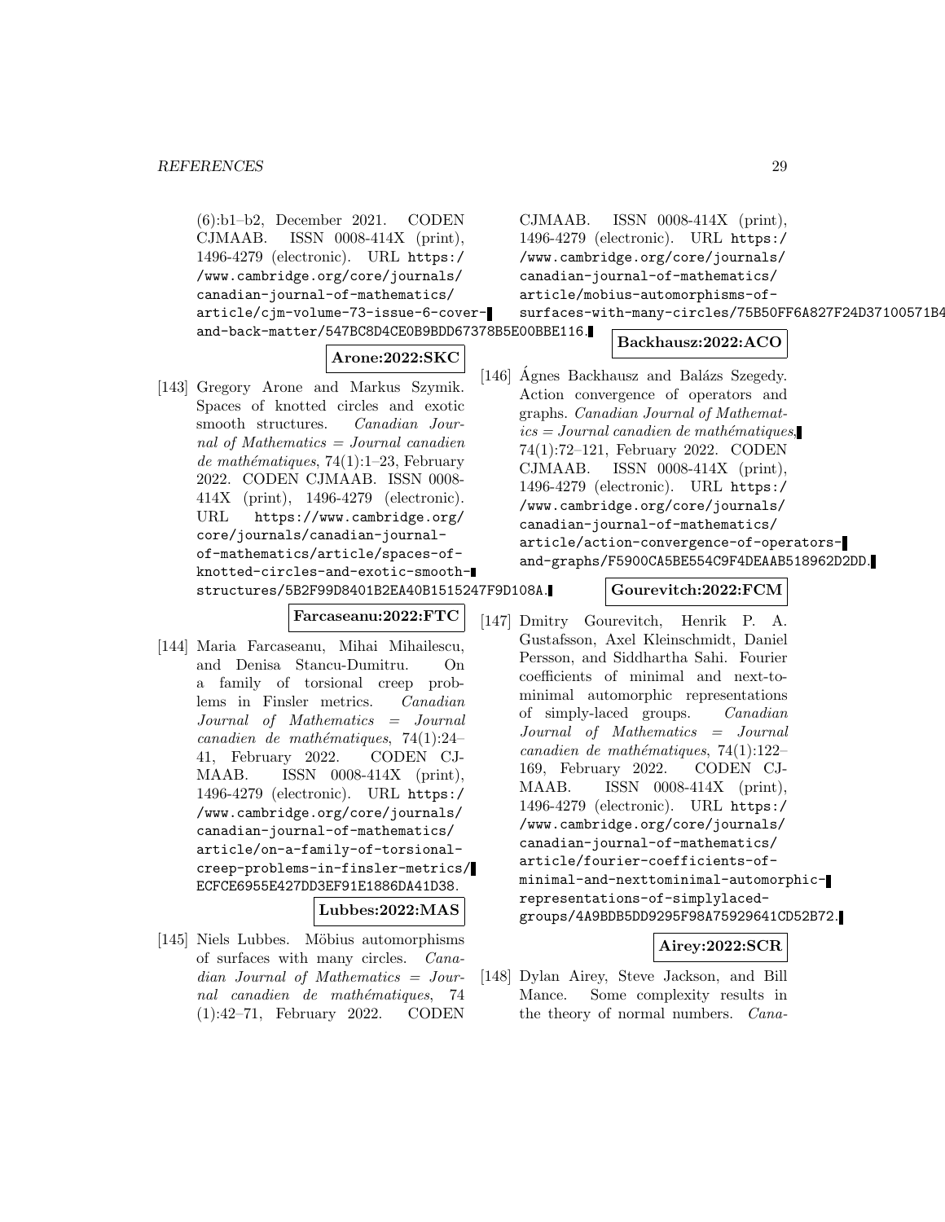(6):b1–b2, December 2021. CODEN CJMAAB. ISSN 0008-414X (print), 1496-4279 (electronic). URL https://www.cambridge.org/core/journals/canadian-journal-of-mathematics/article/cjm-volume-73-issue-6-cover-and-back-matter/547BC8D4CE0B9BDD67378B5E00BBE116.

**Arone:2022:SKC**

[143] Gregory Arone and Markus Szymik. Spaces of knotted circles and exotic smooth structures. *Canadian Journal of Mathematics = Journal canadien de mathématiques*, 74(1):1–23, February 2022. CODEN CJMAAB. ISSN 0008-414X (print), 1496-4279 (electronic). URL https://www.cambridge.org/core/journals/canadian-journal-of-mathematics/article/spaces-of-knotted-circles-and-exotic-smooth-structures/5B2F99D8401B2EA40B1515247F9D108A.

**Farcaseanu:2022:FTC**

[144] Maria Farcaseanu, Mihai Mihailescu, and Denisa Stancu-Dumitru. On a family of torsional creep problems in Finsler metrics. *Canadian Journal of Mathematics = Journal canadien de mathématiques*, 74(1):24–41, February 2022. CODEN CJMAAB. ISSN 0008-414X (print), 1496-4279 (electronic). URL https://www.cambridge.org/core/journals/canadian-journal-of-mathematics/article/on-a-family-of-torsional-creep-problems-in-finsler-metrics/ECFCE6955E427DD3EF91E1886DA41D38.

**Lubbes:2022:MAS**

[145] Niels Lubbes. Möbius automorphisms of surfaces with many circles. *Canadian Journal of Mathematics = Journal canadien de mathématiques*, 74(1):42–71, February 2022. CODEN CJMAAB. ISSN 0008-414X (print), 1496-4279 (electronic). URL https://www.cambridge.org/core/journals/canadian-journal-of-mathematics/article/mobius-automorphisms-of-surfaces-with-many-circles/75B50FF6A827F24D37100571B4

**Backhausz:2022:ACO**

[146] Ágnes Backhausz and Balázs Szegedy. Action convergence of operators and graphs. *Canadian Journal of Mathematics = Journal canadien de mathématiques*, 74(1):72–121, February 2022. CODEN CJMAAB. ISSN 0008-414X (print), 1496-4279 (electronic). URL https://www.cambridge.org/core/journals/canadian-journal-of-mathematics/article/action-convergence-of-operators-and-graphs/F5900CA5BE554C9F4DEAAB518962D2DD.

**Gourevitch:2022:FCM**

[147] Dmitry Gourevitch, Henrik P. A. Gustafsson, Axel Kleinschmidt, Daniel Persson, and Siddhartha Sahi. Fourier coefficients of minimal and next-to-minimal automorphic representations of simply-laced groups. *Canadian Journal of Mathematics = Journal canadien de mathématiques*, 74(1):122–169, February 2022. CODEN CJMAAB. ISSN 0008-414X (print), 1496-4279 (electronic). URL https://www.cambridge.org/core/journals/canadian-journal-of-mathematics/article/fourier-coefficients-of-minimal-and-nexttominimal-automorphic-representations-of-simplylaced-groups/4A9BDB5DD9295F98A75929641CD52B72.

**Airey:2022:SCR**

[148] Dylan Airey, Steve Jackson, and Bill Mance. Some complexity results in the theory of normal numbers. *Cana-*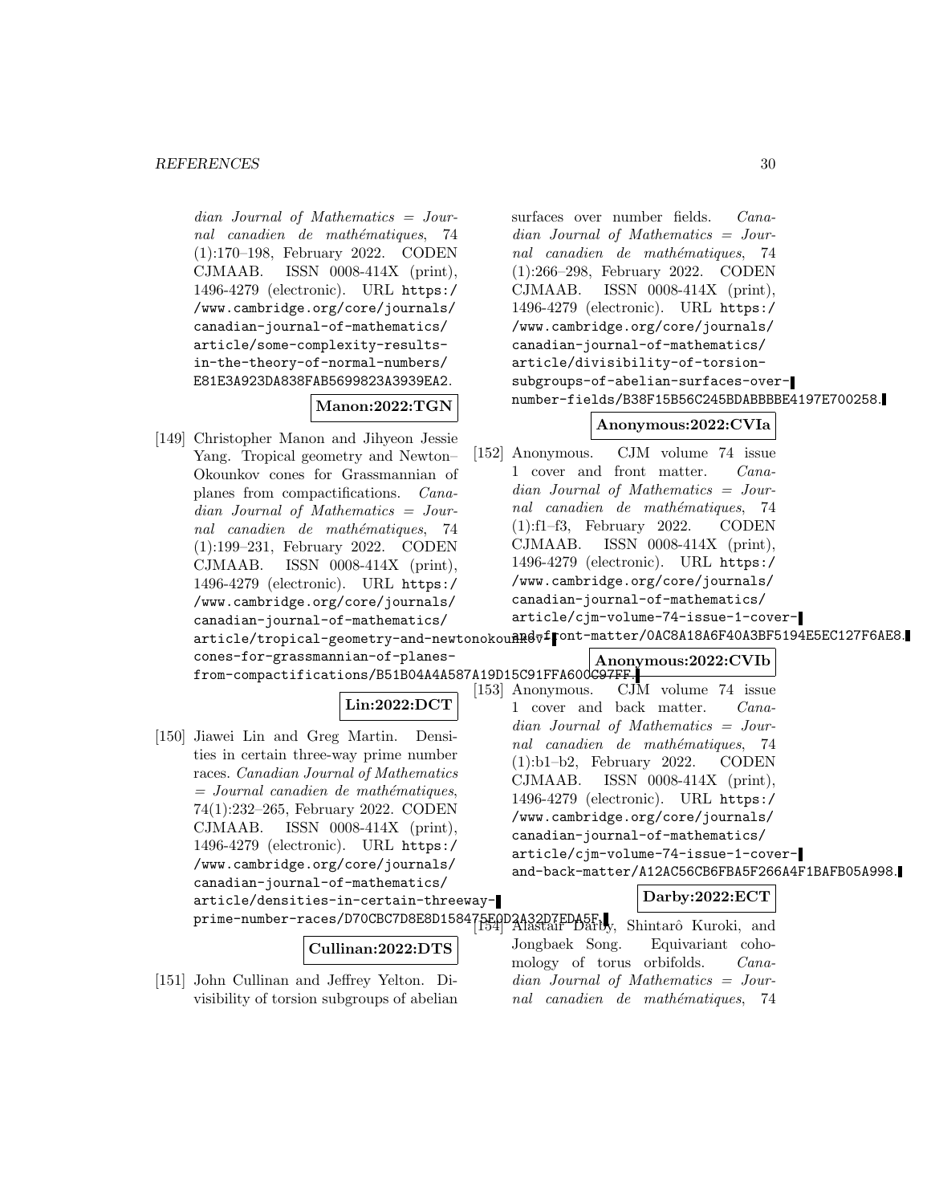dian Journal of Mathematics = Journal canadien de mathématiques*, 74 (1):170–198, February 2022. CODEN CJMAAB. ISSN 0008-414X (print), 1496-4279 (electronic). URL https://www.cambridge.org/core/journals/canadian-journal-of-mathematics/article/some-complexity-results-in-the-theory-of-normal-numbers/E81E3A923DA838FAB5699823A3939EA2.

**Manon:2022:TGN**

[149] Christopher Manon and Jihyeon Jessie Yang. Tropical geometry and Newton–Okounkov cones for Grassmannian of planes from compactifications. *Canadian Journal of Mathematics = Journal canadien de mathématiques*, 74 (1):199–231, February 2022. CODEN CJMAAB. ISSN 0008-414X (print), 1496-4279 (electronic). URL https://www.cambridge.org/core/journals/canadian-journal-of-mathematics/article/tropical-geometry-and-newtonokounkov-cones-for-grassmannian-of-planes-from-compactifications/B51B04A4A587A19D15C91FFA600C97FF.

**Lin:2022:DCT**

[150] Jiawei Lin and Greg Martin. Densities in certain three-way prime number races. *Canadian Journal of Mathematics = Journal canadien de mathématiques*, 74(1):232–265, February 2022. CODEN CJMAAB. ISSN 0008-414X (print), 1496-4279 (electronic). URL https://www.cambridge.org/core/journals/canadian-journal-of-mathematics/article/densities-in-certain-threeway-prime-number-races/D70CBC7D8E8D158475E0D2A32D7EDA5F.

**Cullinan:2022:DTS**

[151] John Cullinan and Jeffrey Yelton. Divisibility of torsion subgroups of abelian surfaces over number fields. *Canadian Journal of Mathematics = Journal canadien de mathématiques*, 74 (1):266–298, February 2022. CODEN CJMAAB. ISSN 0008-414X (print), 1496-4279 (electronic). URL https://www.cambridge.org/core/journals/canadian-journal-of-mathematics/article/divisibility-of-torsion-subgroups-of-abelian-surfaces-over-number-fields/B38F15B56C245BDABBBBE4197E700258.

**Anonymous:2022:CVIa**

[152] Anonymous. CJM volume 74 issue 1 cover and front matter. *Canadian Journal of Mathematics = Journal canadien de mathématiques*, 74 (1):f1–f3, February 2022. CODEN CJMAAB. ISSN 0008-414X (print), 1496-4279 (electronic). URL https://www.cambridge.org/core/journals/canadian-journal-of-mathematics/article/cjm-volume-74-issue-1-cover-and-front-matter/0AC8A18A6F40A3BF5194E5EC127F6AE8.

**Anonymous:2022:CVIb**

[153] Anonymous. CJM volume 74 issue 1 cover and back matter. *Canadian Journal of Mathematics = Journal canadien de mathématiques*, 74 (1):b1–b2, February 2022. CODEN CJMAAB. ISSN 0008-414X (print), 1496-4279 (electronic). URL https://www.cambridge.org/core/journals/canadian-journal-of-mathematics/article/cjm-volume-74-issue-1-cover-and-back-matter/A12AC56CB6FBA5F266A4F1BAFB05A998.

**Darby:2022:ECT**

[154] Alastair Darby, Shintarô Kuroki, and Jongbaek Song. Equivariant cohomology of torus orbifolds. *Canadian Journal of Mathematics = Journal canadien de mathématiques*, 74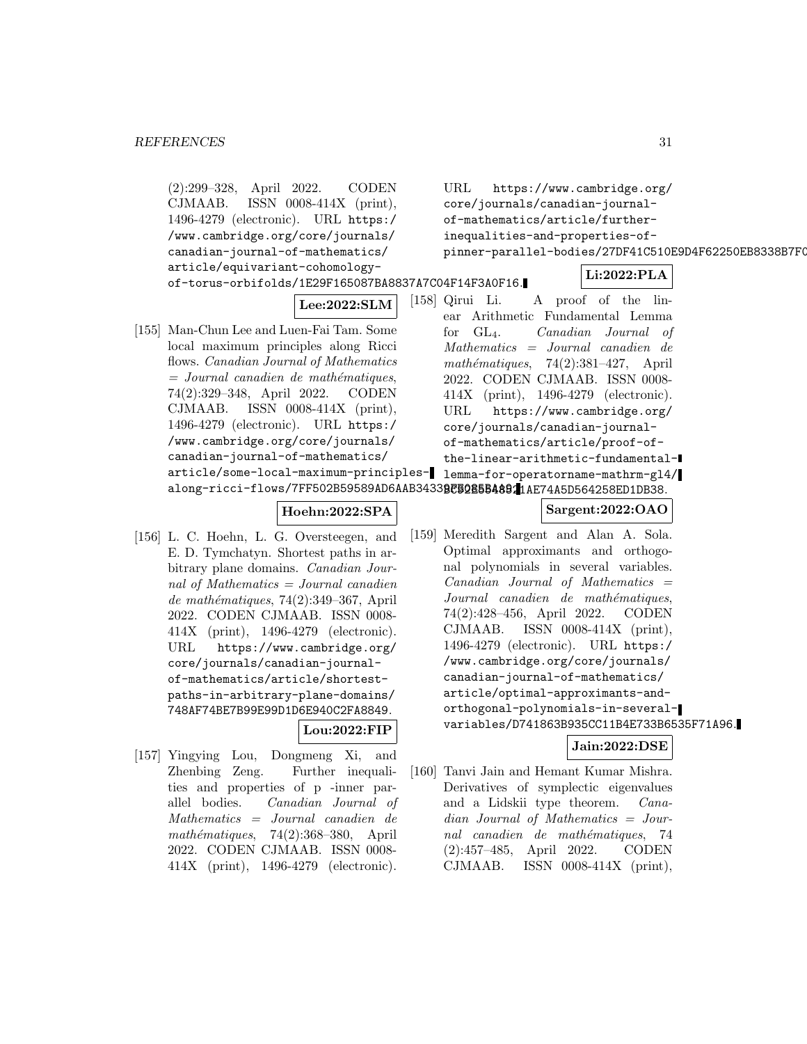(2):299–328, April 2022. CODEN CJMAAB. ISSN 0008-414X (print), 1496-4279 (electronic). URL https://www.cambridge.org/core/journals/canadian-journal-of-mathematics/article/equivariant-cohomology-of-torus-orbifolds/1E29F165087BA8837A7C04F14F3A0F16.

**Lee:2022:SLM**

[155] Man-Chun Lee and Luen-Fai Tam. Some local maximum principles along Ricci flows. *Canadian Journal of Mathematics = Journal canadien de mathématiques*, 74(2):329–348, April 2022. CODEN CJMAAB. ISSN 0008-414X (print), 1496-4279 (electronic). URL https://www.cambridge.org/core/journals/canadian-journal-of-mathematics/article/some-local-maximum-principles-along-ricci-flows/7FF502B59589AD6AAB3433BCB2B5B4B9.

**Hoehn:2022:SPA**

[156] L. C. Hoehn, L. G. Oversteegen, and E. D. Tymchatyn. Shortest paths in arbitrary plane domains. *Canadian Journal of Mathematics = Journal canadien de mathématiques*, 74(2):349–367, April 2022. CODEN CJMAAB. ISSN 0008-414X (print), 1496-4279 (electronic). URL https://www.cambridge.org/core/journals/canadian-journal-of-mathematics/article/shortest-paths-in-arbitrary-plane-domains/748AF74BE7B99E99D1D6E940C2FA8849.

**Lou:2022:FIP**

[157] Yingying Lou, Dongmeng Xi, and Zhenbing Zeng. Further inequalities and properties of p -inner parallel bodies. *Canadian Journal of Mathematics = Journal canadien de mathématiques*, 74(2):368–380, April 2022. CODEN CJMAAB. ISSN 0008-414X (print), 1496-4279 (electronic). URL https://www.cambridge.org/core/journals/canadian-journal-of-mathematics/article/further-inequalities-and-properties-of-pinner-parallel-bodies/27DF41C510E9D4F62250EB8338B7F0

**Li:2022:PLA**

[158] Qirui Li. A proof of the linear Arithmetic Fundamental Lemma for $GL_4$. *Canadian Journal of Mathematics = Journal canadien de mathématiques*, 74(2):381–427, April 2022. CODEN CJMAAB. ISSN 0008-414X (print), 1496-4279 (electronic). URL https://www.cambridge.org/core/journals/canadian-journal-of-mathematics/article/proof-of-the-linear-arithmetic-fundamental-lemma-for-operatorname-mathrm-gl4/2C52E54891AE74A5D564258ED1DB38.

**Sargent:2022:OAO**

[159] Meredith Sargent and Alan A. Sola. Optimal approximants and orthogonal polynomials in several variables. *Canadian Journal of Mathematics = Journal canadien de mathématiques*, 74(2):428–456, April 2022. CODEN CJMAAB. ISSN 0008-414X (print), 1496-4279 (electronic). URL https://www.cambridge.org/core/journals/canadian-journal-of-mathematics/article/optimal-approximants-and-orthogonal-polynomials-in-several-variables/D741863B935CC11B4E733B6535F71A96.

**Jain:2022:DSE**

[160] Tanvi Jain and Hemant Kumar Mishra. Derivatives of symplectic eigenvalues and a Lidskii type theorem. *Canadian Journal of Mathematics = Journal canadien de mathématiques*, 74 (2):457–485, April 2022. CODEN CJMAAB. ISSN 0008-414X (print),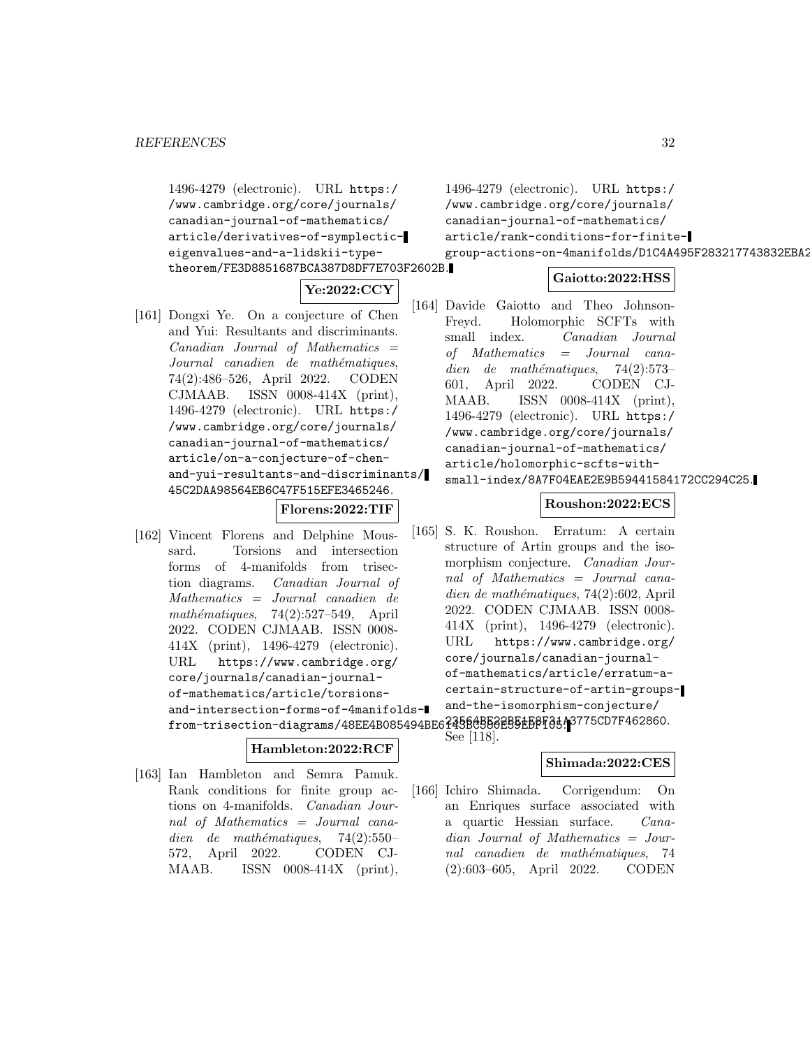1496-4279 (electronic). URL https://www.cambridge.org/core/journals/canadian-journal-of-mathematics/article/derivatives-of-symplectic-eigenvalues-and-a-lidskii-type-theorem/FE3D8851687BCA387D8DF7E703F2602B.

**Ye:2022:CCY**

[161] Dongxi Ye. On a conjecture of Chen and Yui: Resultants and discriminants. *Canadian Journal of Mathematics = Journal canadien de mathématiques*, 74(2):486–526, April 2022. CODEN CJMAAB. ISSN 0008-414X (print), 1496-4279 (electronic). URL https://www.cambridge.org/core/journals/canadian-journal-of-mathematics/article/on-a-conjecture-of-chen-and-yui-resultants-and-discriminants/45C2DAA98564EB6C47F515EFE3465246.

**Florens:2022:TIF**

[162] Vincent Florens and Delphine Moussard. Torsions and intersection forms of 4-manifolds from trisection diagrams. *Canadian Journal of Mathematics = Journal canadien de mathématiques*, 74(2):527–549, April 2022. CODEN CJMAAB. ISSN 0008-414X (print), 1496-4279 (electronic). URL https://www.cambridge.org/core/journals/canadian-journal-of-mathematics/article/torsions-and-intersection-forms-of-4manifolds-from-trisection-diagrams/48EE4B085494BE6F43BC586E59EDF105.

**Hambleton:2022:RCF**

[163] Ian Hambleton and Semra Pamuk. Rank conditions for finite group actions on 4-manifolds. *Canadian Journal of Mathematics = Journal canadien de mathématiques*, 74(2):550–572, April 2022. CODEN CJMAAB. ISSN 0008-414X (print), 1496-4279 (electronic). URL https://www.cambridge.org/core/journals/canadian-journal-of-mathematics/article/rank-conditions-for-finite-group-actions-on-4manifolds/D1C4A495F283217743832EBA2

**Gaiotto:2022:HSS**

[164] Davide Gaiotto and Theo Johnson-Freyd. Holomorphic SCFTs with small index. *Canadian Journal of Mathematics = Journal canadien de mathématiques*, 74(2):573–601, April 2022. CODEN CJMAAB. ISSN 0008-414X (print), 1496-4279 (electronic). URL https://www.cambridge.org/core/journals/canadian-journal-of-mathematics/article/holomorphic-scfts-with-small-index/8A7F04EAE2E9B59441584172CC294C25.

**Roushon:2022:ECS**

[165] S. K. Roushon. Erratum: A certain structure of Artin groups and the isomorphism conjecture. *Canadian Journal of Mathematics = Journal canadien de mathématiques*, 74(2):602, April 2022. CODEN CJMAAB. ISSN 0008-414X (print), 1496-4279 (electronic). URL https://www.cambridge.org/core/journals/canadian-journal-of-mathematics/article/erratum-a-certain-structure-of-artin-groups-and-the-isomorphism-conjecture/23564BE22BE1E8F31A3775CD7F462860. See [118].

**Shimada:2022:CES**

[166] Ichiro Shimada. Corrigendum: On an Enriques surface associated with a quartic Hessian surface. *Canadian Journal of Mathematics = Journal canadien de mathématiques*, 74(2):603–605, April 2022. CODEN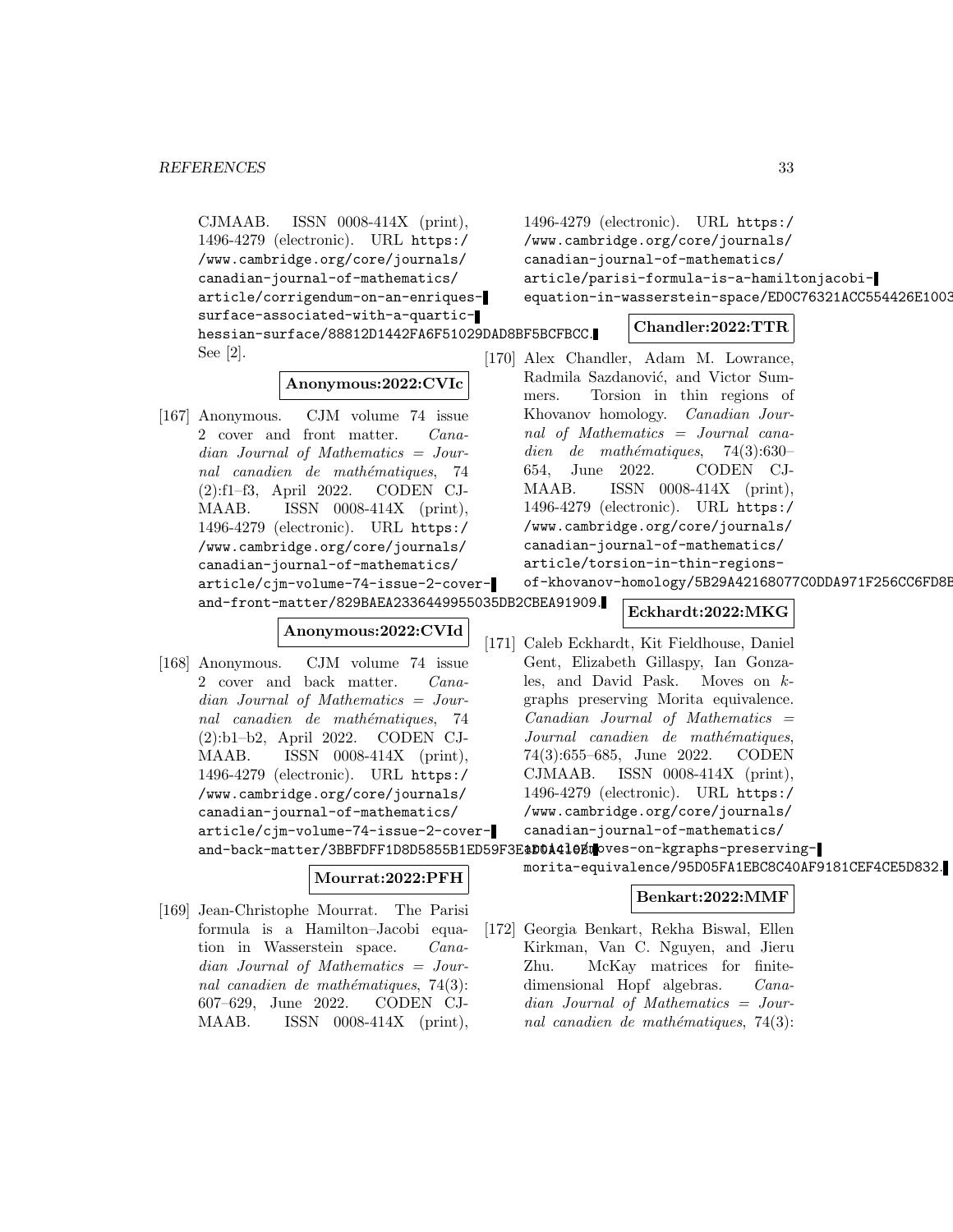CJMAAB. ISSN 0008-414X (print), 1496-4279 (electronic). URL https://www.cambridge.org/core/journals/canadian-journal-of-mathematics/article/corrigendum-on-an-enriques-surface-associated-with-a-quartic-hessian-surface/88812D1442FA6F51029DAD8BF5BCFBCC. See [2].

**Anonymous:2022:CVIc**

[167] Anonymous. CJM volume 74 issue 2 cover and front matter. *Canadian Journal of Mathematics = Journal canadien de mathématiques*, 74 (2):f1–f3, April 2022. CODEN CJMAAB. ISSN 0008-414X (print), 1496-4279 (electronic). URL https://www.cambridge.org/core/journals/canadian-journal-of-mathematics/article/cjm-volume-74-issue-2-cover-and-front-matter/829BAEA2336449955035DB2CBEA91909.

**Anonymous:2022:CVId**

[168] Anonymous. CJM volume 74 issue 2 cover and back matter. *Canadian Journal of Mathematics = Journal canadien de mathématiques*, 74 (2):b1–b2, April 2022. CODEN CJMAAB. ISSN 0008-414X (print), 1496-4279 (electronic). URL https://www.cambridge.org/core/journals/canadian-journal-of-mathematics/article/cjm-volume-74-issue-2-cover-and-back-matter/3BBFDFF1D8D5855B1ED59F3E1D0A419E.

**Mourrat:2022:PFH**

[169] Jean-Christophe Mourrat. The Parisi formula is a Hamilton–Jacobi equation in Wasserstein space. *Canadian Journal of Mathematics = Journal canadien de mathématiques*, 74(3): 607–629, June 2022. CODEN CJMAAB. ISSN 0008-414X (print), 1496-4279 (electronic). URL https://www.cambridge.org/core/journals/canadian-journal-of-mathematics/article/parisi-formula-is-a-hamiltonjacobi-equation-in-wasserstein-space/ED0C76321ACC554426E1003

**Chandler:2022:TTR**

[170] Alex Chandler, Adam M. Lowrance, Radmila Sazdanović, and Victor Summers. Torsion in thin regions of Khovanov homology. *Canadian Journal of Mathematics = Journal canadien de mathématiques*, 74(3):630–654, June 2022. CODEN CJMAAB. ISSN 0008-414X (print), 1496-4279 (electronic). URL https://www.cambridge.org/core/journals/canadian-journal-of-mathematics/article/torsion-in-thin-regions-of-khovanov-homology/5B29A42168077C0DDA971F256CC6FD8E

**Eckhardt:2022:MKG**

[171] Caleb Eckhardt, Kit Fieldhouse, Daniel Gent, Elizabeth Gillaspy, Ian Gonzales, and David Pask. Moves on $k$-graphs preserving Morita equivalence. *Canadian Journal of Mathematics = Journal canadien de mathématiques*, 74(3):655–685, June 2022. CODEN CJMAAB. ISSN 0008-414X (print), 1496-4279 (electronic). URL https://www.cambridge.org/core/journals/canadian-journal-of-mathematics/article/moves-on-kgraphs-preserving-morita-equivalence/95D05FA1EBC8C40AF9181CEF4CE5D832.

**Benkart:2022:MMF**

[172] Georgia Benkart, Rekha Biswal, Ellen Kirkman, Van C. Nguyen, and Jieru Zhu. McKay matrices for finite-dimensional Hopf algebras. *Canadian Journal of Mathematics = Journal canadien de mathématiques*, 74(3):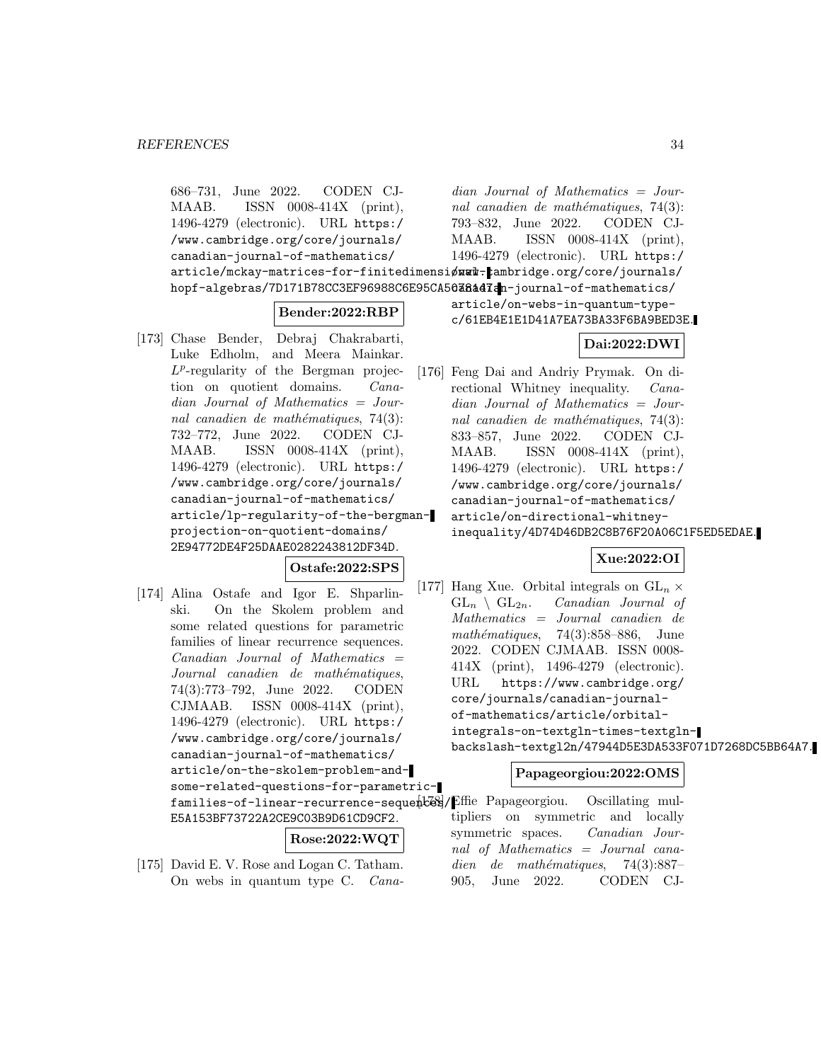686–731, June 2022. CODEN CJMAAB. ISSN 0008-414X (print), 1496-4279 (electronic). URL https://www.cambridge.org/core/journals/canadian-journal-of-mathematics/article/mckay-matrices-for-finitedimensional-hopf-algebras/7D171B78CC3EF96988C6E95CA5C78147.

**Bender:2022:RBP**

[173] Chase Bender, Debraj Chakrabarti, Luke Edholm, and Meera Mainkar. $L^p$-regularity of the Bergman projection on quotient domains. *Canadian Journal of Mathematics = Journal canadien de mathématiques*, 74(3): 732–772, June 2022. CODEN CJMAAB. ISSN 0008-414X (print), 1496-4279 (electronic). URL https://www.cambridge.org/core/journals/canadian-journal-of-mathematics/article/lp-regularity-of-the-bergman-projection-on-quotient-domains/2E94772DE4F25DAAE0282243812DF34D.

**Ostafe:2022:SPS**

[174] Alina Ostafe and Igor E. Shparlinski. On the Skolem problem and some related questions for parametric families of linear recurrence sequences. *Canadian Journal of Mathematics = Journal canadien de mathématiques*, 74(3):773–792, June 2022. CODEN CJMAAB. ISSN 0008-414X (print), 1496-4279 (electronic). URL https://www.cambridge.org/core/journals/canadian-journal-of-mathematics/article/on-the-skolem-problem-and-some-related-questions-for-parametric-families-of-linear-recurrence-sequences/E5A153BF73722A2CE9C03B9D61CD9CF2.

**Rose:2022:WQT**

[175] David E. V. Rose and Logan C. Tatham. On webs in quantum type C. *Canadian Journal of Mathematics = Journal canadien de mathématiques*, 74(3): 793–832, June 2022. CODEN CJMAAB. ISSN 0008-414X (print), 1496-4279 (electronic). URL https://www.cambridge.org/core/journals/canadian-journal-of-mathematics/article/on-webs-in-quantum-type-c/61EB4E1E1D41A7EA73BA33F6BA9BED3E.

**Dai:2022:DWI**

[176] Feng Dai and Andriy Prymak. On directional Whitney inequality. *Canadian Journal of Mathematics = Journal canadien de mathématiques*, 74(3): 833–857, June 2022. CODEN CJMAAB. ISSN 0008-414X (print), 1496-4279 (electronic). URL https://www.cambridge.org/core/journals/canadian-journal-of-mathematics/article/on-directional-whitney-inequality/4D74D46DB2C8B76F20A06C1F5ED5EDAE.

**Xue:2022:OI**

[177] Hang Xue. Orbital integrals on $\mathrm{GL}_n \times \mathrm{GL}_n \setminus \mathrm{GL}_{2n}$. *Canadian Journal of Mathematics = Journal canadien de mathématiques*, 74(3):858–886, June 2022. CODEN CJMAAB. ISSN 0008-414X (print), 1496-4279 (electronic). URL https://www.cambridge.org/core/journals/canadian-journal-of-mathematics/article/orbital-integrals-on-textgln-times-textgln-backslash-textgl2n/47944D5E3DA533F071D7268DC5BB64A7.

**Papageorgiou:2022:OMS**

[178] Effie Papageorgiou. Oscillating multipliers on symmetric and locally symmetric spaces. *Canadian Journal of Mathematics = Journal canadien de mathématiques*, 74(3):887–905, June 2022. CODEN CJ-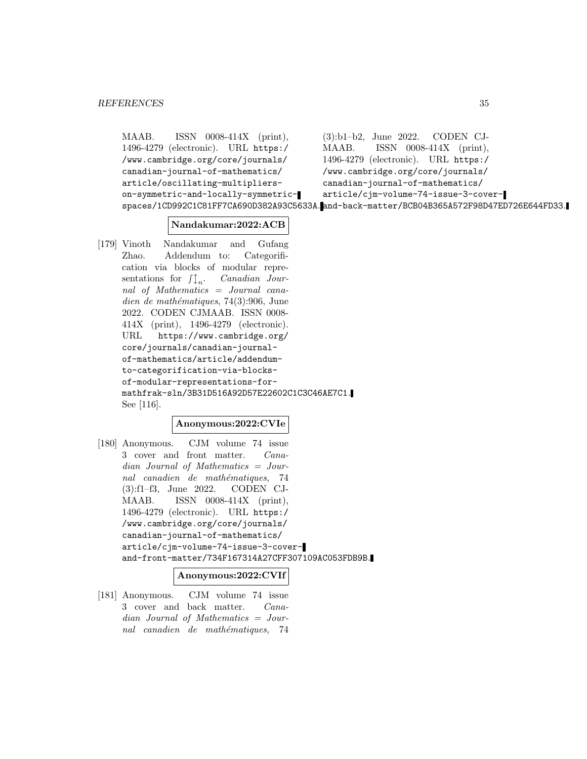MAAB. ISSN 0008-414X (print), 1496-4279 (electronic). URL https://www.cambridge.org/core/journals/canadian-journal-of-mathematics/article/oscillating-multipliers-on-symmetric-and-locally-symmetric-spaces/1CD992C1C81FF7CA690D382A93C5633A.

**Nandakumar:2022:ACB**

[179] Vinoth Nandakumar and Gufang Zhao. Addendum to: Categorification via blocks of modular representations for $\int\updownarrow_n$. *Canadian Journal of Mathematics = Journal canadien de mathématiques*, 74(3):906, June 2022. CODEN CJMAAB. ISSN 0008-414X (print), 1496-4279 (electronic). URL https://www.cambridge.org/core/journals/canadian-journal-of-mathematics/article/addendum-to-categorification-via-blocks-of-modular-representations-for-mathfrak-sln/3B31D516A92D57E22602C1C3C46AE7C1. See [116].

**Anonymous:2022:CVIe**

[180] Anonymous. CJM volume 74 issue 3 cover and front matter. *Canadian Journal of Mathematics = Journal canadien de mathématiques*, 74 (3):f1–f3, June 2022. CODEN CJMAAB. ISSN 0008-414X (print), 1496-4279 (electronic). URL https://www.cambridge.org/core/journals/canadian-journal-of-mathematics/article/cjm-volume-74-issue-3-cover-and-front-matter/734F167314A27CFF307109AC053FDB9B.

**Anonymous:2022:CVIf**

[181] Anonymous. CJM volume 74 issue 3 cover and back matter. *Canadian Journal of Mathematics = Journal canadien de mathématiques*, 74 (3):b1–b2, June 2022. CODEN CJMAAB. ISSN 0008-414X (print), 1496-4279 (electronic). URL https://www.cambridge.org/core/journals/canadian-journal-of-mathematics/article/cjm-volume-74-issue-3-cover-and-back-matter/BCB04B365A572F98D47ED726E644FD33.